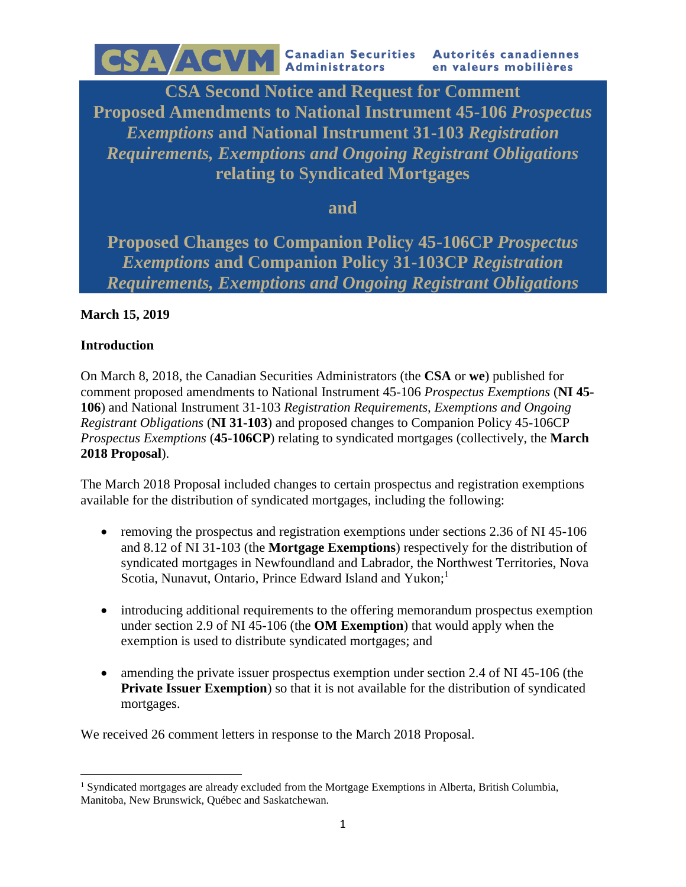CSA/ACVM Canadian Securities Administrators Autorités canadiennes en valeurs mobilières

# CSA Second Notice and Request for Comment Proposed Amendments to National Instrument 45-106 *Prospectus Exemptions* and National Instrument 31-103 *Registration Requirements, Exemptions and Ongoing Registrant Obligations* relating to Syndicated Mortgages

# and

# Proposed Changes to Companion Policy 45-106CP *Prospectus Exemptions* and Companion Policy 31-103CP *Registration Requirements, Exemptions and Ongoing Registrant Obligations*

**March 15, 2019**

**Introduction**

On March 8, 2018, the Canadian Securities Administrators (the **CSA** or **we**) published for comment proposed amendments to National Instrument 45-106 *Prospectus Exemptions* (**NI 45-106**) and National Instrument 31-103 *Registration Requirements, Exemptions and Ongoing Registrant Obligations* (**NI 31-103**) and proposed changes to Companion Policy 45-106CP *Prospectus Exemptions* (**45-106CP**) relating to syndicated mortgages (collectively, the **March 2018 Proposal**).

The March 2018 Proposal included changes to certain prospectus and registration exemptions available for the distribution of syndicated mortgages, including the following:

- removing the prospectus and registration exemptions under sections 2.36 of NI 45-106 and 8.12 of NI 31-103 (the **Mortgage Exemptions**) respectively for the distribution of syndicated mortgages in Newfoundland and Labrador, the Northwest Territories, Nova Scotia, Nunavut, Ontario, Prince Edward Island and Yukon;[1]

- introducing additional requirements to the offering memorandum prospectus exemption under section 2.9 of NI 45-106 (the **OM Exemption**) that would apply when the exemption is used to distribute syndicated mortgages; and

- amending the private issuer prospectus exemption under section 2.4 of NI 45-106 (the **Private Issuer Exemption**) so that it is not available for the distribution of syndicated mortgages.

We received 26 comment letters in response to the March 2018 Proposal.

[1] Syndicated mortgages are already excluded from the Mortgage Exemptions in Alberta, British Columbia, Manitoba, New Brunswick, Québec and Saskatchewan.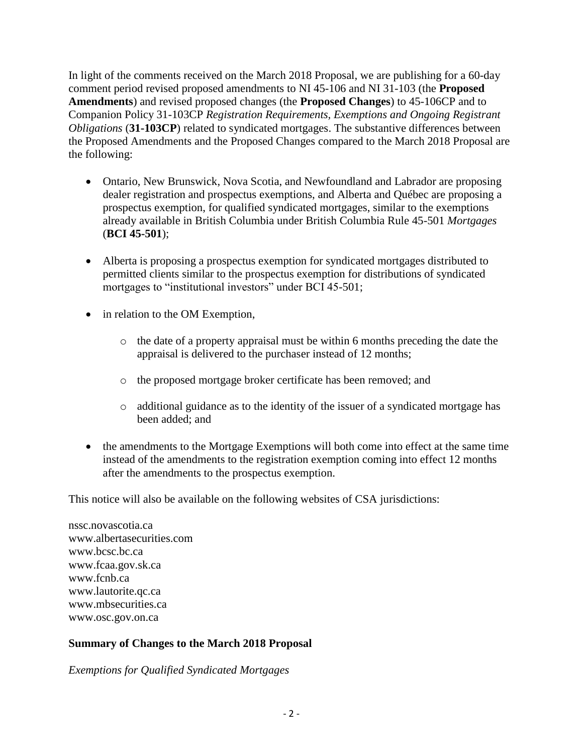In light of the comments received on the March 2018 Proposal, we are publishing for a 60-day comment period revised proposed amendments to NI 45-106 and NI 31-103 (the **Proposed Amendments**) and revised proposed changes (the **Proposed Changes**) to 45-106CP and to Companion Policy 31-103CP *Registration Requirements, Exemptions and Ongoing Registrant Obligations* (**31-103CP**) related to syndicated mortgages. The substantive differences between the Proposed Amendments and the Proposed Changes compared to the March 2018 Proposal are the following:

- Ontario, New Brunswick, Nova Scotia, and Newfoundland and Labrador are proposing dealer registration and prospectus exemptions, and Alberta and Québec are proposing a prospectus exemption, for qualified syndicated mortgages, similar to the exemptions already available in British Columbia under British Columbia Rule 45-501 *Mortgages* (**BCI 45-501**);
- Alberta is proposing a prospectus exemption for syndicated mortgages distributed to permitted clients similar to the prospectus exemption for distributions of syndicated mortgages to "institutional investors" under BCI 45-501;
- in relation to the OM Exemption,
    - the date of a property appraisal must be within 6 months preceding the date the appraisal is delivered to the purchaser instead of 12 months;
    - the proposed mortgage broker certificate has been removed; and
    - additional guidance as to the identity of the issuer of a syndicated mortgage has been added; and
- the amendments to the Mortgage Exemptions will both come into effect at the same time instead of the amendments to the registration exemption coming into effect 12 months after the amendments to the prospectus exemption.

This notice will also be available on the following websites of CSA jurisdictions:

nssc.novascotia.ca
www.albertasecurities.com
www.bcsc.bc.ca
www.fcaa.gov.sk.ca
www.fcnb.ca
www.lautorite.qc.ca
www.mbsecurities.ca
www.osc.gov.on.ca

**Summary of Changes to the March 2018 Proposal**

*Exemptions for Qualified Syndicated Mortgages*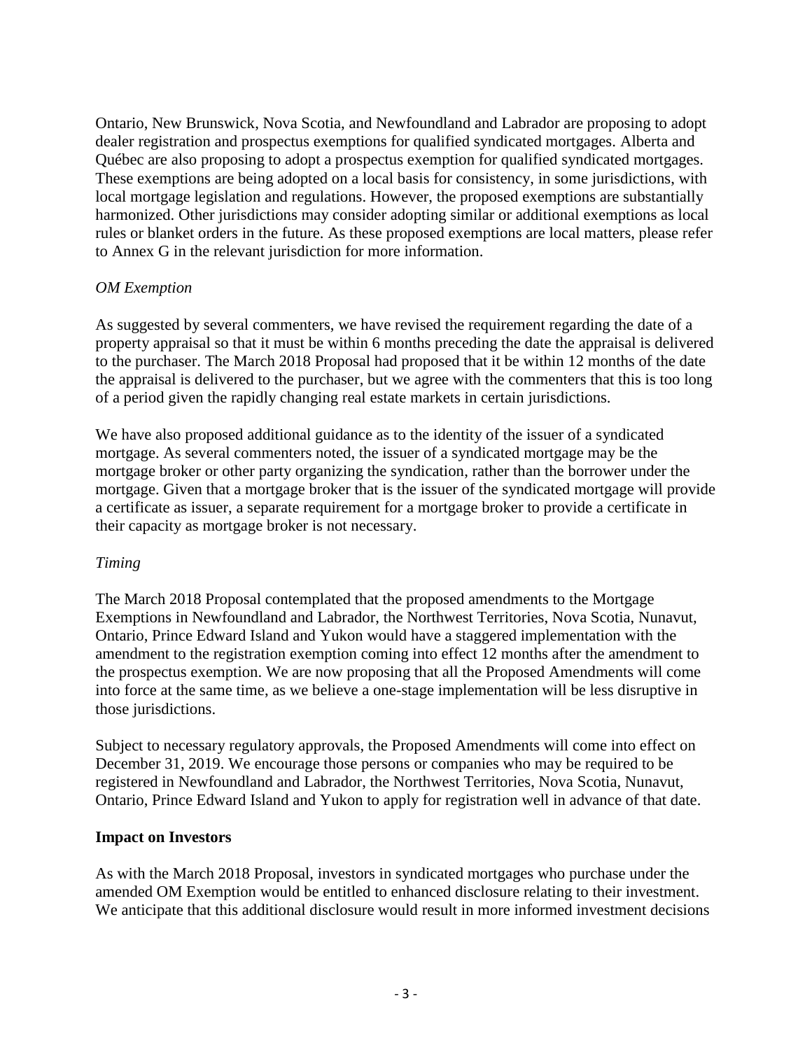Ontario, New Brunswick, Nova Scotia, and Newfoundland and Labrador are proposing to adopt dealer registration and prospectus exemptions for qualified syndicated mortgages. Alberta and Québec are also proposing to adopt a prospectus exemption for qualified syndicated mortgages. These exemptions are being adopted on a local basis for consistency, in some jurisdictions, with local mortgage legislation and regulations. However, the proposed exemptions are substantially harmonized. Other jurisdictions may consider adopting similar or additional exemptions as local rules or blanket orders in the future. As these proposed exemptions are local matters, please refer to Annex G in the relevant jurisdiction for more information.

*OM Exemption*

As suggested by several commenters, we have revised the requirement regarding the date of a property appraisal so that it must be within 6 months preceding the date the appraisal is delivered to the purchaser. The March 2018 Proposal had proposed that it be within 12 months of the date the appraisal is delivered to the purchaser, but we agree with the commenters that this is too long of a period given the rapidly changing real estate markets in certain jurisdictions.

We have also proposed additional guidance as to the identity of the issuer of a syndicated mortgage. As several commenters noted, the issuer of a syndicated mortgage may be the mortgage broker or other party organizing the syndication, rather than the borrower under the mortgage. Given that a mortgage broker that is the issuer of the syndicated mortgage will provide a certificate as issuer, a separate requirement for a mortgage broker to provide a certificate in their capacity as mortgage broker is not necessary.

*Timing*

The March 2018 Proposal contemplated that the proposed amendments to the Mortgage Exemptions in Newfoundland and Labrador, the Northwest Territories, Nova Scotia, Nunavut, Ontario, Prince Edward Island and Yukon would have a staggered implementation with the amendment to the registration exemption coming into effect 12 months after the amendment to the prospectus exemption. We are now proposing that all the Proposed Amendments will come into force at the same time, as we believe a one-stage implementation will be less disruptive in those jurisdictions.

Subject to necessary regulatory approvals, the Proposed Amendments will come into effect on December 31, 2019. We encourage those persons or companies who may be required to be registered in Newfoundland and Labrador, the Northwest Territories, Nova Scotia, Nunavut, Ontario, Prince Edward Island and Yukon to apply for registration well in advance of that date.

**Impact on Investors**

As with the March 2018 Proposal, investors in syndicated mortgages who purchase under the amended OM Exemption would be entitled to enhanced disclosure relating to their investment. We anticipate that this additional disclosure would result in more informed investment decisions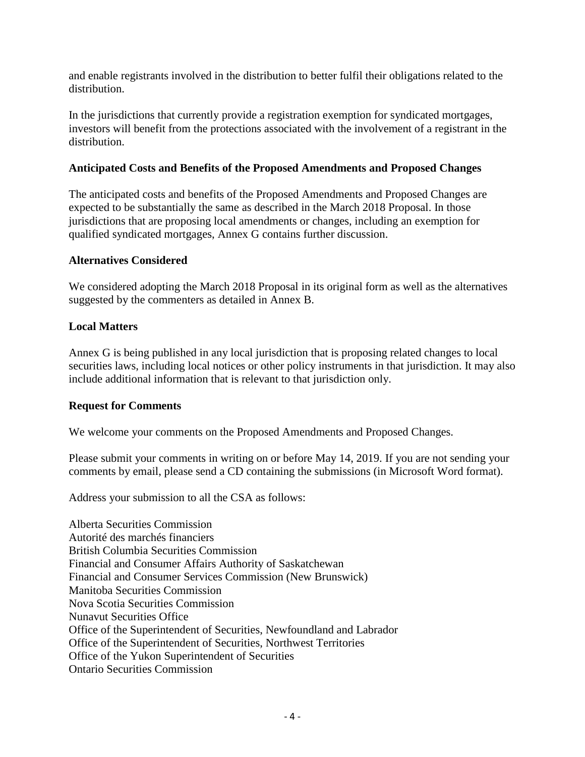and enable registrants involved in the distribution to better fulfil their obligations related to the distribution.

In the jurisdictions that currently provide a registration exemption for syndicated mortgages, investors will benefit from the protections associated with the involvement of a registrant in the distribution.

**Anticipated Costs and Benefits of the Proposed Amendments and Proposed Changes**

The anticipated costs and benefits of the Proposed Amendments and Proposed Changes are expected to be substantially the same as described in the March 2018 Proposal. In those jurisdictions that are proposing local amendments or changes, including an exemption for qualified syndicated mortgages, Annex G contains further discussion.

**Alternatives Considered**

We considered adopting the March 2018 Proposal in its original form as well as the alternatives suggested by the commenters as detailed in Annex B.

**Local Matters**

Annex G is being published in any local jurisdiction that is proposing related changes to local securities laws, including local notices or other policy instruments in that jurisdiction. It may also include additional information that is relevant to that jurisdiction only.

**Request for Comments**

We welcome your comments on the Proposed Amendments and Proposed Changes.

Please submit your comments in writing on or before May 14, 2019. If you are not sending your comments by email, please send a CD containing the submissions (in Microsoft Word format).

Address your submission to all the CSA as follows:

Alberta Securities Commission
Autorité des marchés financiers
British Columbia Securities Commission
Financial and Consumer Affairs Authority of Saskatchewan
Financial and Consumer Services Commission (New Brunswick)
Manitoba Securities Commission
Nova Scotia Securities Commission
Nunavut Securities Office
Office of the Superintendent of Securities, Newfoundland and Labrador
Office of the Superintendent of Securities, Northwest Territories
Office of the Yukon Superintendent of Securities
Ontario Securities Commission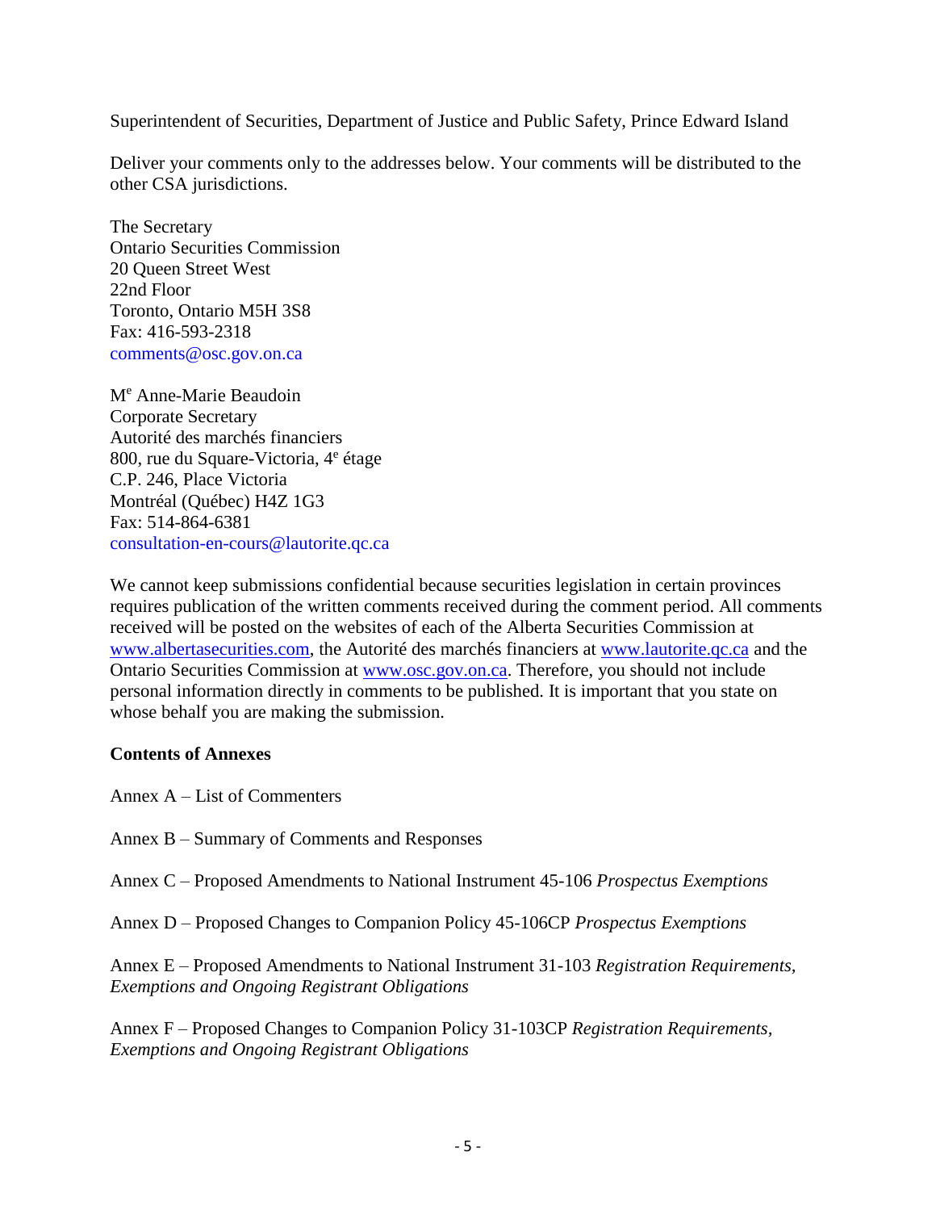Superintendent of Securities, Department of Justice and Public Safety, Prince Edward Island

Deliver your comments only to the addresses below. Your comments will be distributed to the other CSA jurisdictions.

The Secretary
Ontario Securities Commission
20 Queen Street West
22nd Floor
Toronto, Ontario M5H 3S8
Fax: 416-593-2318
comments@osc.gov.on.ca

Me Anne-Marie Beaudoin
Corporate Secretary
Autorité des marchés financiers
800, rue du Square-Victoria, 4e étage
C.P. 246, Place Victoria
Montréal (Québec) H4Z 1G3
Fax: 514-864-6381
consultation-en-cours@lautorite.qc.ca

We cannot keep submissions confidential because securities legislation in certain provinces requires publication of the written comments received during the comment period. All comments received will be posted on the websites of each of the Alberta Securities Commission at www.albertasecurities.com, the Autorité des marchés financiers at www.lautorite.qc.ca and the Ontario Securities Commission at www.osc.gov.on.ca. Therefore, you should not include personal information directly in comments to be published. It is important that you state on whose behalf you are making the submission.

**Contents of Annexes**

Annex A – List of Commenters

Annex B – Summary of Comments and Responses

Annex C – Proposed Amendments to National Instrument 45-106 *Prospectus Exemptions*

Annex D – Proposed Changes to Companion Policy 45-106CP *Prospectus Exemptions*

Annex E – Proposed Amendments to National Instrument 31-103 *Registration Requirements, Exemptions and Ongoing Registrant Obligations*

Annex F – Proposed Changes to Companion Policy 31-103CP *Registration Requirements, Exemptions and Ongoing Registrant Obligations*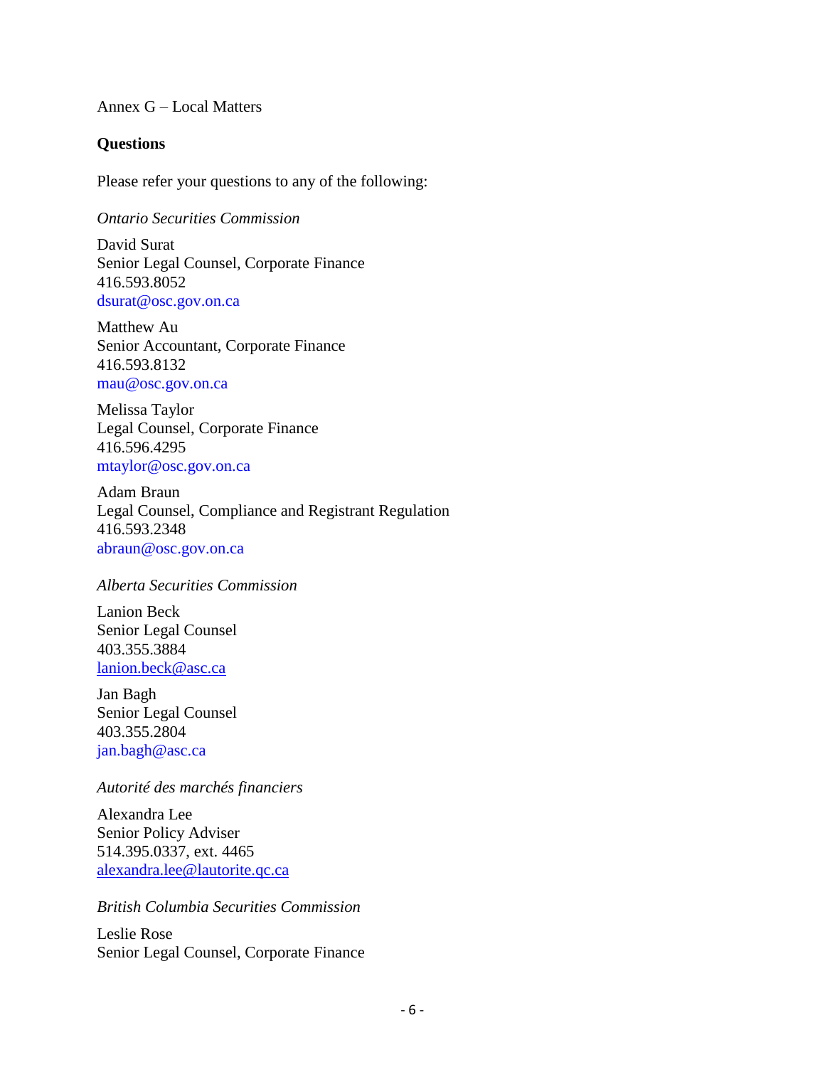Annex G – Local Matters

**Questions**

Please refer your questions to any of the following:

*Ontario Securities Commission*

David Surat
Senior Legal Counsel, Corporate Finance
416.593.8052
dsurat@osc.gov.on.ca

Matthew Au
Senior Accountant, Corporate Finance
416.593.8132
mau@osc.gov.on.ca

Melissa Taylor
Legal Counsel, Corporate Finance
416.596.4295
mtaylor@osc.gov.on.ca

Adam Braun
Legal Counsel, Compliance and Registrant Regulation
416.593.2348
abraun@osc.gov.on.ca

*Alberta Securities Commission*

Lanion Beck
Senior Legal Counsel
403.355.3884
lanion.beck@asc.ca

Jan Bagh
Senior Legal Counsel
403.355.2804
jan.bagh@asc.ca

*Autorité des marchés financiers*

Alexandra Lee
Senior Policy Adviser
514.395.0337, ext. 4465
alexandra.lee@lautorite.qc.ca

*British Columbia Securities Commission*

Leslie Rose
Senior Legal Counsel, Corporate Finance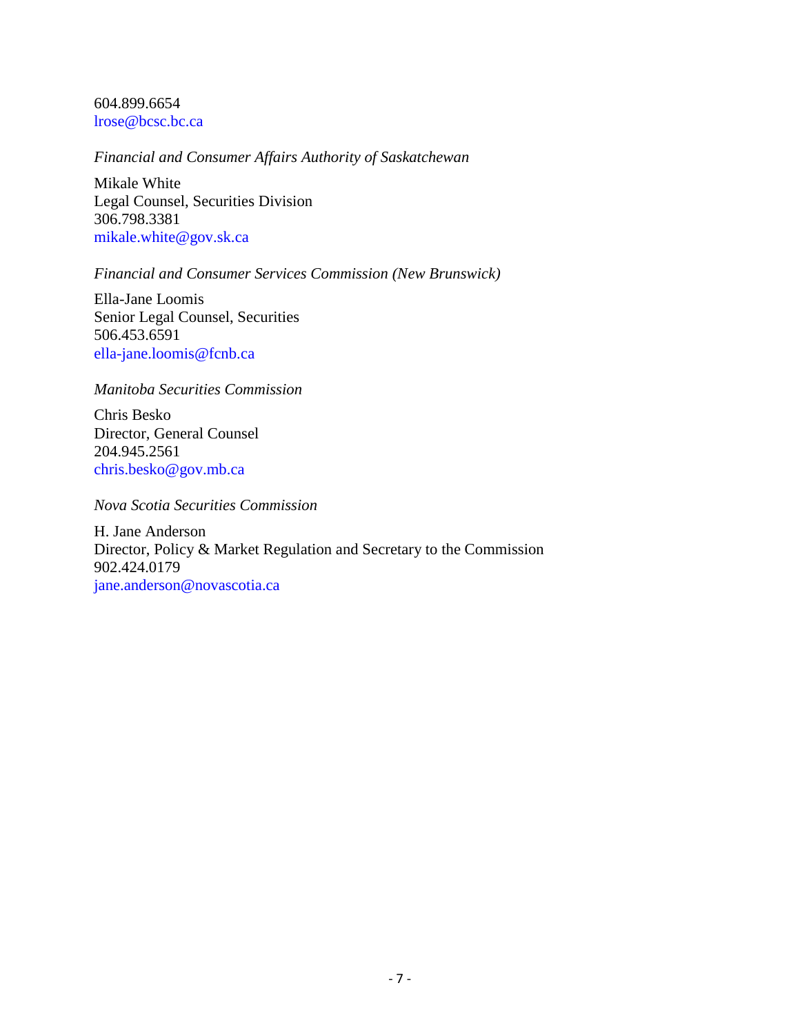604.899.6654
lrose@bcsc.bc.ca

*Financial and Consumer Affairs Authority of Saskatchewan*

Mikale White
Legal Counsel, Securities Division
306.798.3381
mikale.white@gov.sk.ca

*Financial and Consumer Services Commission (New Brunswick)*

Ella-Jane Loomis
Senior Legal Counsel, Securities
506.453.6591
ella-jane.loomis@fcnb.ca

*Manitoba Securities Commission*

Chris Besko
Director, General Counsel
204.945.2561
chris.besko@gov.mb.ca

*Nova Scotia Securities Commission*

H. Jane Anderson
Director, Policy & Market Regulation and Secretary to the Commission
902.424.0179
jane.anderson@novascotia.ca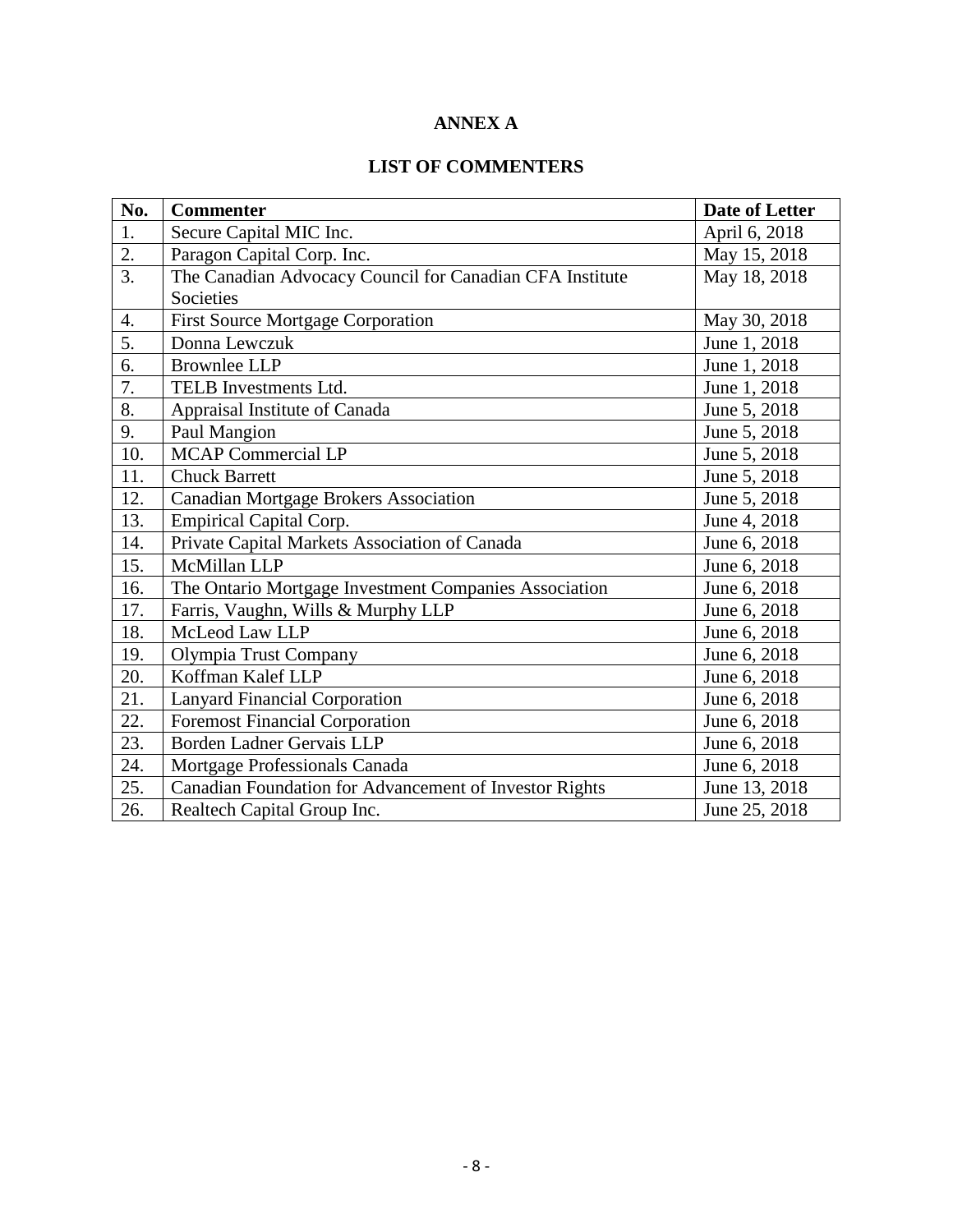# ANNEX A

## LIST OF COMMENTERS

| No. | Commenter | Date of Letter |
|---|---|---|
| 1. | Secure Capital MIC Inc. | April 6, 2018 |
| 2. | Paragon Capital Corp. Inc. | May 15, 2018 |
| 3. | The Canadian Advocacy Council for Canadian CFA Institute Societies | May 18, 2018 |
| 4. | First Source Mortgage Corporation | May 30, 2018 |
| 5. | Donna Lewczuk | June 1, 2018 |
| 6. | Brownlee LLP | June 1, 2018 |
| 7. | TELB Investments Ltd. | June 1, 2018 |
| 8. | Appraisal Institute of Canada | June 5, 2018 |
| 9. | Paul Mangion | June 5, 2018 |
| 10. | MCAP Commercial LP | June 5, 2018 |
| 11. | Chuck Barrett | June 5, 2018 |
| 12. | Canadian Mortgage Brokers Association | June 5, 2018 |
| 13. | Empirical Capital Corp. | June 4, 2018 |
| 14. | Private Capital Markets Association of Canada | June 6, 2018 |
| 15. | McMillan LLP | June 6, 2018 |
| 16. | The Ontario Mortgage Investment Companies Association | June 6, 2018 |
| 17. | Farris, Vaughn, Wills & Murphy LLP | June 6, 2018 |
| 18. | McLeod Law LLP | June 6, 2018 |
| 19. | Olympia Trust Company | June 6, 2018 |
| 20. | Koffman Kalef LLP | June 6, 2018 |
| 21. | Lanyard Financial Corporation | June 6, 2018 |
| 22. | Foremost Financial Corporation | June 6, 2018 |
| 23. | Borden Ladner Gervais LLP | June 6, 2018 |
| 24. | Mortgage Professionals Canada | June 6, 2018 |
| 25. | Canadian Foundation for Advancement of Investor Rights | June 13, 2018 |
| 26. | Realtech Capital Group Inc. | June 25, 2018 |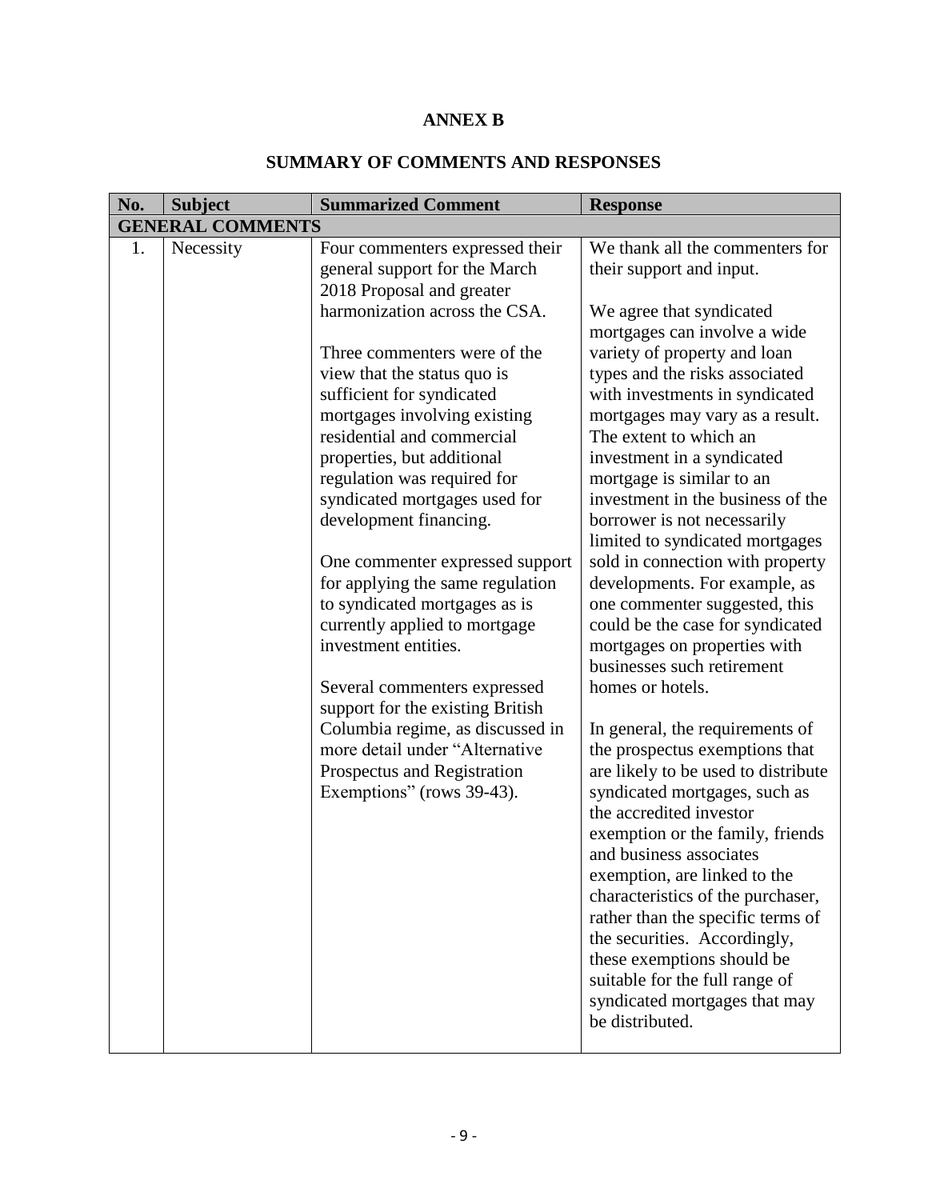**ANNEX B**

**SUMMARY OF COMMENTS AND RESPONSES**

| No. | Subject | Summarized Comment | Response |
|---|---|---|---|
| **GENERAL COMMENTS** | | | |
| 1. | Necessity | Four commenters expressed their general support for the March 2018 Proposal and greater harmonization across the CSA.<br><br>Three commenters were of the view that the status quo is sufficient for syndicated mortgages involving existing residential and commercial properties, but additional regulation was required for syndicated mortgages used for development financing.<br><br>One commenter expressed support for applying the same regulation to syndicated mortgages as is currently applied to mortgage investment entities.<br><br>Several commenters expressed support for the existing British Columbia regime, as discussed in more detail under "Alternative Prospectus and Registration Exemptions" (rows 39-43). | We thank all the commenters for their support and input.<br><br>We agree that syndicated mortgages can involve a wide variety of property and loan types and the risks associated with investments in syndicated mortgages may vary as a result. The extent to which an investment in a syndicated mortgage is similar to an investment in the business of the borrower is not necessarily limited to syndicated mortgages sold in connection with property developments. For example, as one commenter suggested, this could be the case for syndicated mortgages on properties with businesses such retirement homes or hotels.<br><br>In general, the requirements of the prospectus exemptions that are likely to be used to distribute syndicated mortgages, such as the accredited investor exemption or the family, friends and business associates exemption, are linked to the characteristics of the purchaser, rather than the specific terms of the securities. Accordingly, these exemptions should be suitable for the full range of syndicated mortgages that may be distributed. |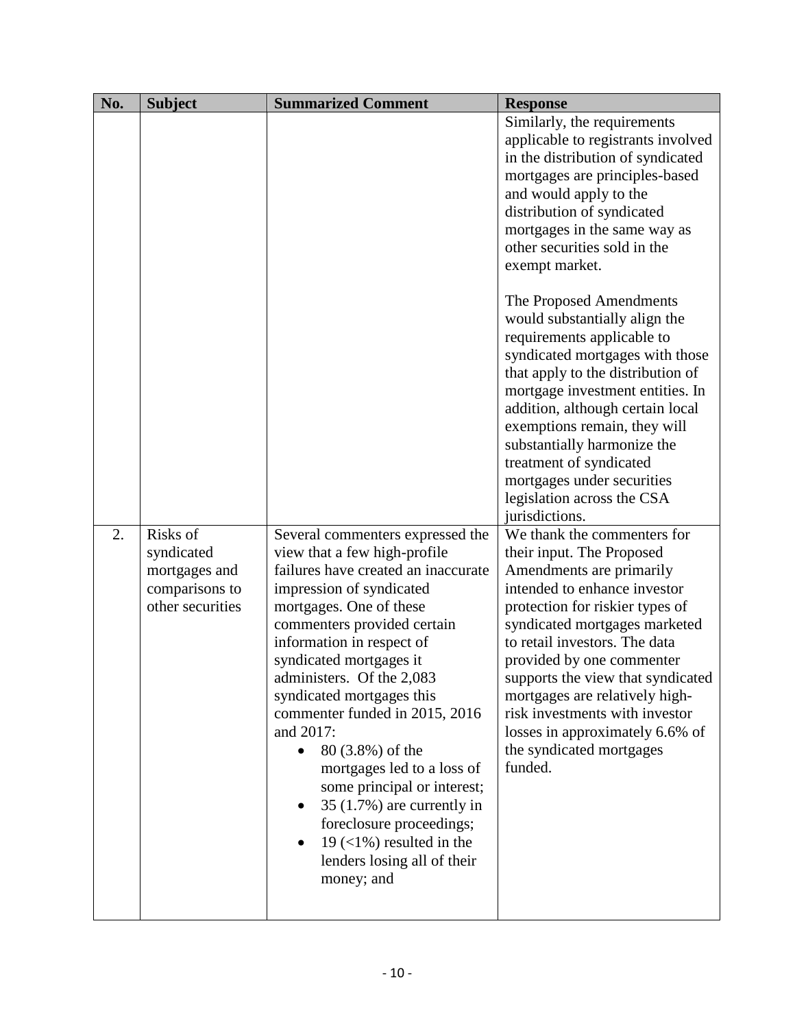| No. | Subject | Summarized Comment | Response |
|---|---|---|---|
| | | | Similarly, the requirements applicable to registrants involved in the distribution of syndicated mortgages are principles-based and would apply to the distribution of syndicated mortgages in the same way as other securities sold in the exempt market.<br><br>The Proposed Amendments would substantially align the requirements applicable to syndicated mortgages with those that apply to the distribution of mortgage investment entities. In addition, although certain local exemptions remain, they will substantially harmonize the treatment of syndicated mortgages under securities legislation across the CSA jurisdictions. |
| 2. | Risks of syndicated mortgages and comparisons to other securities | Several commenters expressed the view that a few high-profile failures have created an inaccurate impression of syndicated mortgages. One of these commenters provided certain information in respect of syndicated mortgages it administers. Of the 2,083 syndicated mortgages this commenter funded in 2015, 2016 and 2017:<br>• 80 (3.8%) of the mortgages led to a loss of some principal or interest;<br>• 35 (1.7%) are currently in foreclosure proceedings;<br>• 19 (<1%) resulted in the lenders losing all of their money; and | We thank the commenters for their input. The Proposed Amendments are primarily intended to enhance investor protection for riskier types of syndicated mortgages marketed to retail investors. The data provided by one commenter supports the view that syndicated mortgages are relatively high-risk investments with investor losses in approximately 6.6% of the syndicated mortgages funded. |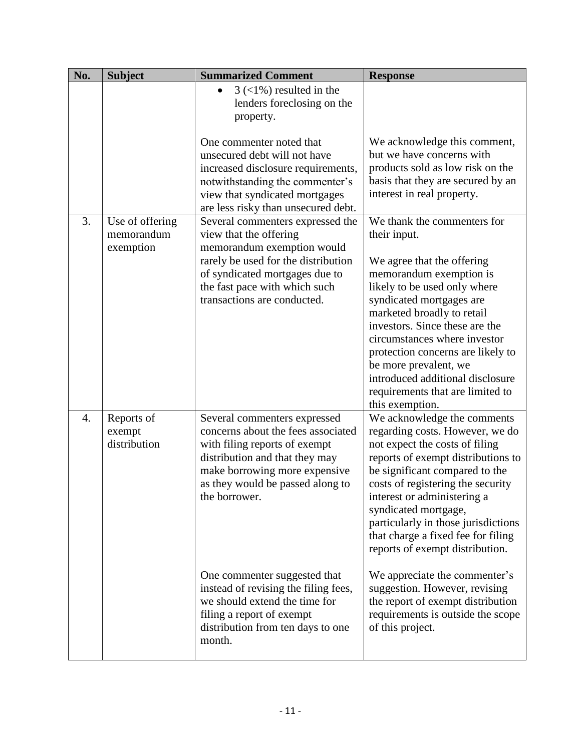| No. | Subject | Summarized Comment | Response |
|---|---|---|---|
| | | • 3 (<1%) resulted in the lenders foreclosing on the property. | |
| | | One commenter noted that unsecured debt will not have increased disclosure requirements, notwithstanding the commenter's view that syndicated mortgages are less risky than unsecured debt. | We acknowledge this comment, but we have concerns with products sold as low risk on the basis that they are secured by an interest in real property. |
| 3. | Use of offering memorandum exemption | Several commenters expressed the view that the offering memorandum exemption would rarely be used for the distribution of syndicated mortgages due to the fast pace with which such transactions are conducted. | We thank the commenters for their input.<br><br>We agree that the offering memorandum exemption is likely to be used only where syndicated mortgages are marketed broadly to retail investors. Since these are the circumstances where investor protection concerns are likely to be more prevalent, we introduced additional disclosure requirements that are limited to this exemption. |
| 4. | Reports of exempt distribution | Several commenters expressed concerns about the fees associated with filing reports of exempt distribution and that they may make borrowing more expensive as they would be passed along to the borrower. | We acknowledge the comments regarding costs. However, we do not expect the costs of filing reports of exempt distributions to be significant compared to the costs of registering the security interest or administering a syndicated mortgage, particularly in those jurisdictions that charge a fixed fee for filing reports of exempt distribution. |
| | | One commenter suggested that instead of revising the filing fees, we should extend the time for filing a report of exempt distribution from ten days to one month. | We appreciate the commenter's suggestion. However, revising the report of exempt distribution requirements is outside the scope of this project. |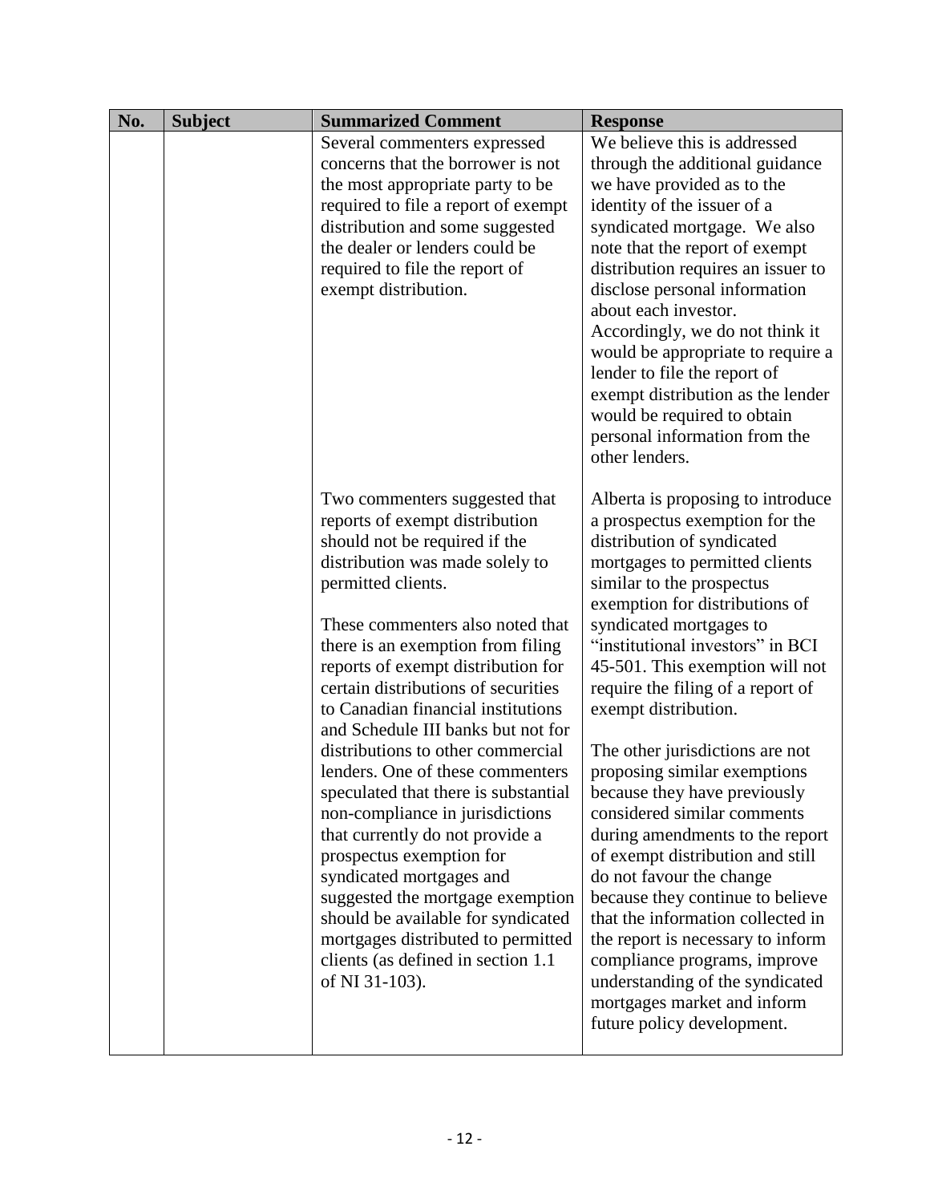| No. | Subject | Summarized Comment | Response |
|---|---|---|---|
| | | Several commenters expressed concerns that the borrower is not the most appropriate party to be required to file a report of exempt distribution and some suggested the dealer or lenders could be required to file the report of exempt distribution. | We believe this is addressed through the additional guidance we have provided as to the identity of the issuer of a syndicated mortgage. We also note that the report of exempt distribution requires an issuer to disclose personal information about each investor. Accordingly, we do not think it would be appropriate to require a lender to file the report of exempt distribution as the lender would be required to obtain personal information from the other lenders. |
| | | Two commenters suggested that reports of exempt distribution should not be required if the distribution was made solely to permitted clients.<br><br>These commenters also noted that there is an exemption from filing reports of exempt distribution for certain distributions of securities to Canadian financial institutions and Schedule III banks but not for distributions to other commercial lenders. One of these commenters speculated that there is substantial non-compliance in jurisdictions that currently do not provide a prospectus exemption for syndicated mortgages and suggested the mortgage exemption should be available for syndicated mortgages distributed to permitted clients (as defined in section 1.1 of NI 31-103). | Alberta is proposing to introduce a prospectus exemption for the distribution of syndicated mortgages to permitted clients similar to the prospectus exemption for distributions of syndicated mortgages to "institutional investors" in BCI 45-501. This exemption will not require the filing of a report of exempt distribution.<br><br>The other jurisdictions are not proposing similar exemptions because they have previously considered similar comments during amendments to the report of exempt distribution and still do not favour the change because they continue to believe that the information collected in the report is necessary to inform compliance programs, improve understanding of the syndicated mortgages market and inform future policy development. |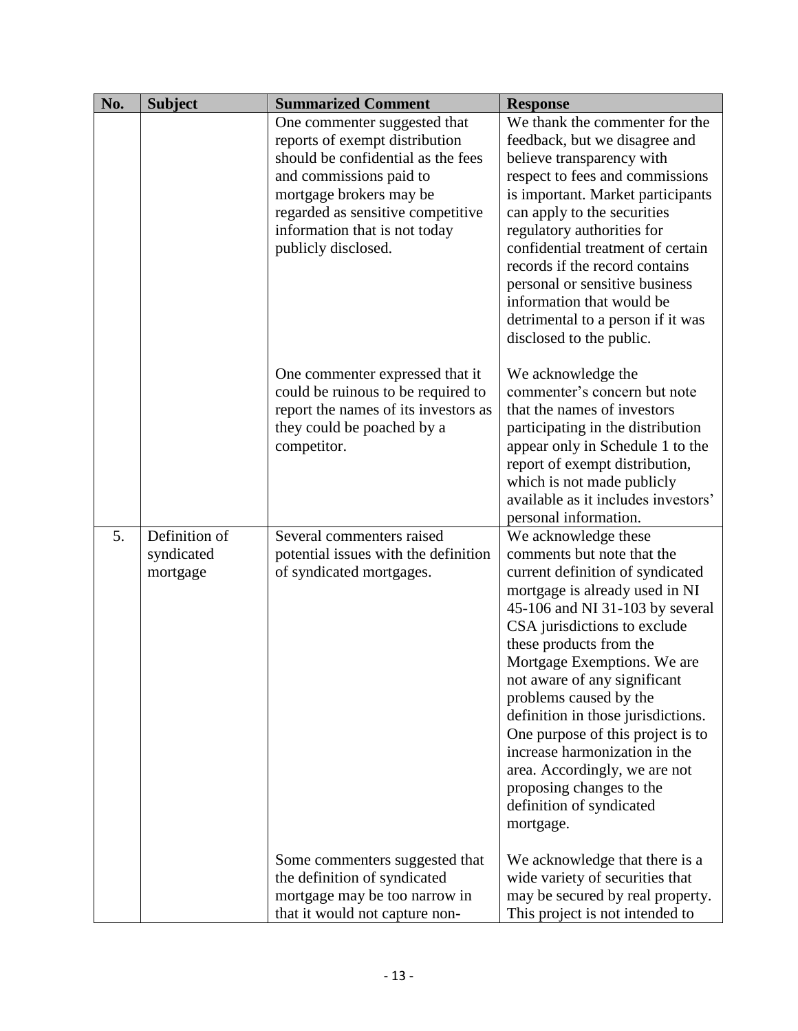| No. | Subject | Summarized Comment | Response |
|---|---|---|---|
| | | One commenter suggested that reports of exempt distribution should be confidential as the fees and commissions paid to mortgage brokers may be regarded as sensitive competitive information that is not today publicly disclosed. | We thank the commenter for the feedback, but we disagree and believe transparency with respect to fees and commissions is important. Market participants can apply to the securities regulatory authorities for confidential treatment of certain records if the record contains personal or sensitive business information that would be detrimental to a person if it was disclosed to the public. |
| | | One commenter expressed that it could be ruinous to be required to report the names of its investors as they could be poached by a competitor. | We acknowledge the commenter's concern but note that the names of investors participating in the distribution appear only in Schedule 1 to the report of exempt distribution, which is not made publicly available as it includes investors' personal information. |
| 5. | Definition of syndicated mortgage | Several commenters raised potential issues with the definition of syndicated mortgages. | We acknowledge these comments but note that the current definition of syndicated mortgage is already used in NI 45-106 and NI 31-103 by several CSA jurisdictions to exclude these products from the Mortgage Exemptions. We are not aware of any significant problems caused by the definition in those jurisdictions. One purpose of this project is to increase harmonization in the area. Accordingly, we are not proposing changes to the definition of syndicated mortgage. |
| | | Some commenters suggested that the definition of syndicated mortgage may be too narrow in that it would not capture non- | We acknowledge that there is a wide variety of securities that may be secured by real property. This project is not intended to |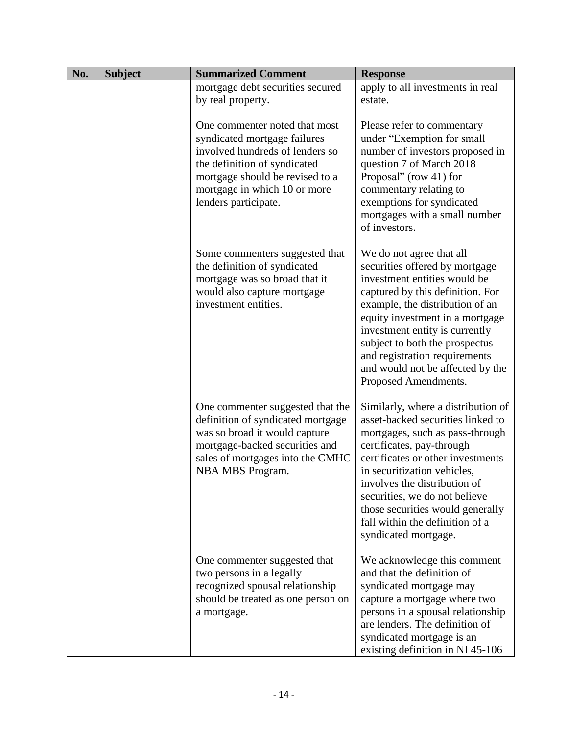| No. | Subject | Summarized Comment | Response |
| --- | --- | --- | --- |
| | | mortgage debt securities secured by real property. | apply to all investments in real estate. |
| | | One commenter noted that most syndicated mortgage failures involved hundreds of lenders so the definition of syndicated mortgage should be revised to a mortgage in which 10 or more lenders participate. | Please refer to commentary under "Exemption for small number of investors proposed in question 7 of March 2018 Proposal" (row 41) for commentary relating to exemptions for syndicated mortgages with a small number of investors. |
| | | Some commenters suggested that the definition of syndicated mortgage was so broad that it would also capture mortgage investment entities. | We do not agree that all securities offered by mortgage investment entities would be captured by this definition. For example, the distribution of an equity investment in a mortgage investment entity is currently subject to both the prospectus and registration requirements and would not be affected by the Proposed Amendments. |
| | | One commenter suggested that the definition of syndicated mortgage was so broad it would capture mortgage-backed securities and sales of mortgages into the CMHC NBA MBS Program. | Similarly, where a distribution of asset-backed securities linked to mortgages, such as pass-through certificates, pay-through certificates or other investments in securitization vehicles, involves the distribution of securities, we do not believe those securities would generally fall within the definition of a syndicated mortgage. |
| | | One commenter suggested that two persons in a legally recognized spousal relationship should be treated as one person on a mortgage. | We acknowledge this comment and that the definition of syndicated mortgage may capture a mortgage where two persons in a spousal relationship are lenders. The definition of syndicated mortgage is an existing definition in NI 45-106 |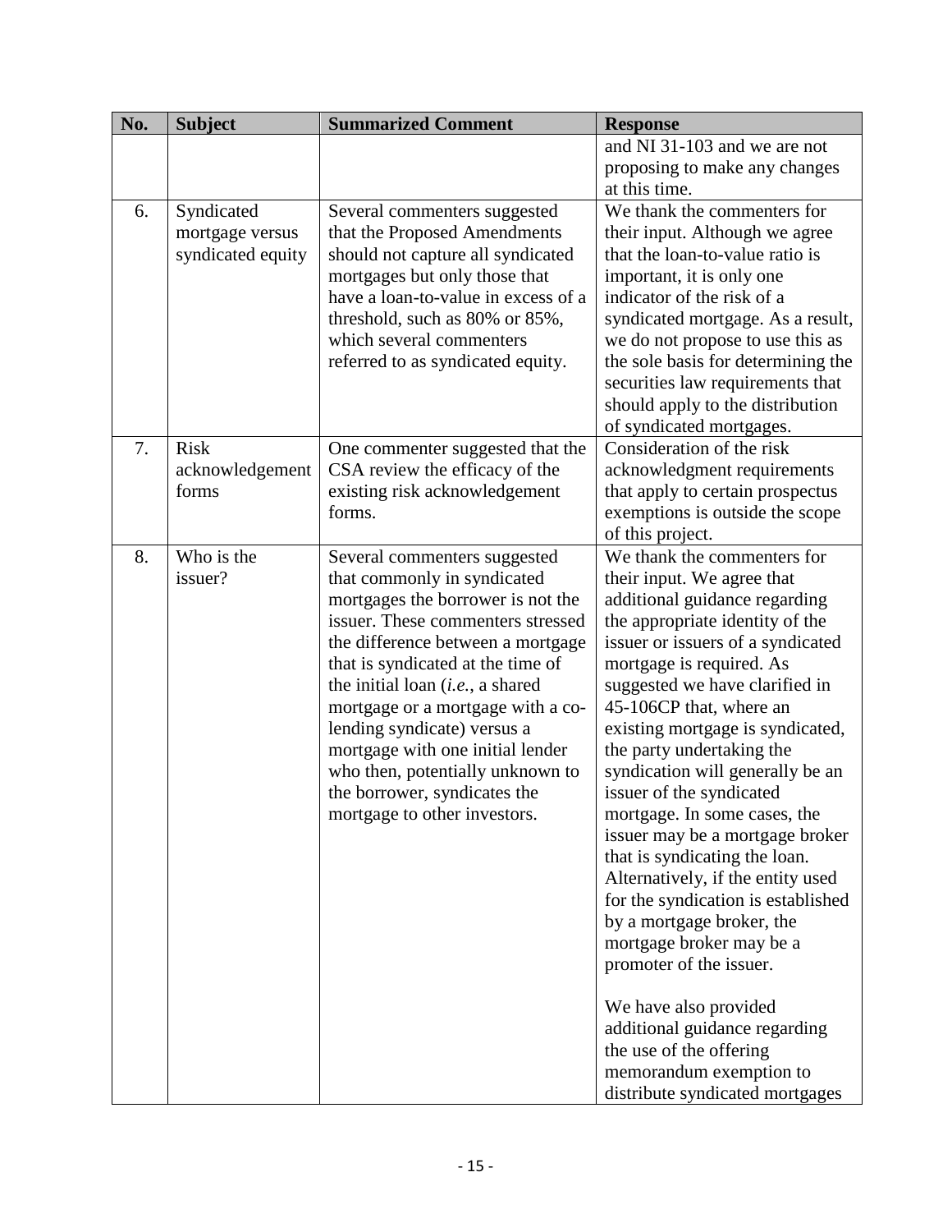| No. | Subject | Summarized Comment | Response |
|---|---|---|---|
| | | | and NI 31-103 and we are not proposing to make any changes at this time. |
| 6. | Syndicated mortgage versus syndicated equity | Several commenters suggested that the Proposed Amendments should not capture all syndicated mortgages but only those that have a loan-to-value in excess of a threshold, such as 80% or 85%, which several commenters referred to as syndicated equity. | We thank the commenters for their input. Although we agree that the loan-to-value ratio is important, it is only one indicator of the risk of a syndicated mortgage. As a result, we do not propose to use this as the sole basis for determining the securities law requirements that should apply to the distribution of syndicated mortgages. |
| 7. | Risk acknowledgement forms | One commenter suggested that the CSA review the efficacy of the existing risk acknowledgement forms. | Consideration of the risk acknowledgment requirements that apply to certain prospectus exemptions is outside the scope of this project. |
| 8. | Who is the issuer? | Several commenters suggested that commonly in syndicated mortgages the borrower is not the issuer. These commenters stressed the difference between a mortgage that is syndicated at the time of the initial loan (*i.e.*, a shared mortgage or a mortgage with a co-lending syndicate) versus a mortgage with one initial lender who then, potentially unknown to the borrower, syndicates the mortgage to other investors. | We thank the commenters for their input. We agree that additional guidance regarding the appropriate identity of the issuer or issuers of a syndicated mortgage is required. As suggested we have clarified in 45-106CP that, where an existing mortgage is syndicated, the party undertaking the syndication will generally be an issuer of the syndicated mortgage. In some cases, the issuer may be a mortgage broker that is syndicating the loan. Alternatively, if the entity used for the syndication is established by a mortgage broker, the mortgage broker may be a promoter of the issuer.<br><br>We have also provided additional guidance regarding the use of the offering memorandum exemption to distribute syndicated mortgages |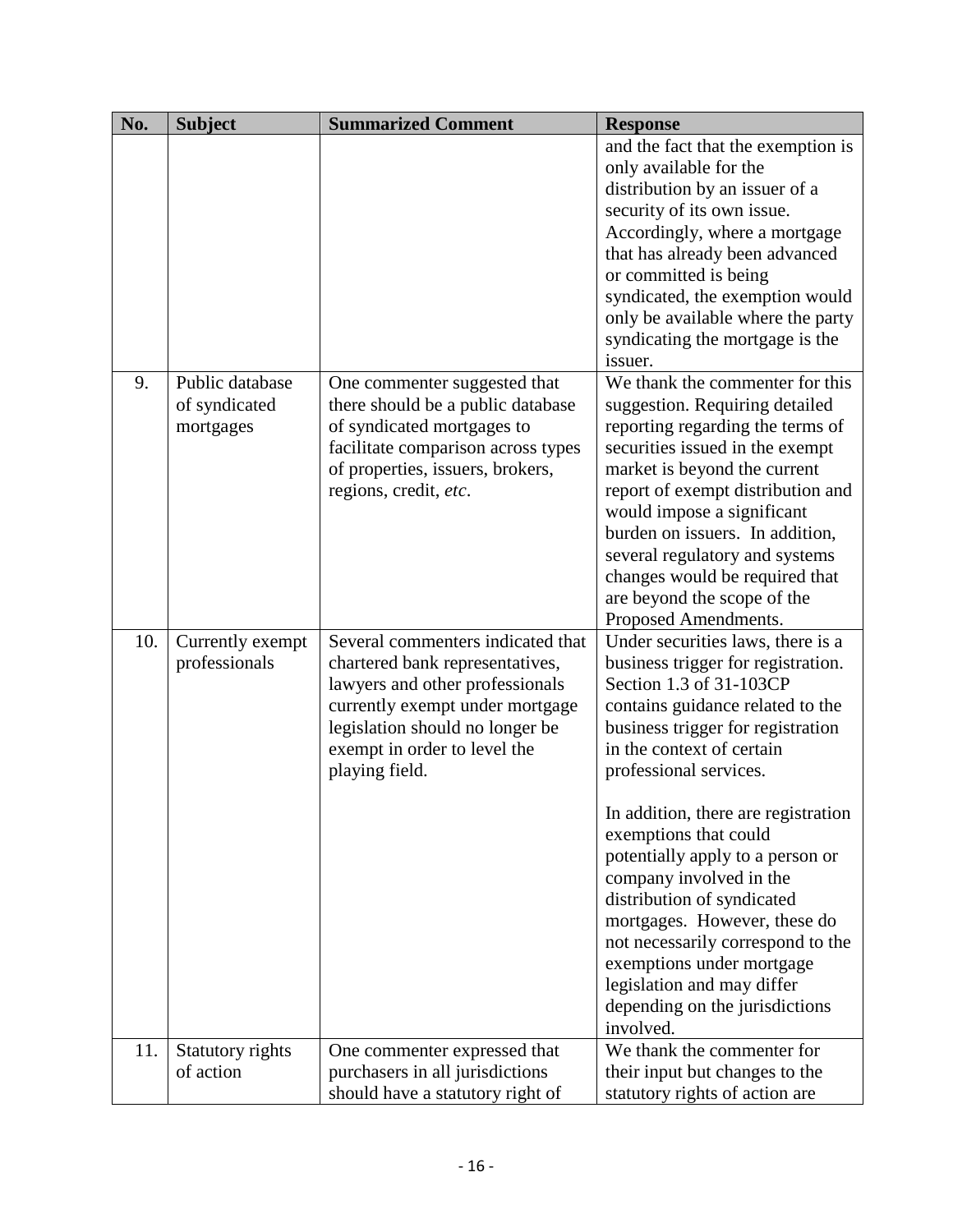| No. | Subject | Summarized Comment | Response |
|---|---|---|---|
| | | | and the fact that the exemption is only available for the distribution by an issuer of a security of its own issue. Accordingly, where a mortgage that has already been advanced or committed is being syndicated, the exemption would only be available where the party syndicating the mortgage is the issuer. |
| 9. | Public database of syndicated mortgages | One commenter suggested that there should be a public database of syndicated mortgages to facilitate comparison across types of properties, issuers, brokers, regions, credit, *etc*. | We thank the commenter for this suggestion. Requiring detailed reporting regarding the terms of securities issued in the exempt market is beyond the current report of exempt distribution and would impose a significant burden on issuers. In addition, several regulatory and systems changes would be required that are beyond the scope of the Proposed Amendments. |
| 10. | Currently exempt professionals | Several commenters indicated that chartered bank representatives, lawyers and other professionals currently exempt under mortgage legislation should no longer be exempt in order to level the playing field. | Under securities laws, there is a business trigger for registration. Section 1.3 of 31-103CP contains guidance related to the business trigger for registration in the context of certain professional services.<br><br>In addition, there are registration exemptions that could potentially apply to a person or company involved in the distribution of syndicated mortgages. However, these do not necessarily correspond to the exemptions under mortgage legislation and may differ depending on the jurisdictions involved. |
| 11. | Statutory rights of action | One commenter expressed that purchasers in all jurisdictions should have a statutory right of | We thank the commenter for their input but changes to the statutory rights of action are |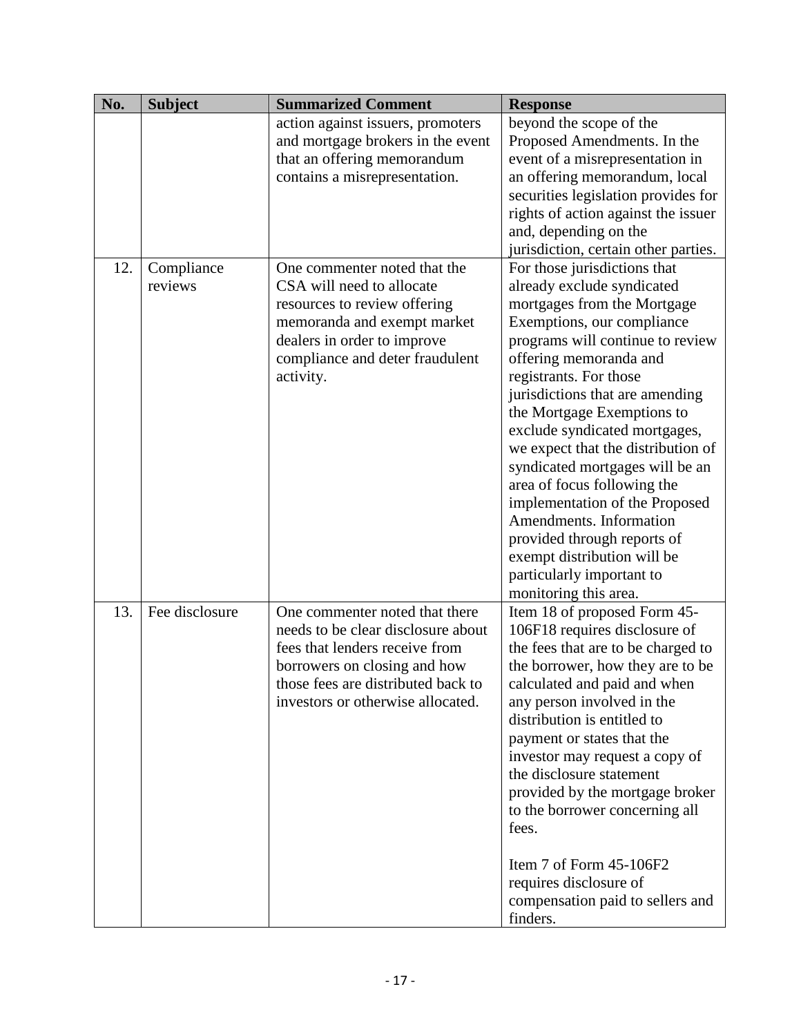| No. | Subject | Summarized Comment | Response |
| --- | --- | --- | --- |
| | | action against issuers, promoters and mortgage brokers in the event that an offering memorandum contains a misrepresentation. | beyond the scope of the Proposed Amendments. In the event of a misrepresentation in an offering memorandum, local securities legislation provides for rights of action against the issuer and, depending on the jurisdiction, certain other parties. |
| 12. | Compliance reviews | One commenter noted that the CSA will need to allocate resources to review offering memoranda and exempt market dealers in order to improve compliance and deter fraudulent activity. | For those jurisdictions that already exclude syndicated mortgages from the Mortgage Exemptions, our compliance programs will continue to review offering memoranda and registrants. For those jurisdictions that are amending the Mortgage Exemptions to exclude syndicated mortgages, we expect that the distribution of syndicated mortgages will be an area of focus following the implementation of the Proposed Amendments. Information provided through reports of exempt distribution will be particularly important to monitoring this area. |
| 13. | Fee disclosure | One commenter noted that there needs to be clear disclosure about fees that lenders receive from borrowers on closing and how those fees are distributed back to investors or otherwise allocated. | Item 18 of proposed Form 45-106F18 requires disclosure of the fees that are to be charged to the borrower, how they are to be calculated and paid and when any person involved in the distribution is entitled to payment or states that the investor may request a copy of the disclosure statement provided by the mortgage broker to the borrower concerning all fees.<br><br>Item 7 of Form 45-106F2 requires disclosure of compensation paid to sellers and finders. |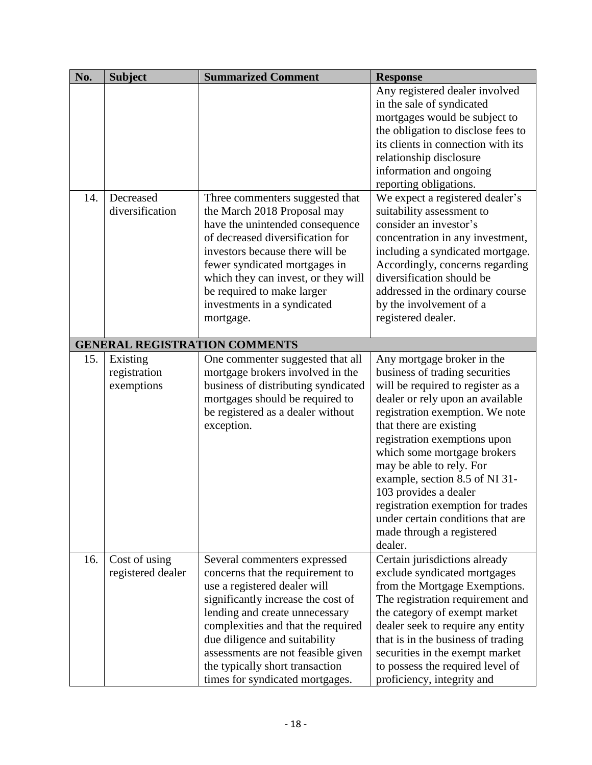| No. | Subject | Summarized Comment | Response |
|---|---|---|---|
| | | | Any registered dealer involved in the sale of syndicated mortgages would be subject to the obligation to disclose fees to its clients in connection with its relationship disclosure information and ongoing reporting obligations. |
| 14. | Decreased diversification | Three commenters suggested that the March 2018 Proposal may have the unintended consequence of decreased diversification for investors because there will be fewer syndicated mortgages in which they can invest, or they will be required to make larger investments in a syndicated mortgage. | We expect a registered dealer's suitability assessment to consider an investor's concentration in any investment, including a syndicated mortgage. Accordingly, concerns regarding diversification should be addressed in the ordinary course by the involvement of a registered dealer. |
| **GENERAL REGISTRATION COMMENTS** | | | |
| 15. | Existing registration exemptions | One commenter suggested that all mortgage brokers involved in the business of distributing syndicated mortgages should be required to be registered as a dealer without exception. | Any mortgage broker in the business of trading securities will be required to register as a dealer or rely upon an available registration exemption. We note that there are existing registration exemptions upon which some mortgage brokers may be able to rely. For example, section 8.5 of NI 31-103 provides a dealer registration exemption for trades under certain conditions that are made through a registered dealer. |
| 16. | Cost of using registered dealer | Several commenters expressed concerns that the requirement to use a registered dealer will significantly increase the cost of lending and create unnecessary complexities and that the required due diligence and suitability assessments are not feasible given the typically short transaction times for syndicated mortgages. | Certain jurisdictions already exclude syndicated mortgages from the Mortgage Exemptions. The registration requirement and the category of exempt market dealer seek to require any entity that is in the business of trading securities in the exempt market to possess the required level of proficiency, integrity and |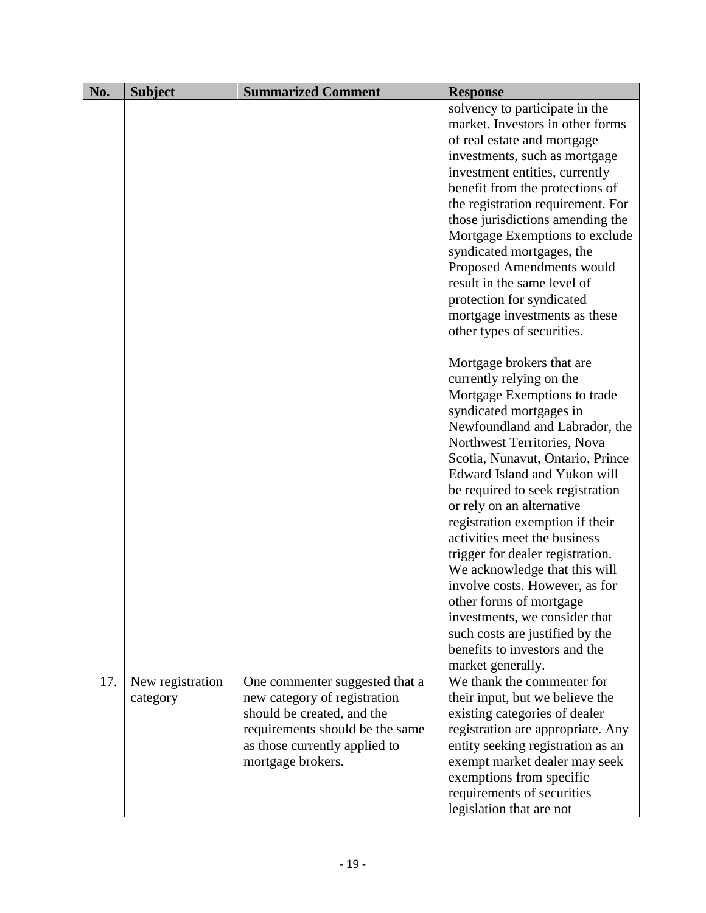| No. | Subject | Summarized Comment | Response |
|---|---|---|---|
| | | | solvency to participate in the market. Investors in other forms of real estate and mortgage investments, such as mortgage investment entities, currently benefit from the protections of the registration requirement. For those jurisdictions amending the Mortgage Exemptions to exclude syndicated mortgages, the Proposed Amendments would result in the same level of protection for syndicated mortgage investments as these other types of securities.<br><br>Mortgage brokers that are currently relying on the Mortgage Exemptions to trade syndicated mortgages in Newfoundland and Labrador, the Northwest Territories, Nova Scotia, Nunavut, Ontario, Prince Edward Island and Yukon will be required to seek registration or rely on an alternative registration exemption if their activities meet the business trigger for dealer registration. We acknowledge that this will involve costs. However, as for other forms of mortgage investments, we consider that such costs are justified by the benefits to investors and the market generally. |
| 17. | New registration category | One commenter suggested that a new category of registration should be created, and the requirements should be the same as those currently applied to mortgage brokers. | We thank the commenter for their input, but we believe the existing categories of dealer registration are appropriate. Any entity seeking registration as an exempt market dealer may seek exemptions from specific requirements of securities legislation that are not |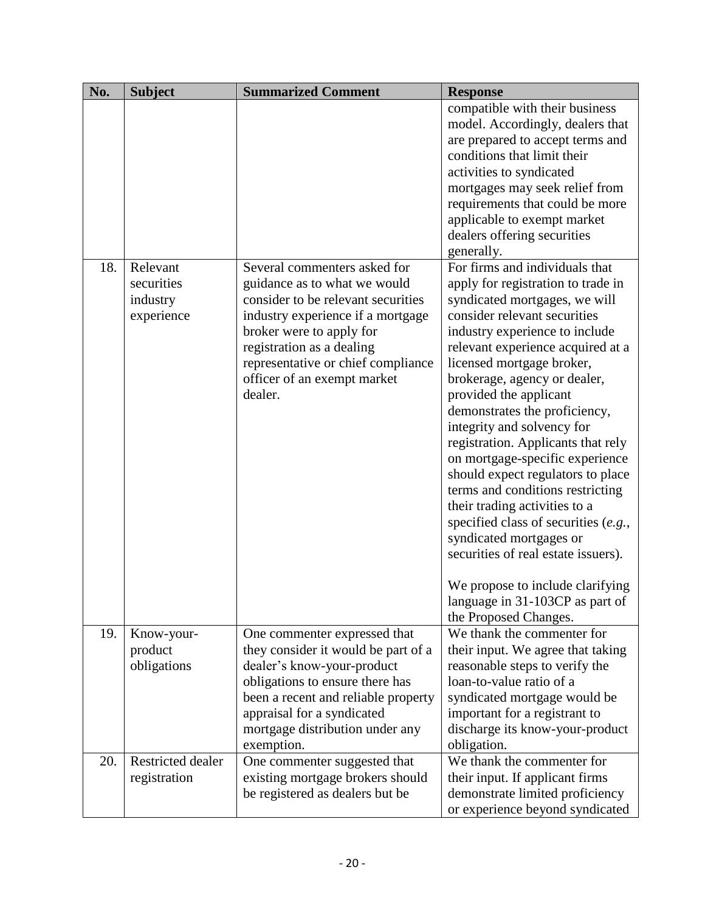| No. | Subject | Summarized Comment | Response |
|---|---|---|---|
| | | | compatible with their business model. Accordingly, dealers that are prepared to accept terms and conditions that limit their activities to syndicated mortgages may seek relief from requirements that could be more applicable to exempt market dealers offering securities generally. |
| 18. | Relevant securities industry experience | Several commenters asked for guidance as to what we would consider to be relevant securities industry experience if a mortgage broker were to apply for registration as a dealing representative or chief compliance officer of an exempt market dealer. | For firms and individuals that apply for registration to trade in syndicated mortgages, we will consider relevant securities industry experience to include relevant experience acquired at a licensed mortgage broker, brokerage, agency or dealer, provided the applicant demonstrates the proficiency, integrity and solvency for registration. Applicants that rely on mortgage-specific experience should expect regulators to place terms and conditions restricting their trading activities to a specified class of securities (*e.g.*, syndicated mortgages or securities of real estate issuers).<br><br>We propose to include clarifying language in 31-103CP as part of the Proposed Changes. |
| 19. | Know-your-product obligations | One commenter expressed that they consider it would be part of a dealer's know-your-product obligations to ensure there has been a recent and reliable property appraisal for a syndicated mortgage distribution under any exemption. | We thank the commenter for their input. We agree that taking reasonable steps to verify the loan-to-value ratio of a syndicated mortgage would be important for a registrant to discharge its know-your-product obligation. |
| 20. | Restricted dealer registration | One commenter suggested that existing mortgage brokers should be registered as dealers but be | We thank the commenter for their input. If applicant firms demonstrate limited proficiency or experience beyond syndicated |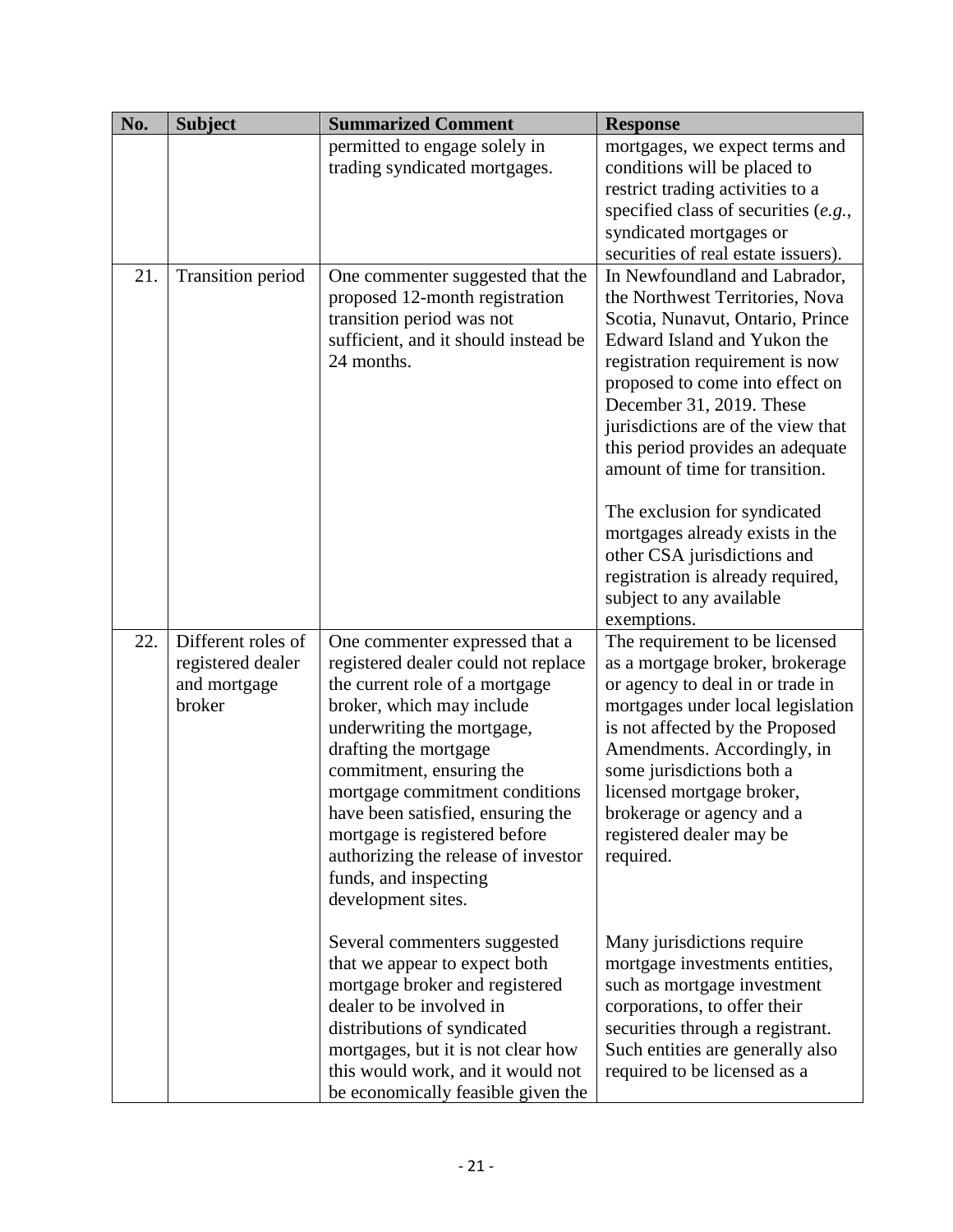| No. | Subject | Summarized Comment | Response |
|---|---|---|---|
| | | permitted to engage solely in trading syndicated mortgages. | mortgages, we expect terms and conditions will be placed to restrict trading activities to a specified class of securities (*e.g.*, syndicated mortgages or securities of real estate issuers). |
| 21. | Transition period | One commenter suggested that the proposed 12-month registration transition period was not sufficient, and it should instead be 24 months. | In Newfoundland and Labrador, the Northwest Territories, Nova Scotia, Nunavut, Ontario, Prince Edward Island and Yukon the registration requirement is now proposed to come into effect on December 31, 2019. These jurisdictions are of the view that this period provides an adequate amount of time for transition.<br><br>The exclusion for syndicated mortgages already exists in the other CSA jurisdictions and registration is already required, subject to any available exemptions. |
| 22. | Different roles of registered dealer and mortgage broker | One commenter expressed that a registered dealer could not replace the current role of a mortgage broker, which may include underwriting the mortgage, drafting the mortgage commitment, ensuring the mortgage commitment conditions have been satisfied, ensuring the mortgage is registered before authorizing the release of investor funds, and inspecting development sites.<br><br>Several commenters suggested that we appear to expect both mortgage broker and registered dealer to be involved in distributions of syndicated mortgages, but it is not clear how this would work, and it would not be economically feasible given the | The requirement to be licensed as a mortgage broker, brokerage or agency to deal in or trade in mortgages under local legislation is not affected by the Proposed Amendments. Accordingly, in some jurisdictions both a licensed mortgage broker, brokerage or agency and a registered dealer may be required.<br><br>Many jurisdictions require mortgage investments entities, such as mortgage investment corporations, to offer their securities through a registrant. Such entities are generally also required to be licensed as a |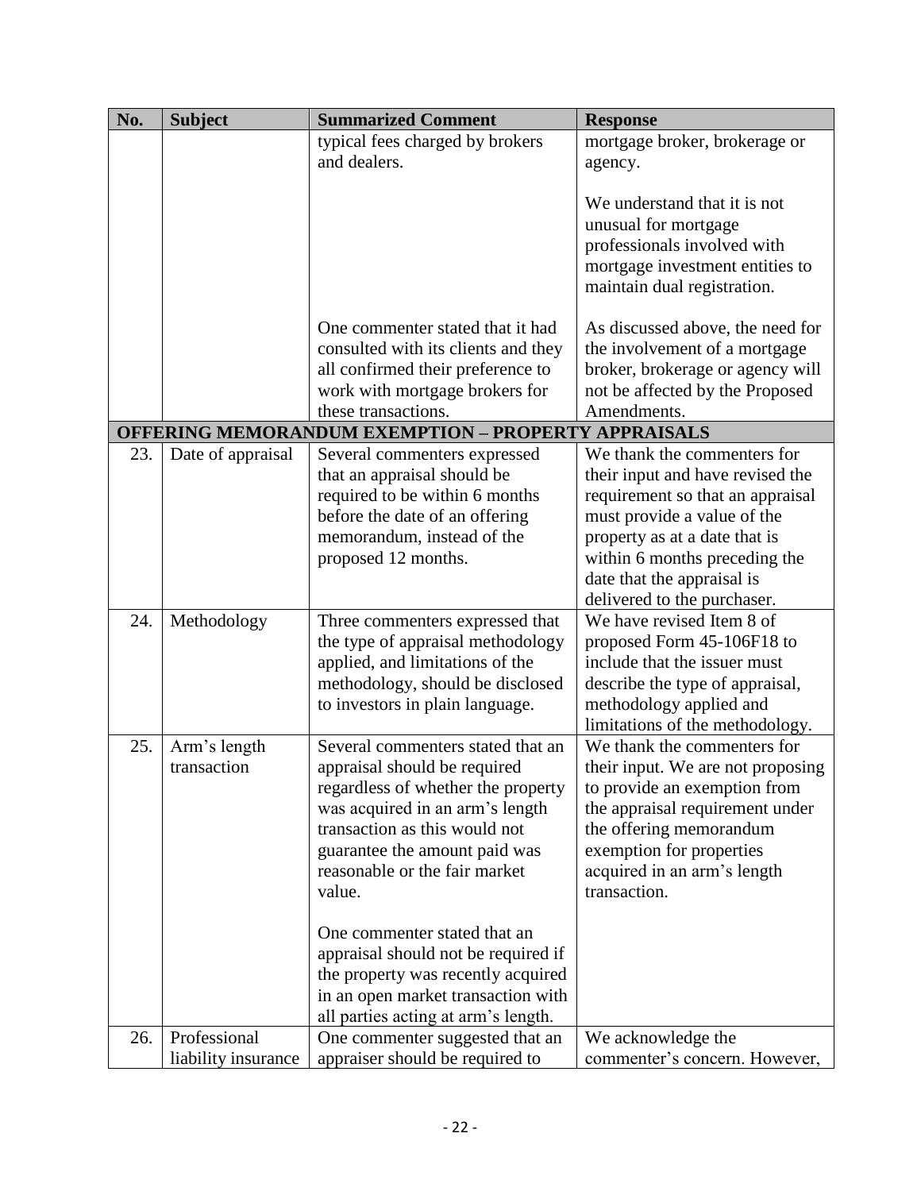| No. | Subject | Summarized Comment | Response |
|---|---|---|---|
| | | typical fees charged by brokers and dealers. | mortgage broker, brokerage or agency.<br><br>We understand that it is not unusual for mortgage professionals involved with mortgage investment entities to maintain dual registration. |
| | | One commenter stated that it had consulted with its clients and they all confirmed their preference to work with mortgage brokers for these transactions. | As discussed above, the need for the involvement of a mortgage broker, brokerage or agency will not be affected by the Proposed Amendments. |
| **OFFERING MEMORANDUM EXEMPTION – PROPERTY APPRAISALS** | | | |
| 23. | Date of appraisal | Several commenters expressed that an appraisal should be required to be within 6 months before the date of an offering memorandum, instead of the proposed 12 months. | We thank the commenters for their input and have revised the requirement so that an appraisal must provide a value of the property as at a date that is within 6 months preceding the date that the appraisal is delivered to the purchaser. |
| 24. | Methodology | Three commenters expressed that the type of appraisal methodology applied, and limitations of the methodology, should be disclosed to investors in plain language. | We have revised Item 8 of proposed Form 45-106F18 to include that the issuer must describe the type of appraisal, methodology applied and limitations of the methodology. |
| 25. | Arm's length transaction | Several commenters stated that an appraisal should be required regardless of whether the property was acquired in an arm's length transaction as this would not guarantee the amount paid was reasonable or the fair market value.<br><br>One commenter stated that an appraisal should not be required if the property was recently acquired in an open market transaction with all parties acting at arm's length. | We thank the commenters for their input. We are not proposing to provide an exemption from the appraisal requirement under the offering memorandum exemption for properties acquired in an arm's length transaction. |
| 26. | Professional liability insurance | One commenter suggested that an appraiser should be required to | We acknowledge the commenter's concern. However, |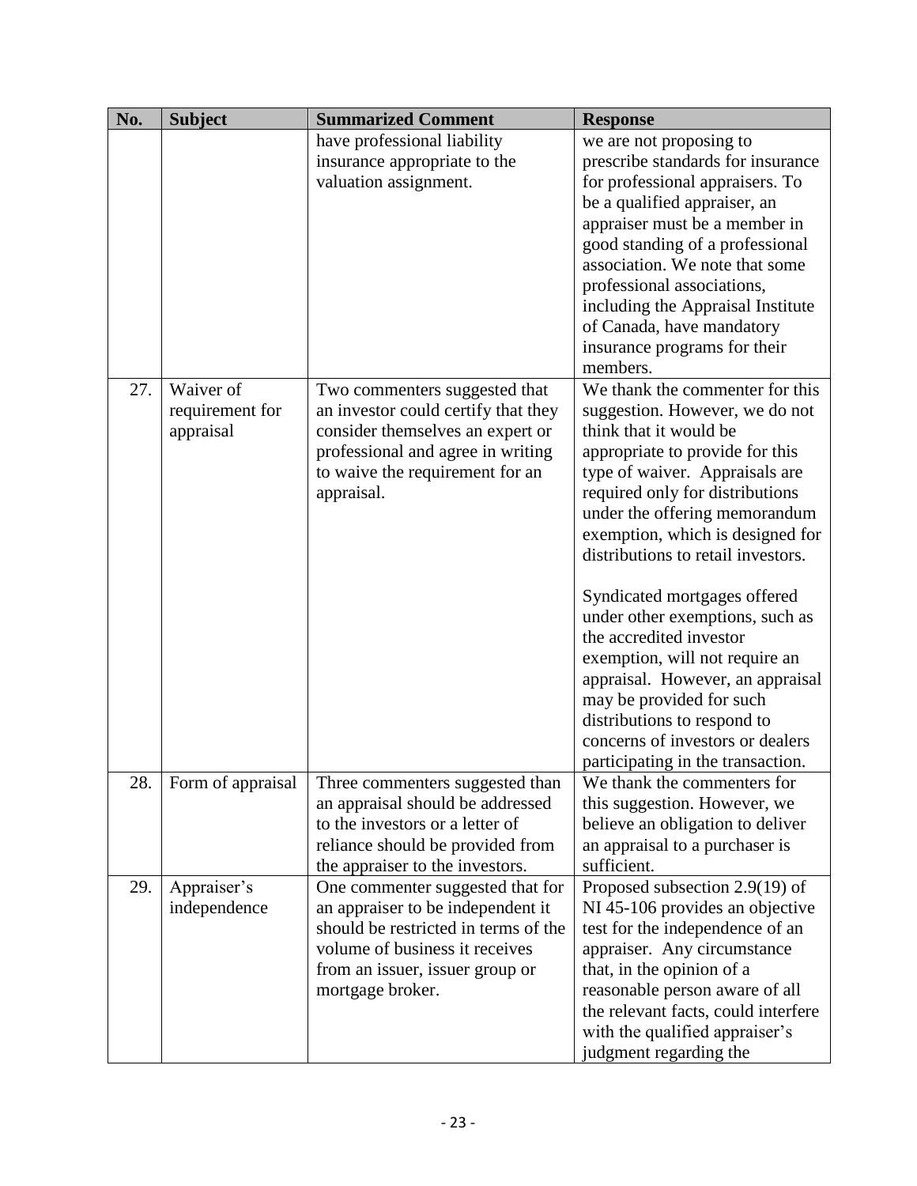| No. | Subject | Summarized Comment | Response |
|---|---|---|---|
| | | have professional liability insurance appropriate to the valuation assignment. | we are not proposing to prescribe standards for insurance for professional appraisers. To be a qualified appraiser, an appraiser must be a member in good standing of a professional association. We note that some professional associations, including the Appraisal Institute of Canada, have mandatory insurance programs for their members. |
| 27. | Waiver of requirement for appraisal | Two commenters suggested that an investor could certify that they consider themselves an expert or professional and agree in writing to waive the requirement for an appraisal. | We thank the commenter for this suggestion. However, we do not think that it would be appropriate to provide for this type of waiver. Appraisals are required only for distributions under the offering memorandum exemption, which is designed for distributions to retail investors.<br><br>Syndicated mortgages offered under other exemptions, such as the accredited investor exemption, will not require an appraisal. However, an appraisal may be provided for such distributions to respond to concerns of investors or dealers participating in the transaction. |
| 28. | Form of appraisal | Three commenters suggested than an appraisal should be addressed to the investors or a letter of reliance should be provided from the appraiser to the investors. | We thank the commenters for this suggestion. However, we believe an obligation to deliver an appraisal to a purchaser is sufficient. |
| 29. | Appraiser's independence | One commenter suggested that for an appraiser to be independent it should be restricted in terms of the volume of business it receives from an issuer, issuer group or mortgage broker. | Proposed subsection 2.9(19) of NI 45-106 provides an objective test for the independence of an appraiser. Any circumstance that, in the opinion of a reasonable person aware of all the relevant facts, could interfere with the qualified appraiser's judgment regarding the |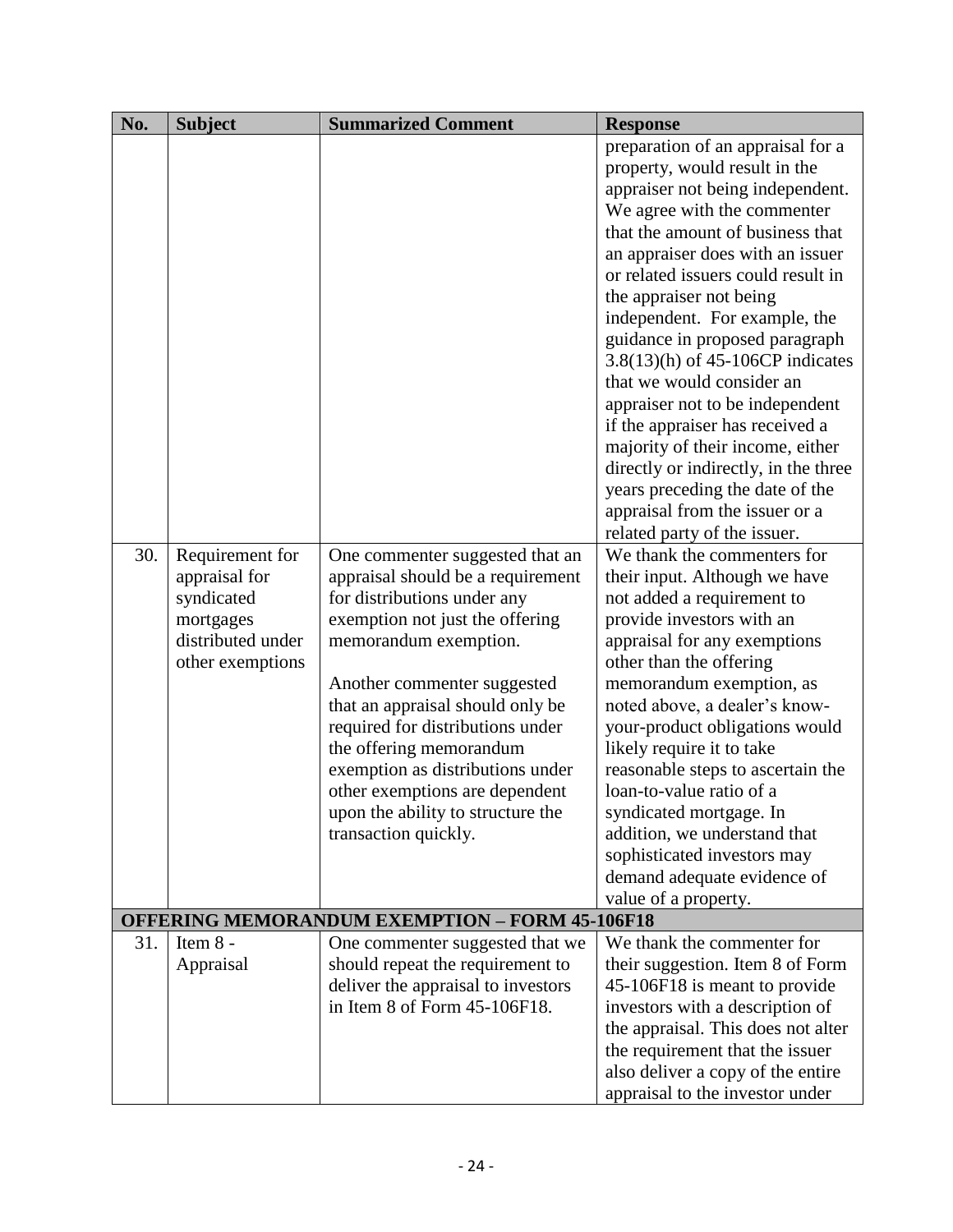| No. | Subject | Summarized Comment | Response |
|---|---|---|---|
| | | | preparation of an appraisal for a property, would result in the appraiser not being independent. We agree with the commenter that the amount of business that an appraiser does with an issuer or related issuers could result in the appraiser not being independent. For example, the guidance in proposed paragraph 3.8(13)(h) of 45-106CP indicates that we would consider an appraiser not to be independent if the appraiser has received a majority of their income, either directly or indirectly, in the three years preceding the date of the appraisal from the issuer or a related party of the issuer. |
| 30. | Requirement for appraisal for syndicated mortgages distributed under other exemptions | One commenter suggested that an appraisal should be a requirement for distributions under any exemption not just the offering memorandum exemption.<br><br>Another commenter suggested that an appraisal should only be required for distributions under the offering memorandum exemption as distributions under other exemptions are dependent upon the ability to structure the transaction quickly. | We thank the commenters for their input. Although we have not added a requirement to provide investors with an appraisal for any exemptions other than the offering memorandum exemption, as noted above, a dealer's know-your-product obligations would likely require it to take reasonable steps to ascertain the loan-to-value ratio of a syndicated mortgage. In addition, we understand that sophisticated investors may demand adequate evidence of value of a property. |
| **OFFERING MEMORANDUM EXEMPTION – FORM 45-106F18** | | | |
| 31. | Item 8 - Appraisal | One commenter suggested that we should repeat the requirement to deliver the appraisal to investors in Item 8 of Form 45-106F18. | We thank the commenter for their suggestion. Item 8 of Form 45-106F18 is meant to provide investors with a description of the appraisal. This does not alter the requirement that the issuer also deliver a copy of the entire appraisal to the investor under |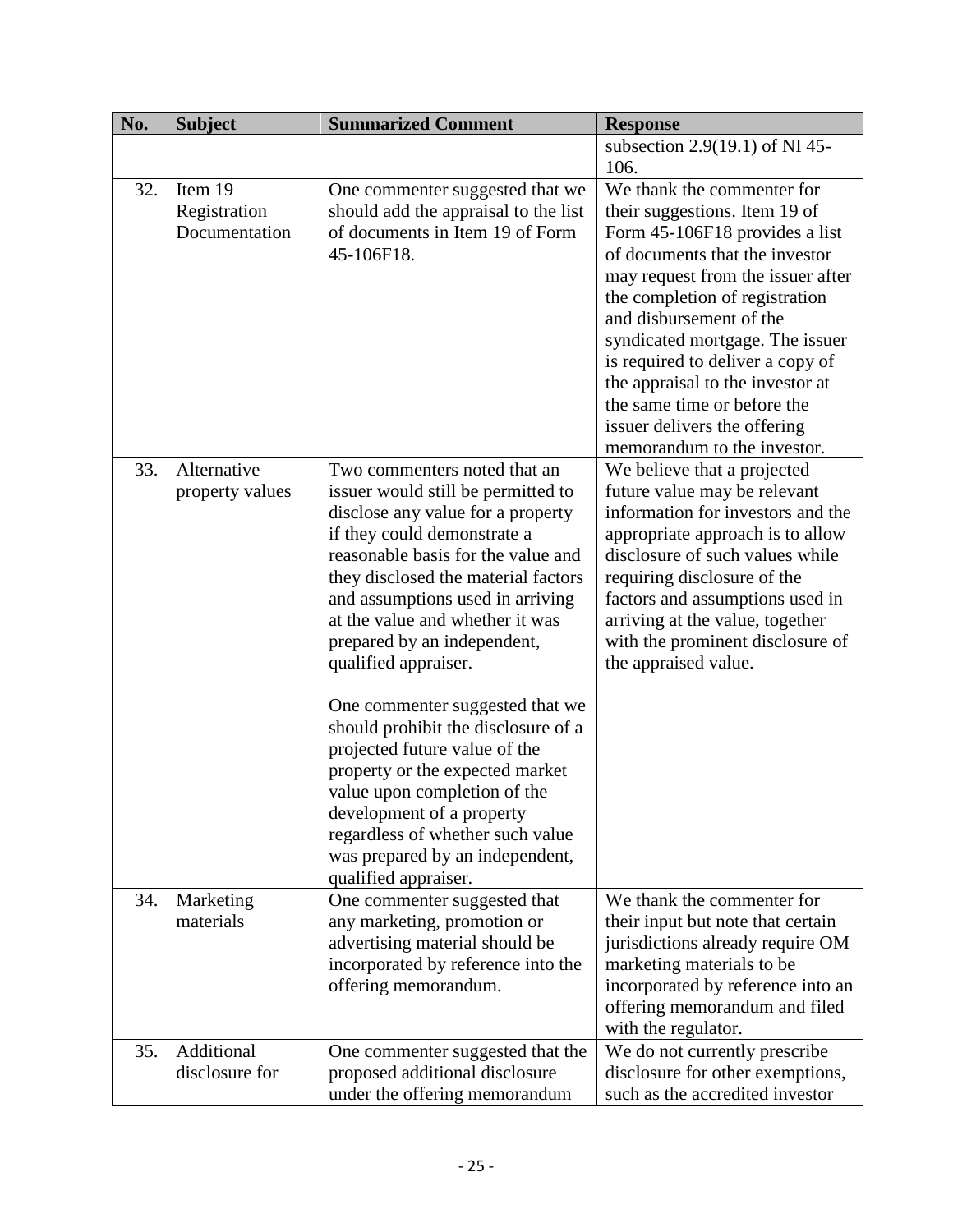| No. | Subject | Summarized Comment | Response |
|---|---|---|---|
| | | | subsection 2.9(19.1) of NI 45-106. |
| 32. | Item 19 – Registration Documentation | One commenter suggested that we should add the appraisal to the list of documents in Item 19 of Form 45-106F18. | We thank the commenter for their suggestions. Item 19 of Form 45-106F18 provides a list of documents that the investor may request from the issuer after the completion of registration and disbursement of the syndicated mortgage. The issuer is required to deliver a copy of the appraisal to the investor at the same time or before the issuer delivers the offering memorandum to the investor. |
| 33. | Alternative property values | Two commenters noted that an issuer would still be permitted to disclose any value for a property if they could demonstrate a reasonable basis for the value and they disclosed the material factors and assumptions used in arriving at the value and whether it was prepared by an independent, qualified appraiser.<br><br>One commenter suggested that we should prohibit the disclosure of a projected future value of the property or the expected market value upon completion of the development of a property regardless of whether such value was prepared by an independent, qualified appraiser. | We believe that a projected future value may be relevant information for investors and the appropriate approach is to allow disclosure of such values while requiring disclosure of the factors and assumptions used in arriving at the value, together with the prominent disclosure of the appraised value. |
| 34. | Marketing materials | One commenter suggested that any marketing, promotion or advertising material should be incorporated by reference into the offering memorandum. | We thank the commenter for their input but note that certain jurisdictions already require OM marketing materials to be incorporated by reference into an offering memorandum and filed with the regulator. |
| 35. | Additional disclosure for | One commenter suggested that the proposed additional disclosure under the offering memorandum | We do not currently prescribe disclosure for other exemptions, such as the accredited investor |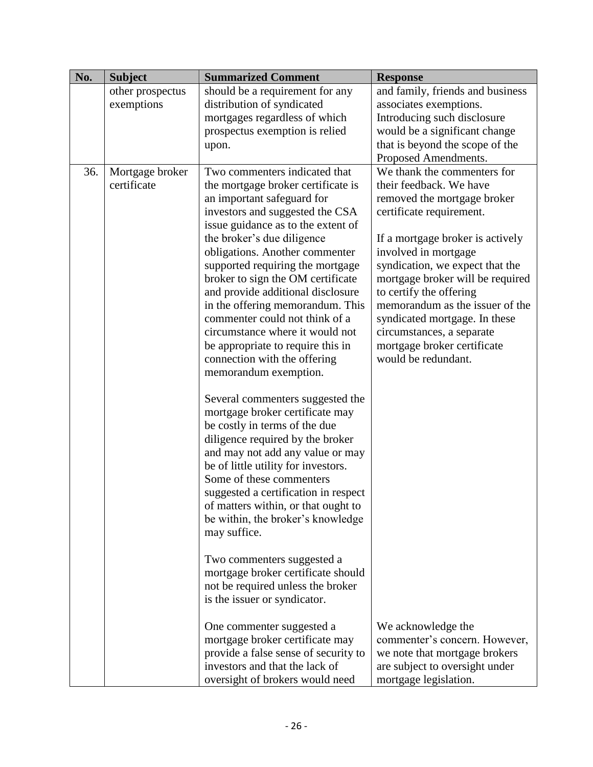| No. | Subject | Summarized Comment | Response |
|---|---|---|---|
| | other prospectus exemptions | should be a requirement for any distribution of syndicated mortgages regardless of which prospectus exemption is relied upon. | and family, friends and business associates exemptions. Introducing such disclosure would be a significant change that is beyond the scope of the Proposed Amendments. |
| 36. | Mortgage broker certificate | Two commenters indicated that the mortgage broker certificate is an important safeguard for investors and suggested the CSA issue guidance as to the extent of the broker's due diligence obligations. Another commenter supported requiring the mortgage broker to sign the OM certificate and provide additional disclosure in the offering memorandum. This commenter could not think of a circumstance where it would not be appropriate to require this in connection with the offering memorandum exemption.<br><br>Several commenters suggested the mortgage broker certificate may be costly in terms of the due diligence required by the broker and may not add any value or may be of little utility for investors. Some of these commenters suggested a certification in respect of matters within, or that ought to be within, the broker's knowledge may suffice.<br><br>Two commenters suggested a mortgage broker certificate should not be required unless the broker is the issuer or syndicator. | We thank the commenters for their feedback. We have removed the mortgage broker certificate requirement.<br><br>If a mortgage broker is actively involved in mortgage syndication, we expect that the mortgage broker will be required to certify the offering memorandum as the issuer of the syndicated mortgage. In these circumstances, a separate mortgage broker certificate would be redundant. |
| | | One commenter suggested a mortgage broker certificate may provide a false sense of security to investors and that the lack of oversight of brokers would need | We acknowledge the commenter's concern. However, we note that mortgage brokers are subject to oversight under mortgage legislation. |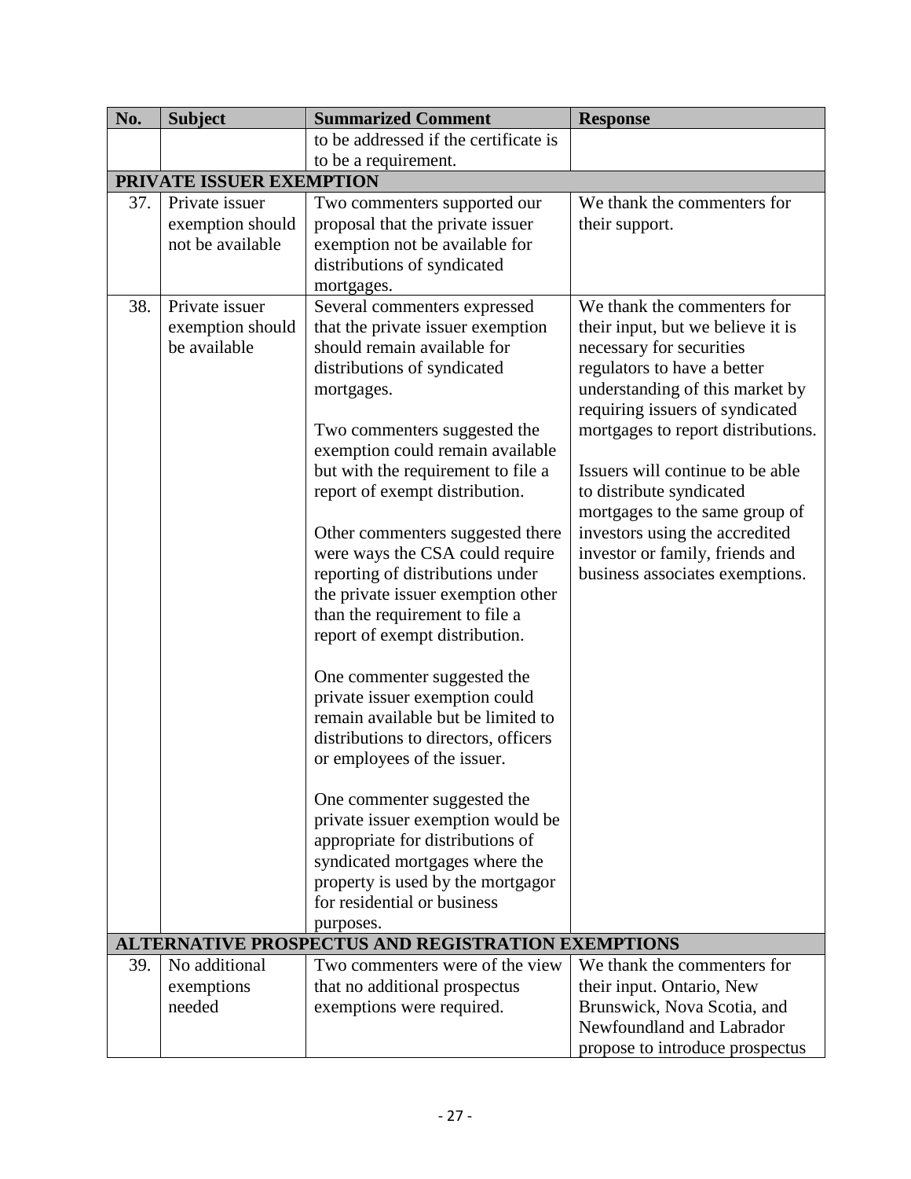| No. | Subject | Summarized Comment | Response |
|---|---|---|---|
| | | to be addressed if the certificate is to be a requirement. | |
| **PRIVATE ISSUER EXEMPTION** | | | |
| 37. | Private issuer exemption should not be available | Two commenters supported our proposal that the private issuer exemption not be available for distributions of syndicated mortgages. | We thank the commenters for their support. |
| 38. | Private issuer exemption should be available | Several commenters expressed that the private issuer exemption should remain available for distributions of syndicated mortgages.<br><br>Two commenters suggested the exemption could remain available but with the requirement to file a report of exempt distribution.<br><br>Other commenters suggested there were ways the CSA could require reporting of distributions under the private issuer exemption other than the requirement to file a report of exempt distribution.<br><br>One commenter suggested the private issuer exemption could remain available but be limited to distributions to directors, officers or employees of the issuer.<br><br>One commenter suggested the private issuer exemption would be appropriate for distributions of syndicated mortgages where the property is used by the mortgagor for residential or business purposes. | We thank the commenters for their input, but we believe it is necessary for securities regulators to have a better understanding of this market by requiring issuers of syndicated mortgages to report distributions.<br><br>Issuers will continue to be able to distribute syndicated mortgages to the same group of investors using the accredited investor or family, friends and business associates exemptions. |
| **ALTERNATIVE PROSPECTUS AND REGISTRATION EXEMPTIONS** | | | |
| 39. | No additional exemptions needed | Two commenters were of the view that no additional prospectus exemptions were required. | We thank the commenters for their input. Ontario, New Brunswick, Nova Scotia, and Newfoundland and Labrador propose to introduce prospectus |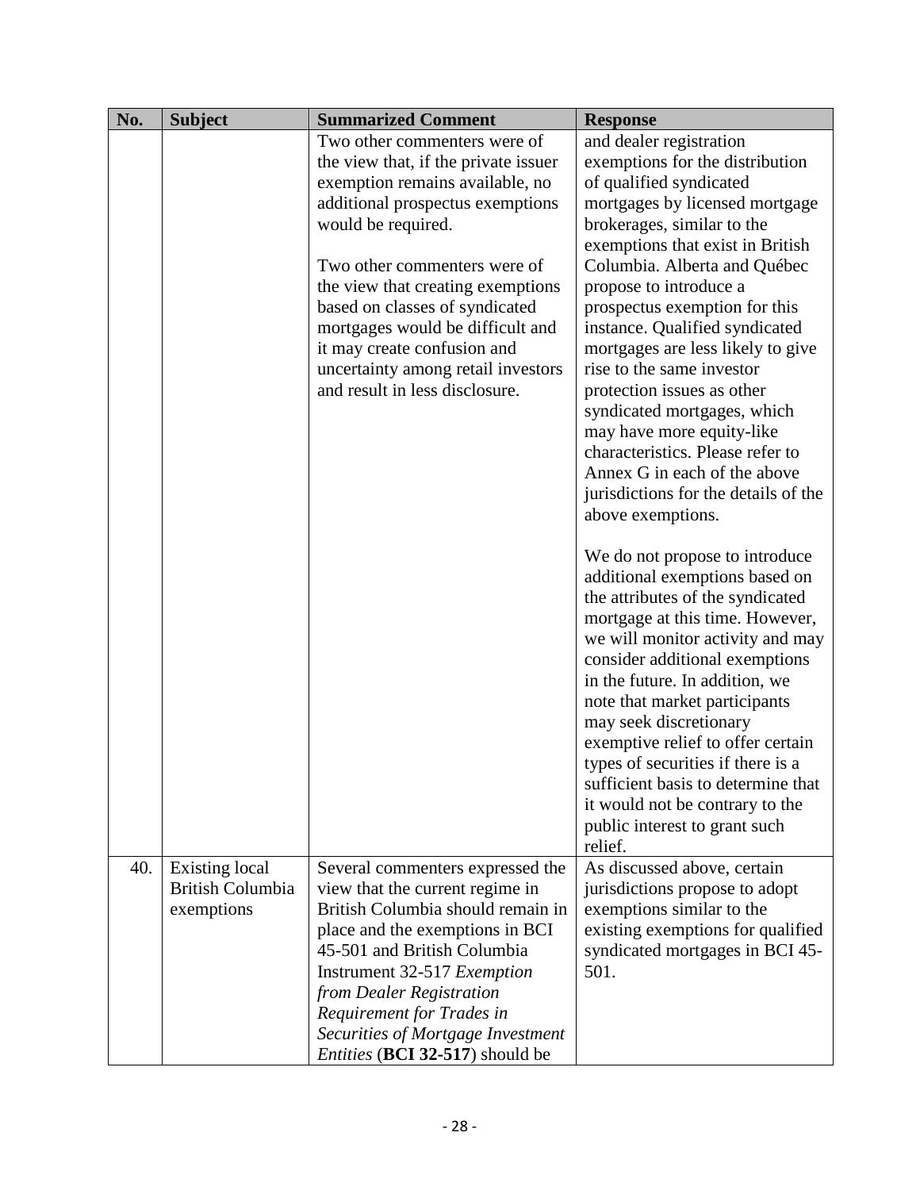| No. | Subject | Summarized Comment | Response |
| --- | --- | --- | --- |
| | | Two other commenters were of the view that, if the private issuer exemption remains available, no additional prospectus exemptions would be required.<br><br>Two other commenters were of the view that creating exemptions based on classes of syndicated mortgages would be difficult and it may create confusion and uncertainty among retail investors and result in less disclosure. | and dealer registration exemptions for the distribution of qualified syndicated mortgages by licensed mortgage brokerages, similar to the exemptions that exist in British Columbia. Alberta and Québec propose to introduce a prospectus exemption for this instance. Qualified syndicated mortgages are less likely to give rise to the same investor protection issues as other syndicated mortgages, which may have more equity-like characteristics. Please refer to Annex G in each of the above jurisdictions for the details of the above exemptions.<br><br>We do not propose to introduce additional exemptions based on the attributes of the syndicated mortgage at this time. However, we will monitor activity and may consider additional exemptions in the future. In addition, we note that market participants may seek discretionary exemptive relief to offer certain types of securities if there is a sufficient basis to determine that it would not be contrary to the public interest to grant such relief. |
| 40. | Existing local British Columbia exemptions | Several commenters expressed the view that the current regime in British Columbia should remain in place and the exemptions in BCI 45-501 and British Columbia Instrument 32-517 *Exemption from Dealer Registration Requirement for Trades in Securities of Mortgage Investment Entities* (**BCI 32-517**) should be | As discussed above, certain jurisdictions propose to adopt exemptions similar to the existing exemptions for qualified syndicated mortgages in BCI 45-501. |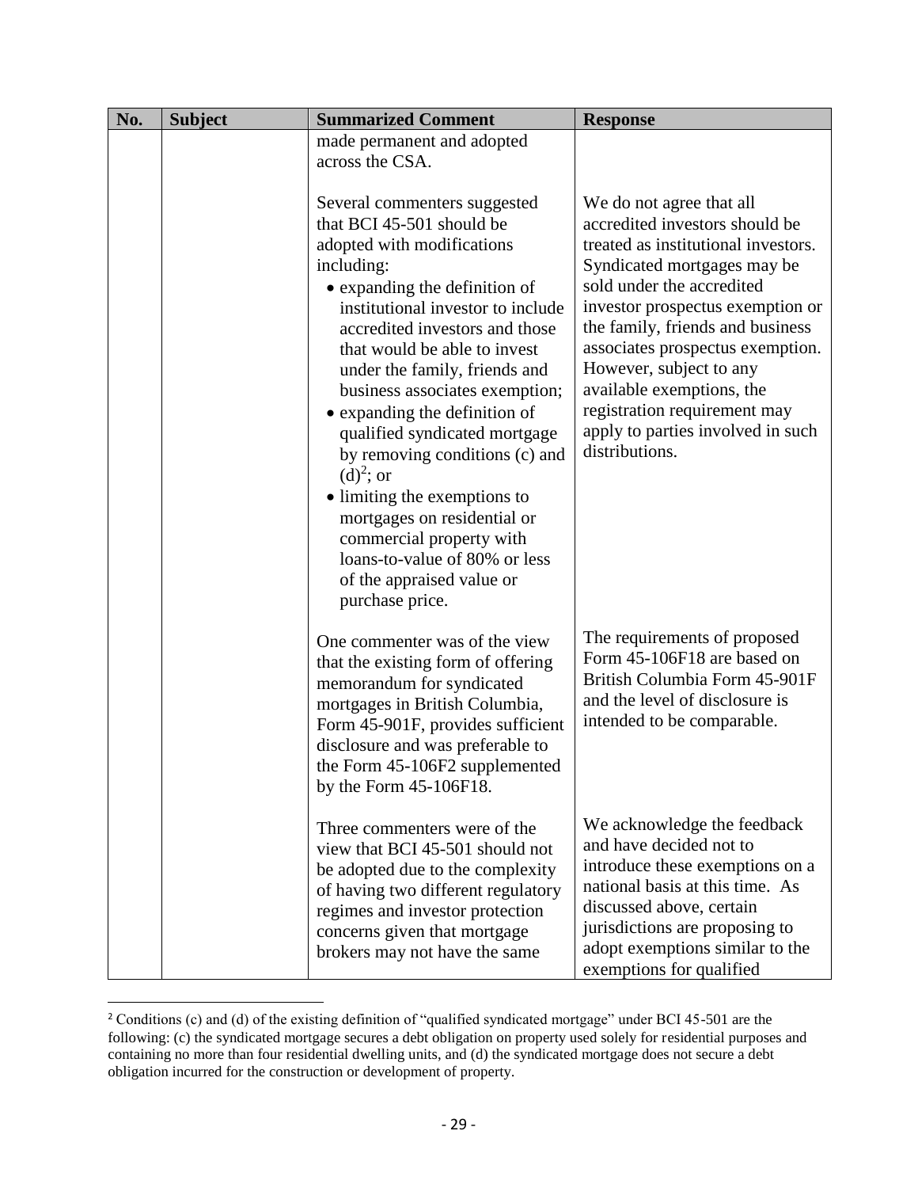| No. | Subject | Summarized Comment | Response |
|---|---|---|---|
| | | made permanent and adopted across the CSA. | |
| | | Several commenters suggested that BCI 45-501 should be adopted with modifications including:<br>• expanding the definition of institutional investor to include accredited investors and those that would be able to invest under the family, friends and business associates exemption;<br>• expanding the definition of qualified syndicated mortgage by removing conditions (c) and (d)[2]; or<br>• limiting the exemptions to mortgages on residential or commercial property with loans-to-value of 80% or less of the appraised value or purchase price. | We do not agree that all accredited investors should be treated as institutional investors. Syndicated mortgages may be sold under the accredited investor prospectus exemption or the family, friends and business associates prospectus exemption. However, subject to any available exemptions, the registration requirement may apply to parties involved in such distributions. |
| | | One commenter was of the view that the existing form of offering memorandum for syndicated mortgages in British Columbia, Form 45-901F, provides sufficient disclosure and was preferable to the Form 45-106F2 supplemented by the Form 45-106F18. | The requirements of proposed Form 45-106F18 are based on British Columbia Form 45-901F and the level of disclosure is intended to be comparable. |
| | | Three commenters were of the view that BCI 45-501 should not be adopted due to the complexity of having two different regulatory regimes and investor protection concerns given that mortgage brokers may not have the same | We acknowledge the feedback and have decided not to introduce these exemptions on a national basis at this time. As discussed above, certain jurisdictions are proposing to adopt exemptions similar to the exemptions for qualified |

[2] Conditions (c) and (d) of the existing definition of "qualified syndicated mortgage" under BCI 45-501 are the following: (c) the syndicated mortgage secures a debt obligation on property used solely for residential purposes and containing no more than four residential dwelling units, and (d) the syndicated mortgage does not secure a debt obligation incurred for the construction or development of property.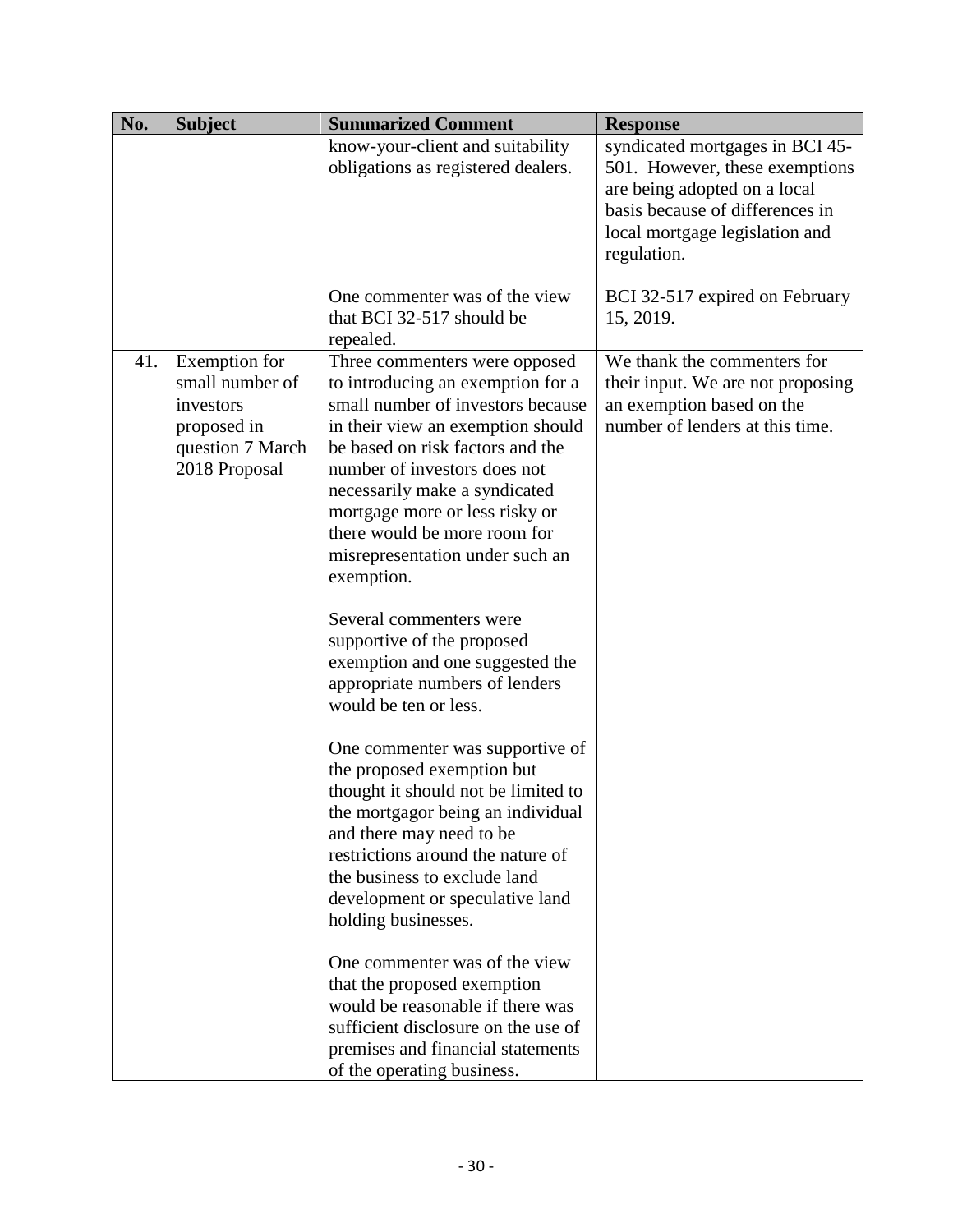| No. | Subject | Summarized Comment | Response |
|---|---|---|---|
| | | know-your-client and suitability obligations as registered dealers. | syndicated mortgages in BCI 45-501. However, these exemptions are being adopted on a local basis because of differences in local mortgage legislation and regulation. |
| | | One commenter was of the view that BCI 32-517 should be repealed. | BCI 32-517 expired on February 15, 2019. |
| 41. | Exemption for small number of investors proposed in question 7 March 2018 Proposal | Three commenters were opposed to introducing an exemption for a small number of investors because in their view an exemption should be based on risk factors and the number of investors does not necessarily make a syndicated mortgage more or less risky or there would be more room for misrepresentation under such an exemption.<br><br>Several commenters were supportive of the proposed exemption and one suggested the appropriate numbers of lenders would be ten or less.<br><br>One commenter was supportive of the proposed exemption but thought it should not be limited to the mortgagor being an individual and there may need to be restrictions around the nature of the business to exclude land development or speculative land holding businesses.<br><br>One commenter was of the view that the proposed exemption would be reasonable if there was sufficient disclosure on the use of premises and financial statements of the operating business. | We thank the commenters for their input. We are not proposing an exemption based on the number of lenders at this time. |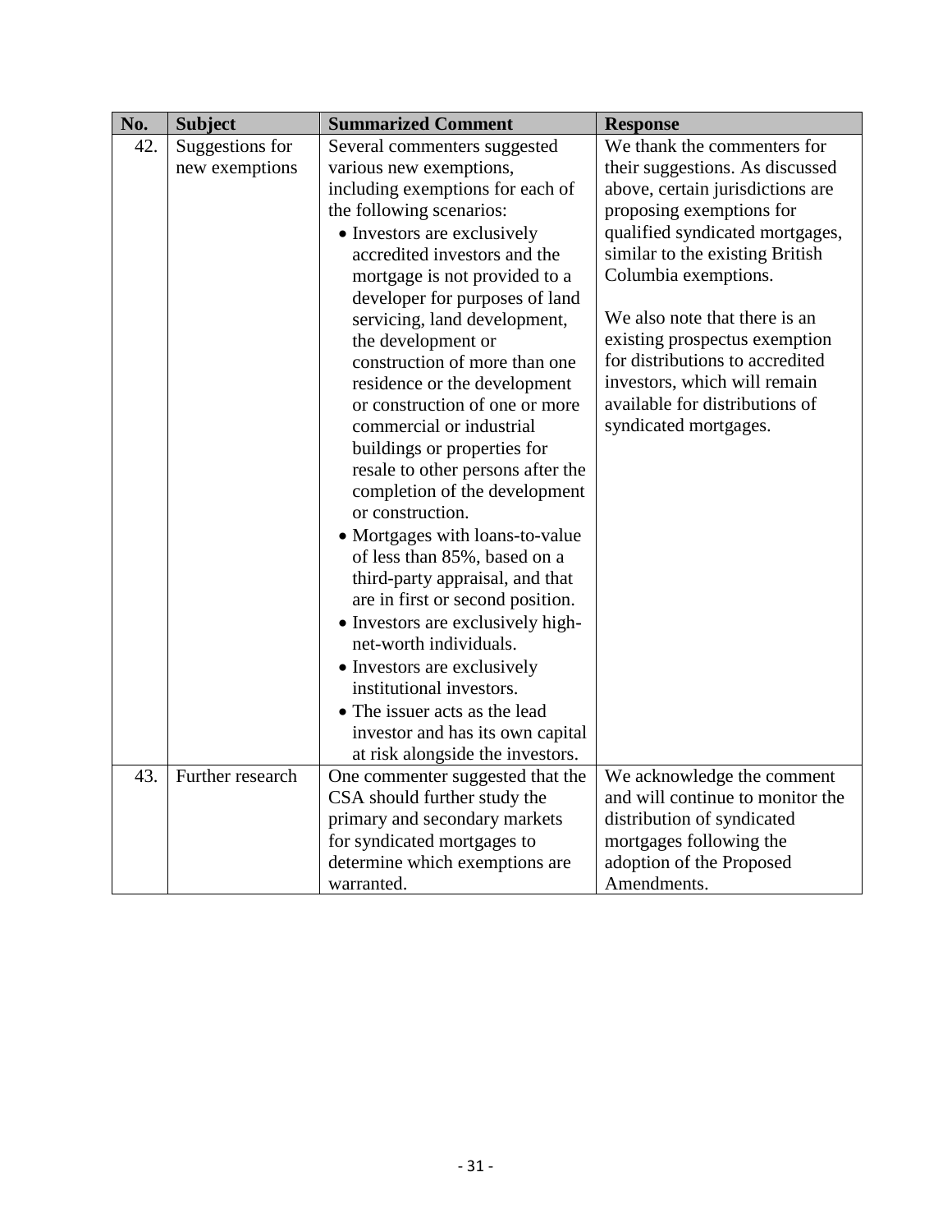| No. | Subject | Summarized Comment | Response |
|---|---|---|---|
| 42. | Suggestions for new exemptions | Several commenters suggested various new exemptions, including exemptions for each of the following scenarios:<br>• Investors are exclusively accredited investors and the mortgage is not provided to a developer for purposes of land servicing, land development, the development or construction of more than one residence or the development or construction of one or more commercial or industrial buildings or properties for resale to other persons after the completion of the development or construction.<br>• Mortgages with loans-to-value of less than 85%, based on a third-party appraisal, and that are in first or second position.<br>• Investors are exclusively high-net-worth individuals.<br>• Investors are exclusively institutional investors.<br>• The issuer acts as the lead investor and has its own capital at risk alongside the investors. | We thank the commenters for their suggestions. As discussed above, certain jurisdictions are proposing exemptions for qualified syndicated mortgages, similar to the existing British Columbia exemptions.<br><br>We also note that there is an existing prospectus exemption for distributions to accredited investors, which will remain available for distributions of syndicated mortgages. |
| 43. | Further research | One commenter suggested that the CSA should further study the primary and secondary markets for syndicated mortgages to determine which exemptions are warranted. | We acknowledge the comment and will continue to monitor the distribution of syndicated mortgages following the adoption of the Proposed Amendments. |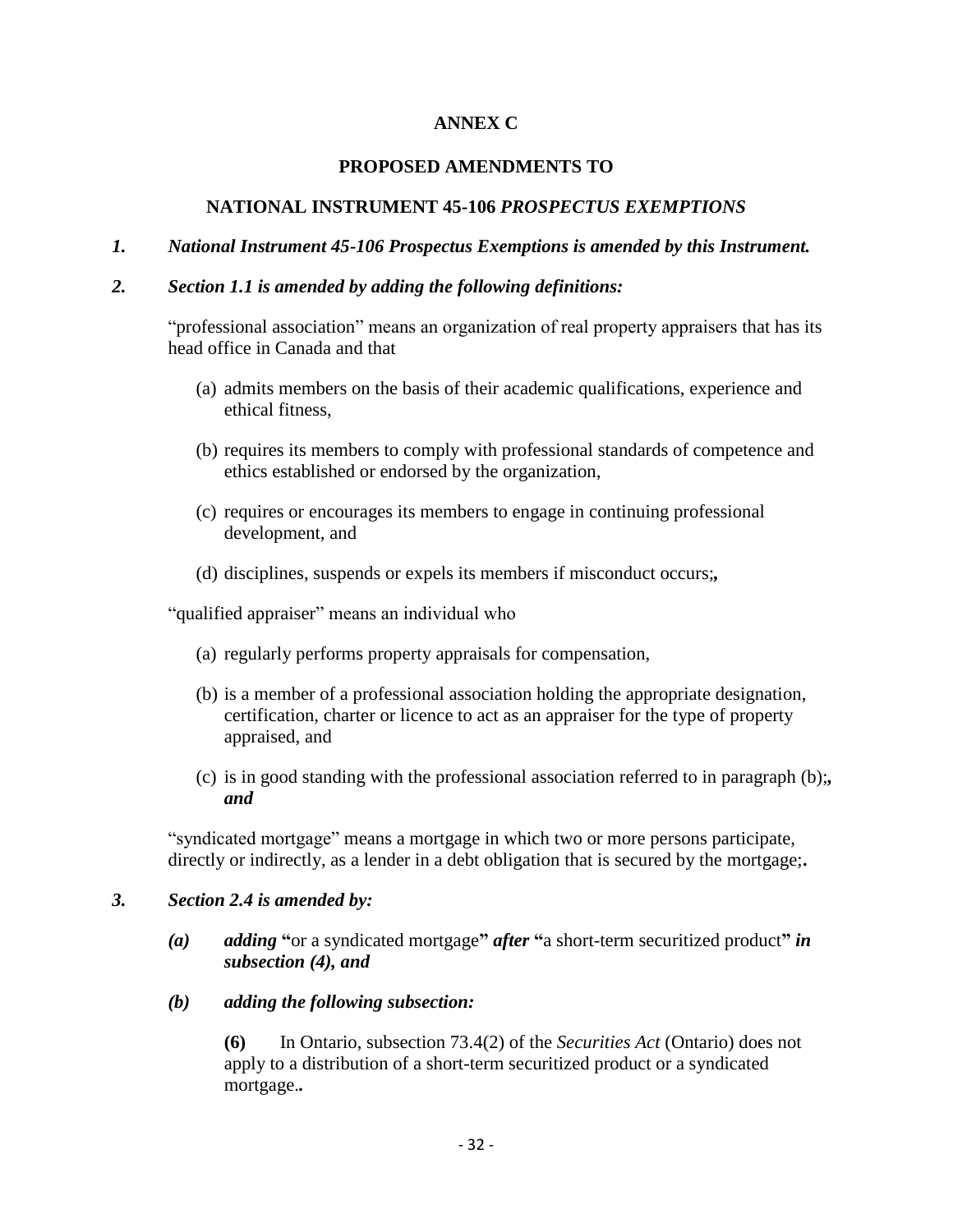**ANNEX C**

**PROPOSED AMENDMENTS TO**

**NATIONAL INSTRUMENT 45-106 *PROSPECTUS EXEMPTIONS***

***1. National Instrument 45-106 Prospectus Exemptions is amended by this Instrument.***

***2. Section 1.1 is amended by adding the following definitions:***

"professional association" means an organization of real property appraisers that has its head office in Canada and that

(a) admits members on the basis of their academic qualifications, experience and ethical fitness,

(b) requires its members to comply with professional standards of competence and ethics established or endorsed by the organization,

(c) requires or encourages its members to engage in continuing professional development, and

(d) disciplines, suspends or expels its members if misconduct occurs;**,**

"qualified appraiser" means an individual who

(a) regularly performs property appraisals for compensation,

(b) is a member of a professional association holding the appropriate designation, certification, charter or licence to act as an appraiser for the type of property appraised, and

(c) is in good standing with the professional association referred to in paragraph (b);***, and***

"syndicated mortgage" means a mortgage in which two or more persons participate, directly or indirectly, as a lender in a debt obligation that is secured by the mortgage;**.**

***3. Section 2.4 is amended by:***

***(a) adding*** **"**or a syndicated mortgage**"** ***after*** **"**a short-term securitized product**"** ***in subsection (4), and***

***(b) adding the following subsection:***

**(6)** In Ontario, subsection 73.4(2) of the *Securities Act* (Ontario) does not apply to a distribution of a short-term securitized product or a syndicated mortgage.**.**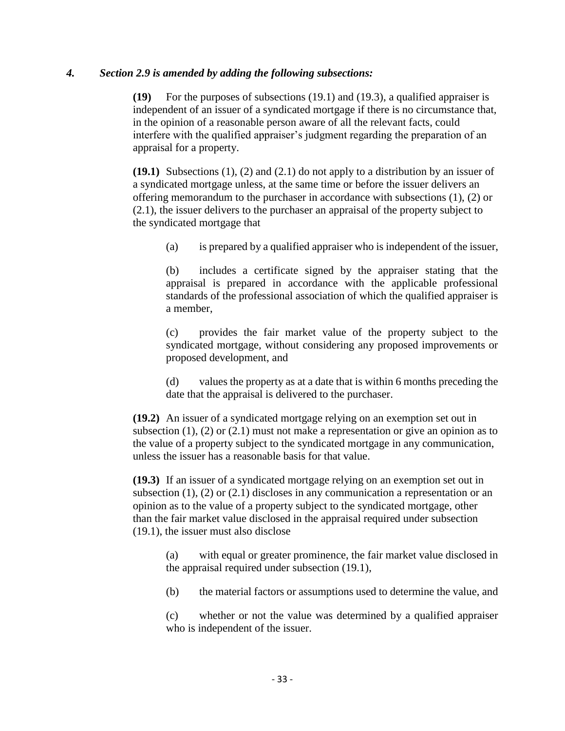*4. Section 2.9 is amended by adding the following subsections:*

**(19)** For the purposes of subsections (19.1) and (19.3), a qualified appraiser is independent of an issuer of a syndicated mortgage if there is no circumstance that, in the opinion of a reasonable person aware of all the relevant facts, could interfere with the qualified appraiser's judgment regarding the preparation of an appraisal for a property.

**(19.1)** Subsections (1), (2) and (2.1) do not apply to a distribution by an issuer of a syndicated mortgage unless, at the same time or before the issuer delivers an offering memorandum to the purchaser in accordance with subsections (1), (2) or (2.1), the issuer delivers to the purchaser an appraisal of the property subject to the syndicated mortgage that

(a) is prepared by a qualified appraiser who is independent of the issuer,

(b) includes a certificate signed by the appraiser stating that the appraisal is prepared in accordance with the applicable professional standards of the professional association of which the qualified appraiser is a member,

(c) provides the fair market value of the property subject to the syndicated mortgage, without considering any proposed improvements or proposed development, and

(d) values the property as at a date that is within 6 months preceding the date that the appraisal is delivered to the purchaser.

**(19.2)** An issuer of a syndicated mortgage relying on an exemption set out in subsection (1), (2) or (2.1) must not make a representation or give an opinion as to the value of a property subject to the syndicated mortgage in any communication, unless the issuer has a reasonable basis for that value.

**(19.3)** If an issuer of a syndicated mortgage relying on an exemption set out in subsection (1), (2) or (2.1) discloses in any communication a representation or an opinion as to the value of a property subject to the syndicated mortgage, other than the fair market value disclosed in the appraisal required under subsection (19.1), the issuer must also disclose

(a) with equal or greater prominence, the fair market value disclosed in the appraisal required under subsection (19.1),

(b) the material factors or assumptions used to determine the value, and

(c) whether or not the value was determined by a qualified appraiser who is independent of the issuer.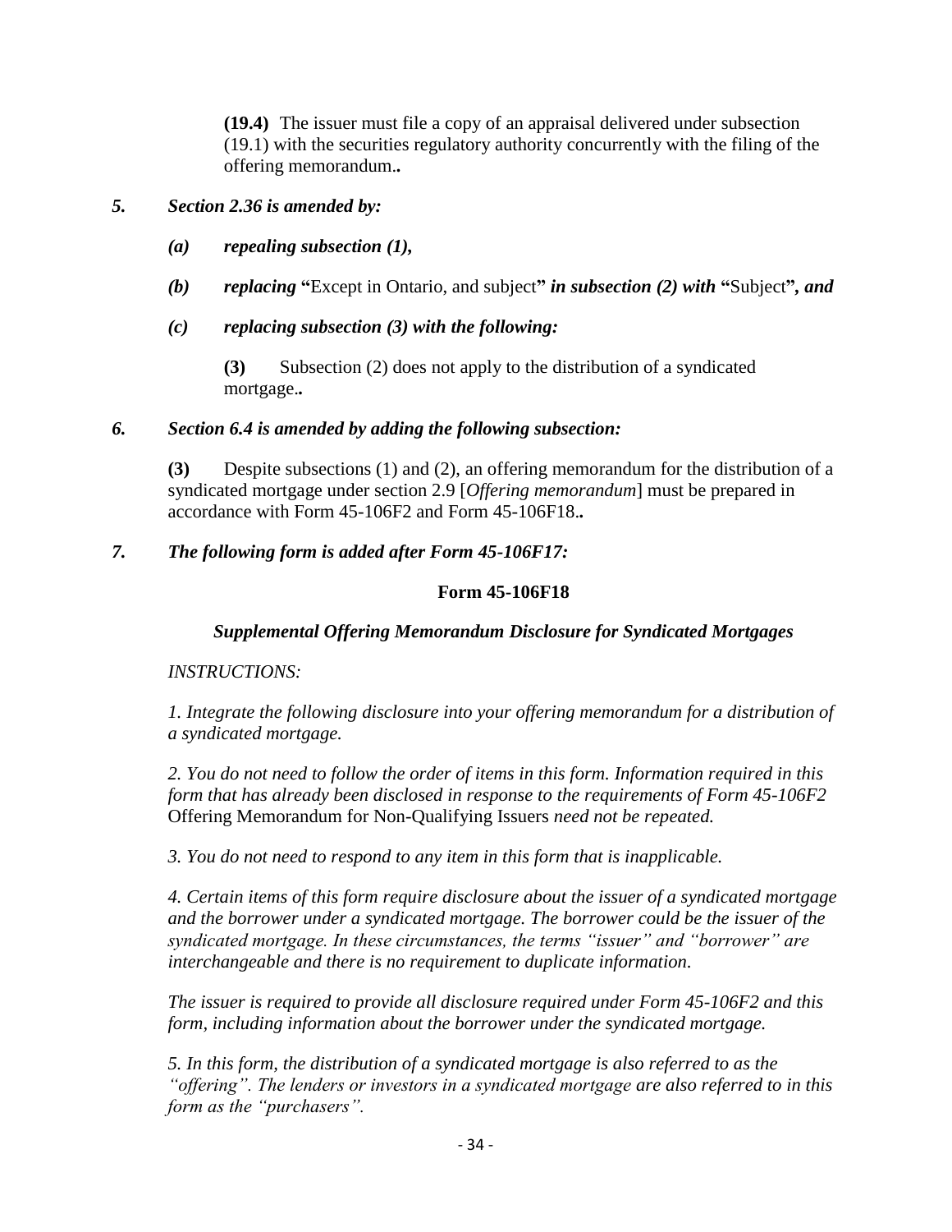**(19.4)** The issuer must file a copy of an appraisal delivered under subsection (19.1) with the securities regulatory authority concurrently with the filing of the offering memorandum.**.**

***5. Section 2.36 is amended by:***

***(a) repealing subsection (1),***

***(b) replacing* "Except in Ontario, and subject" *in subsection (2) with* "Subject", *and***

***(c) replacing subsection (3) with the following:***

**(3)** Subsection (2) does not apply to the distribution of a syndicated mortgage.**.**

***6. Section 6.4 is amended by adding the following subsection:***

**(3)** Despite subsections (1) and (2), an offering memorandum for the distribution of a syndicated mortgage under section 2.9 [*Offering memorandum*] must be prepared in accordance with Form 45-106F2 and Form 45-106F18.**.**

***7. The following form is added after Form 45-106F17:***

**Form 45-106F18**

***Supplemental Offering Memorandum Disclosure for Syndicated Mortgages***

*INSTRUCTIONS:*

*1. Integrate the following disclosure into your offering memorandum for a distribution of a syndicated mortgage.*

*2. You do not need to follow the order of items in this form. Information required in this form that has already been disclosed in response to the requirements of Form 45-106F2* Offering Memorandum for Non-Qualifying Issuers *need not be repeated.*

*3. You do not need to respond to any item in this form that is inapplicable.*

*4. Certain items of this form require disclosure about the issuer of a syndicated mortgage and the borrower under a syndicated mortgage. The borrower could be the issuer of the syndicated mortgage. In these circumstances, the terms "issuer" and "borrower" are interchangeable and there is no requirement to duplicate information.*

*The issuer is required to provide all disclosure required under Form 45-106F2 and this form, including information about the borrower under the syndicated mortgage.*

*5. In this form, the distribution of a syndicated mortgage is also referred to as the "offering". The lenders or investors in a syndicated mortgage are also referred to in this form as the "purchasers".*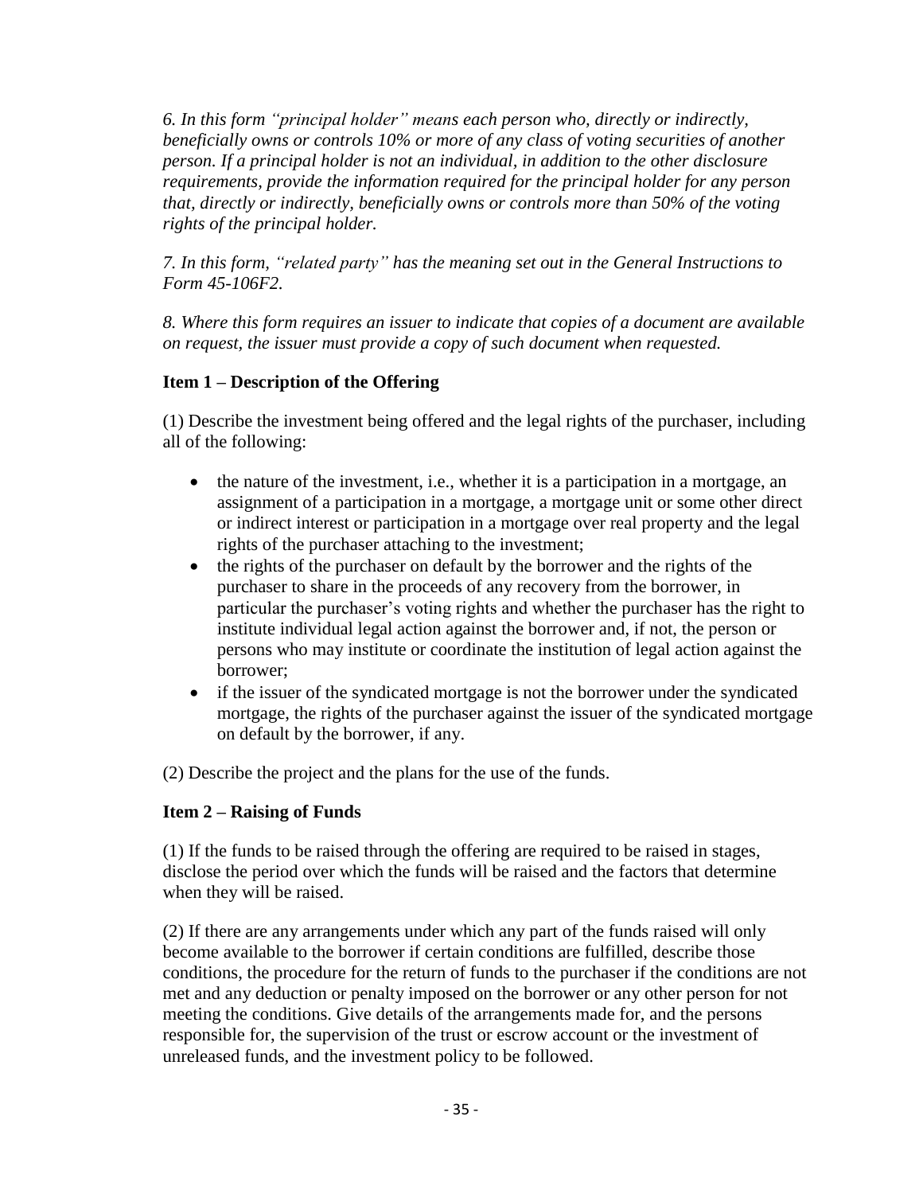*6. In this form "principal holder" means each person who, directly or indirectly, beneficially owns or controls 10% or more of any class of voting securities of another person. If a principal holder is not an individual, in addition to the other disclosure requirements, provide the information required for the principal holder for any person that, directly or indirectly, beneficially owns or controls more than 50% of the voting rights of the principal holder.*

*7. In this form, "related party" has the meaning set out in the General Instructions to Form 45-106F2.*

*8. Where this form requires an issuer to indicate that copies of a document are available on request, the issuer must provide a copy of such document when requested.*

**Item 1 – Description of the Offering**

(1) Describe the investment being offered and the legal rights of the purchaser, including all of the following:

- the nature of the investment, i.e., whether it is a participation in a mortgage, an assignment of a participation in a mortgage, a mortgage unit or some other direct or indirect interest or participation in a mortgage over real property and the legal rights of the purchaser attaching to the investment;
- the rights of the purchaser on default by the borrower and the rights of the purchaser to share in the proceeds of any recovery from the borrower, in particular the purchaser's voting rights and whether the purchaser has the right to institute individual legal action against the borrower and, if not, the person or persons who may institute or coordinate the institution of legal action against the borrower;
- if the issuer of the syndicated mortgage is not the borrower under the syndicated mortgage, the rights of the purchaser against the issuer of the syndicated mortgage on default by the borrower, if any.

(2) Describe the project and the plans for the use of the funds.

**Item 2 – Raising of Funds**

(1) If the funds to be raised through the offering are required to be raised in stages, disclose the period over which the funds will be raised and the factors that determine when they will be raised.

(2) If there are any arrangements under which any part of the funds raised will only become available to the borrower if certain conditions are fulfilled, describe those conditions, the procedure for the return of funds to the purchaser if the conditions are not met and any deduction or penalty imposed on the borrower or any other person for not meeting the conditions. Give details of the arrangements made for, and the persons responsible for, the supervision of the trust or escrow account or the investment of unreleased funds, and the investment policy to be followed.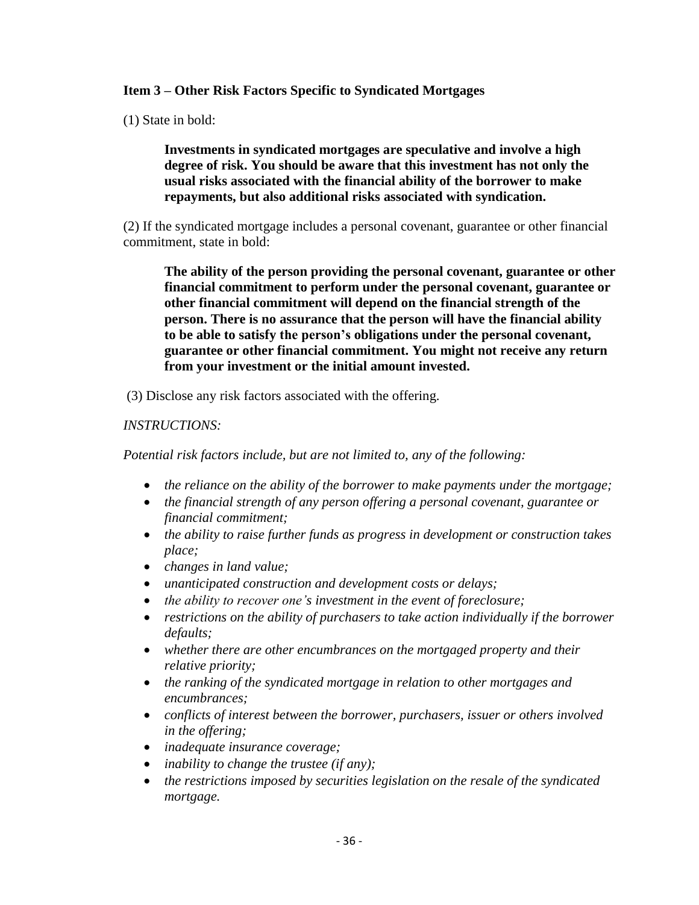**Item 3 – Other Risk Factors Specific to Syndicated Mortgages**

(1) State in bold:

> **Investments in syndicated mortgages are speculative and involve a high degree of risk. You should be aware that this investment has not only the usual risks associated with the financial ability of the borrower to make repayments, but also additional risks associated with syndication.**

(2) If the syndicated mortgage includes a personal covenant, guarantee or other financial commitment, state in bold:

> **The ability of the person providing the personal covenant, guarantee or other financial commitment to perform under the personal covenant, guarantee or other financial commitment will depend on the financial strength of the person. There is no assurance that the person will have the financial ability to be able to satisfy the person's obligations under the personal covenant, guarantee or other financial commitment. You might not receive any return from your investment or the initial amount invested.**

(3) Disclose any risk factors associated with the offering.

*INSTRUCTIONS:*

*Potential risk factors include, but are not limited to, any of the following:*

- *the reliance on the ability of the borrower to make payments under the mortgage;*
- *the financial strength of any person offering a personal covenant, guarantee or financial commitment;*
- *the ability to raise further funds as progress in development or construction takes place;*
- *changes in land value;*
- *unanticipated construction and development costs or delays;*
- *the ability to recover one's investment in the event of foreclosure;*
- *restrictions on the ability of purchasers to take action individually if the borrower defaults;*
- *whether there are other encumbrances on the mortgaged property and their relative priority;*
- *the ranking of the syndicated mortgage in relation to other mortgages and encumbrances;*
- *conflicts of interest between the borrower, purchasers, issuer or others involved in the offering;*
- *inadequate insurance coverage;*
- *inability to change the trustee (if any);*
- *the restrictions imposed by securities legislation on the resale of the syndicated mortgage.*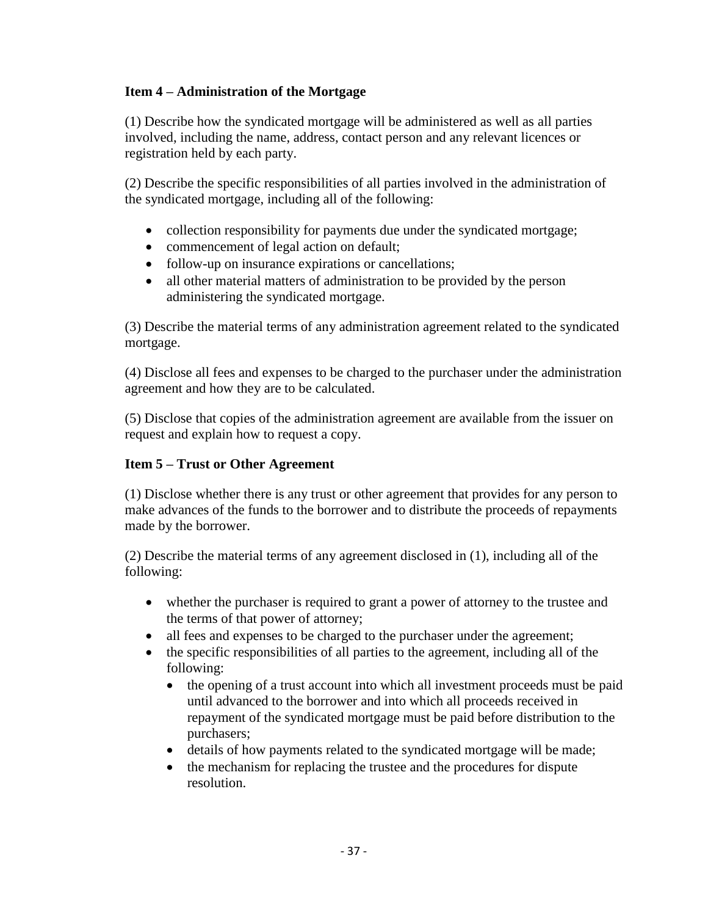**Item 4 – Administration of the Mortgage**

(1) Describe how the syndicated mortgage will be administered as well as all parties involved, including the name, address, contact person and any relevant licences or registration held by each party.

(2) Describe the specific responsibilities of all parties involved in the administration of the syndicated mortgage, including all of the following:

- collection responsibility for payments due under the syndicated mortgage;
- commencement of legal action on default;
- follow-up on insurance expirations or cancellations;
- all other material matters of administration to be provided by the person administering the syndicated mortgage.

(3) Describe the material terms of any administration agreement related to the syndicated mortgage.

(4) Disclose all fees and expenses to be charged to the purchaser under the administration agreement and how they are to be calculated.

(5) Disclose that copies of the administration agreement are available from the issuer on request and explain how to request a copy.

**Item 5 – Trust or Other Agreement**

(1) Disclose whether there is any trust or other agreement that provides for any person to make advances of the funds to the borrower and to distribute the proceeds of repayments made by the borrower.

(2) Describe the material terms of any agreement disclosed in (1), including all of the following:

- whether the purchaser is required to grant a power of attorney to the trustee and the terms of that power of attorney;
- all fees and expenses to be charged to the purchaser under the agreement;
- the specific responsibilities of all parties to the agreement, including all of the following:
  - the opening of a trust account into which all investment proceeds must be paid until advanced to the borrower and into which all proceeds received in repayment of the syndicated mortgage must be paid before distribution to the purchasers;
  - details of how payments related to the syndicated mortgage will be made;
  - the mechanism for replacing the trustee and the procedures for dispute resolution.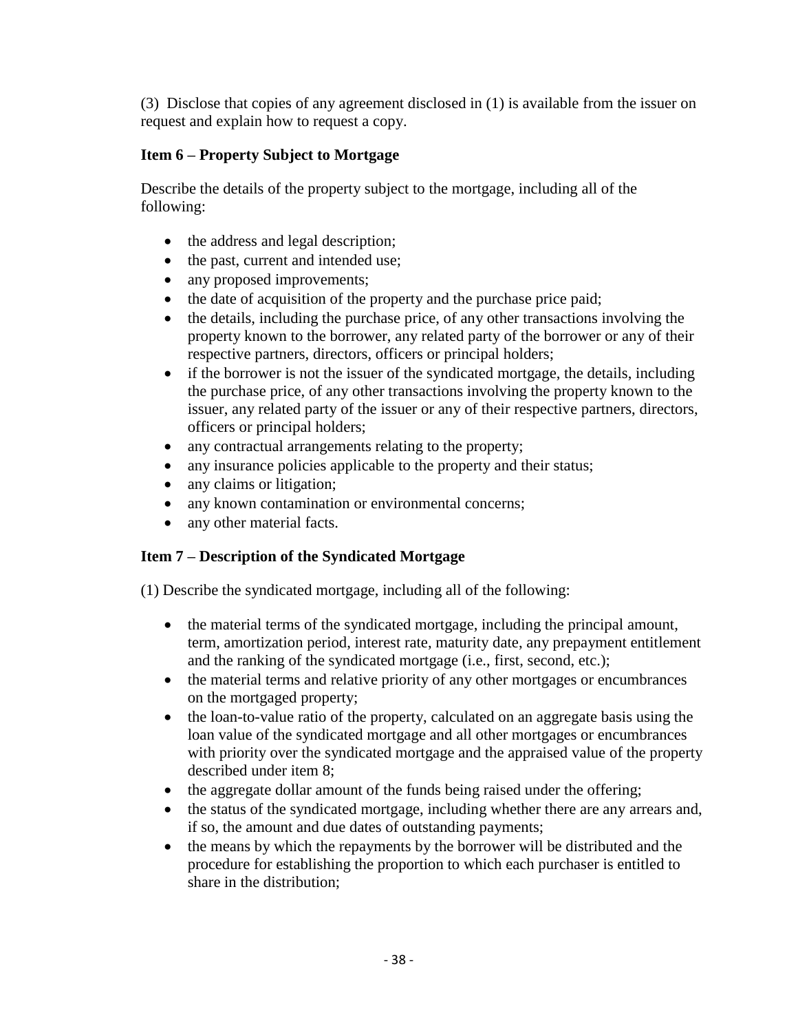(3) Disclose that copies of any agreement disclosed in (1) is available from the issuer on request and explain how to request a copy.

**Item 6 – Property Subject to Mortgage**

Describe the details of the property subject to the mortgage, including all of the following:

- the address and legal description;
- the past, current and intended use;
- any proposed improvements;
- the date of acquisition of the property and the purchase price paid;
- the details, including the purchase price, of any other transactions involving the property known to the borrower, any related party of the borrower or any of their respective partners, directors, officers or principal holders;
- if the borrower is not the issuer of the syndicated mortgage, the details, including the purchase price, of any other transactions involving the property known to the issuer, any related party of the issuer or any of their respective partners, directors, officers or principal holders;
- any contractual arrangements relating to the property;
- any insurance policies applicable to the property and their status;
- any claims or litigation;
- any known contamination or environmental concerns;
- any other material facts.

**Item 7 – Description of the Syndicated Mortgage**

(1) Describe the syndicated mortgage, including all of the following:

- the material terms of the syndicated mortgage, including the principal amount, term, amortization period, interest rate, maturity date, any prepayment entitlement and the ranking of the syndicated mortgage (i.e., first, second, etc.);
- the material terms and relative priority of any other mortgages or encumbrances on the mortgaged property;
- the loan-to-value ratio of the property, calculated on an aggregate basis using the loan value of the syndicated mortgage and all other mortgages or encumbrances with priority over the syndicated mortgage and the appraised value of the property described under item 8;
- the aggregate dollar amount of the funds being raised under the offering;
- the status of the syndicated mortgage, including whether there are any arrears and, if so, the amount and due dates of outstanding payments;
- the means by which the repayments by the borrower will be distributed and the procedure for establishing the proportion to which each purchaser is entitled to share in the distribution;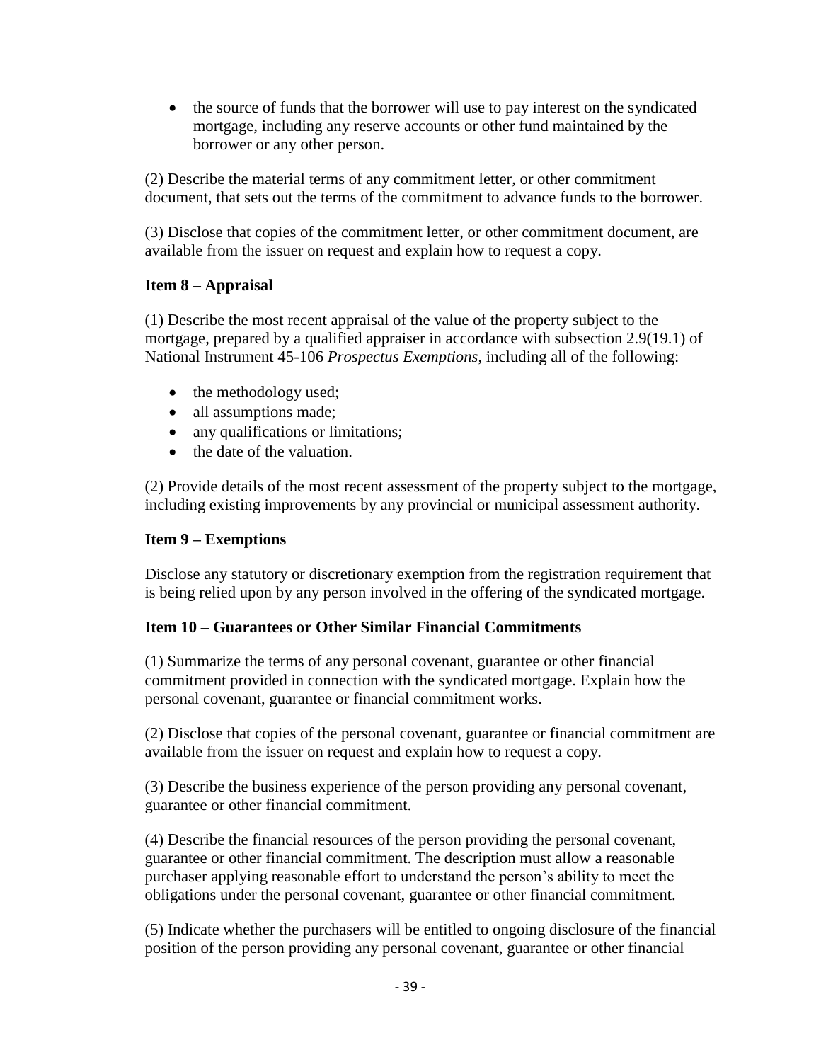- the source of funds that the borrower will use to pay interest on the syndicated mortgage, including any reserve accounts or other fund maintained by the borrower or any other person.

(2) Describe the material terms of any commitment letter, or other commitment document, that sets out the terms of the commitment to advance funds to the borrower.

(3) Disclose that copies of the commitment letter, or other commitment document, are available from the issuer on request and explain how to request a copy.

### Item 8 – Appraisal

(1) Describe the most recent appraisal of the value of the property subject to the mortgage, prepared by a qualified appraiser in accordance with subsection 2.9(19.1) of National Instrument 45-106 *Prospectus Exemptions*, including all of the following:

- the methodology used;
- all assumptions made;
- any qualifications or limitations;
- the date of the valuation.

(2) Provide details of the most recent assessment of the property subject to the mortgage, including existing improvements by any provincial or municipal assessment authority.

### Item 9 – Exemptions

Disclose any statutory or discretionary exemption from the registration requirement that is being relied upon by any person involved in the offering of the syndicated mortgage.

### Item 10 – Guarantees or Other Similar Financial Commitments

(1) Summarize the terms of any personal covenant, guarantee or other financial commitment provided in connection with the syndicated mortgage. Explain how the personal covenant, guarantee or financial commitment works.

(2) Disclose that copies of the personal covenant, guarantee or financial commitment are available from the issuer on request and explain how to request a copy.

(3) Describe the business experience of the person providing any personal covenant, guarantee or other financial commitment.

(4) Describe the financial resources of the person providing the personal covenant, guarantee or other financial commitment. The description must allow a reasonable purchaser applying reasonable effort to understand the person's ability to meet the obligations under the personal covenant, guarantee or other financial commitment.

(5) Indicate whether the purchasers will be entitled to ongoing disclosure of the financial position of the person providing any personal covenant, guarantee or other financial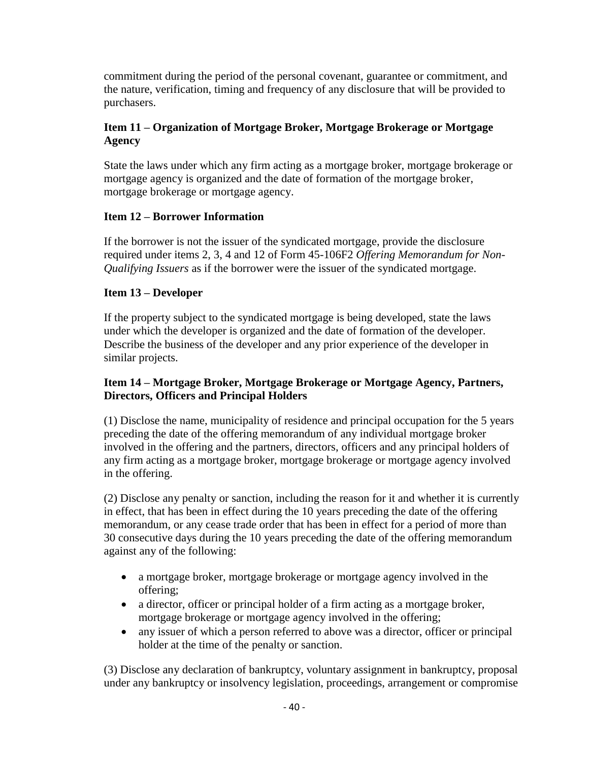commitment during the period of the personal covenant, guarantee or commitment, and the nature, verification, timing and frequency of any disclosure that will be provided to purchasers.

### Item 11 – Organization of Mortgage Broker, Mortgage Brokerage or Mortgage Agency

State the laws under which any firm acting as a mortgage broker, mortgage brokerage or mortgage agency is organized and the date of formation of the mortgage broker, mortgage brokerage or mortgage agency.

### Item 12 – Borrower Information

If the borrower is not the issuer of the syndicated mortgage, provide the disclosure required under items 2, 3, 4 and 12 of Form 45-106F2 *Offering Memorandum for Non-Qualifying Issuers* as if the borrower were the issuer of the syndicated mortgage.

### Item 13 – Developer

If the property subject to the syndicated mortgage is being developed, state the laws under which the developer is organized and the date of formation of the developer. Describe the business of the developer and any prior experience of the developer in similar projects.

### Item 14 – Mortgage Broker, Mortgage Brokerage or Mortgage Agency, Partners, Directors, Officers and Principal Holders

(1) Disclose the name, municipality of residence and principal occupation for the 5 years preceding the date of the offering memorandum of any individual mortgage broker involved in the offering and the partners, directors, officers and any principal holders of any firm acting as a mortgage broker, mortgage brokerage or mortgage agency involved in the offering.

(2) Disclose any penalty or sanction, including the reason for it and whether it is currently in effect, that has been in effect during the 10 years preceding the date of the offering memorandum, or any cease trade order that has been in effect for a period of more than 30 consecutive days during the 10 years preceding the date of the offering memorandum against any of the following:

- a mortgage broker, mortgage brokerage or mortgage agency involved in the offering;
- a director, officer or principal holder of a firm acting as a mortgage broker, mortgage brokerage or mortgage agency involved in the offering;
- any issuer of which a person referred to above was a director, officer or principal holder at the time of the penalty or sanction.

(3) Disclose any declaration of bankruptcy, voluntary assignment in bankruptcy, proposal under any bankruptcy or insolvency legislation, proceedings, arrangement or compromise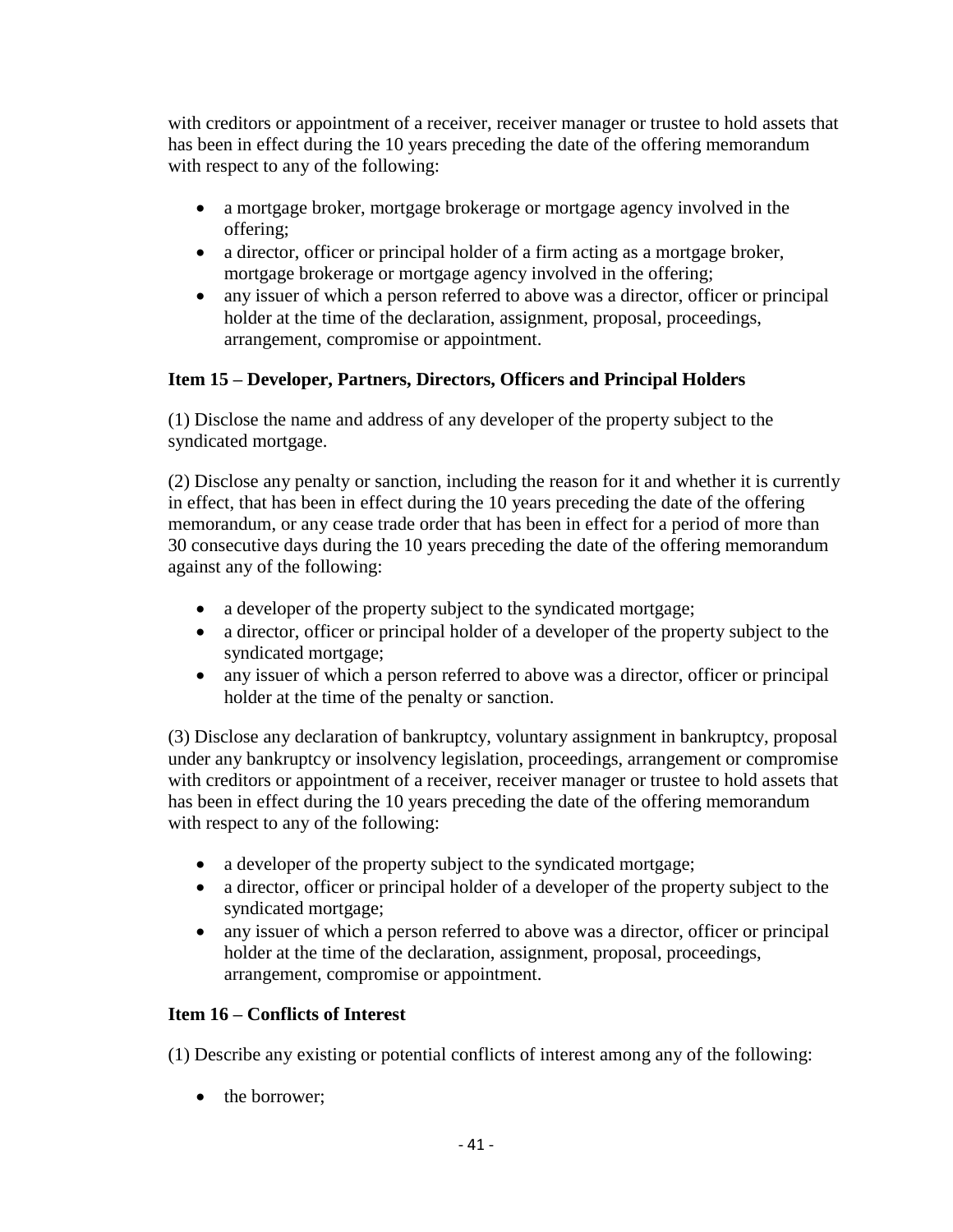with creditors or appointment of a receiver, receiver manager or trustee to hold assets that has been in effect during the 10 years preceding the date of the offering memorandum with respect to any of the following:

- a mortgage broker, mortgage brokerage or mortgage agency involved in the offering;
- a director, officer or principal holder of a firm acting as a mortgage broker, mortgage brokerage or mortgage agency involved in the offering;
- any issuer of which a person referred to above was a director, officer or principal holder at the time of the declaration, assignment, proposal, proceedings, arrangement, compromise or appointment.

### Item 15 – Developer, Partners, Directors, Officers and Principal Holders

(1) Disclose the name and address of any developer of the property subject to the syndicated mortgage.

(2) Disclose any penalty or sanction, including the reason for it and whether it is currently in effect, that has been in effect during the 10 years preceding the date of the offering memorandum, or any cease trade order that has been in effect for a period of more than 30 consecutive days during the 10 years preceding the date of the offering memorandum against any of the following:

- a developer of the property subject to the syndicated mortgage;
- a director, officer or principal holder of a developer of the property subject to the syndicated mortgage;
- any issuer of which a person referred to above was a director, officer or principal holder at the time of the penalty or sanction.

(3) Disclose any declaration of bankruptcy, voluntary assignment in bankruptcy, proposal under any bankruptcy or insolvency legislation, proceedings, arrangement or compromise with creditors or appointment of a receiver, receiver manager or trustee to hold assets that has been in effect during the 10 years preceding the date of the offering memorandum with respect to any of the following:

- a developer of the property subject to the syndicated mortgage;
- a director, officer or principal holder of a developer of the property subject to the syndicated mortgage;
- any issuer of which a person referred to above was a director, officer or principal holder at the time of the declaration, assignment, proposal, proceedings, arrangement, compromise or appointment.

### Item 16 – Conflicts of Interest

(1) Describe any existing or potential conflicts of interest among any of the following:

- the borrower;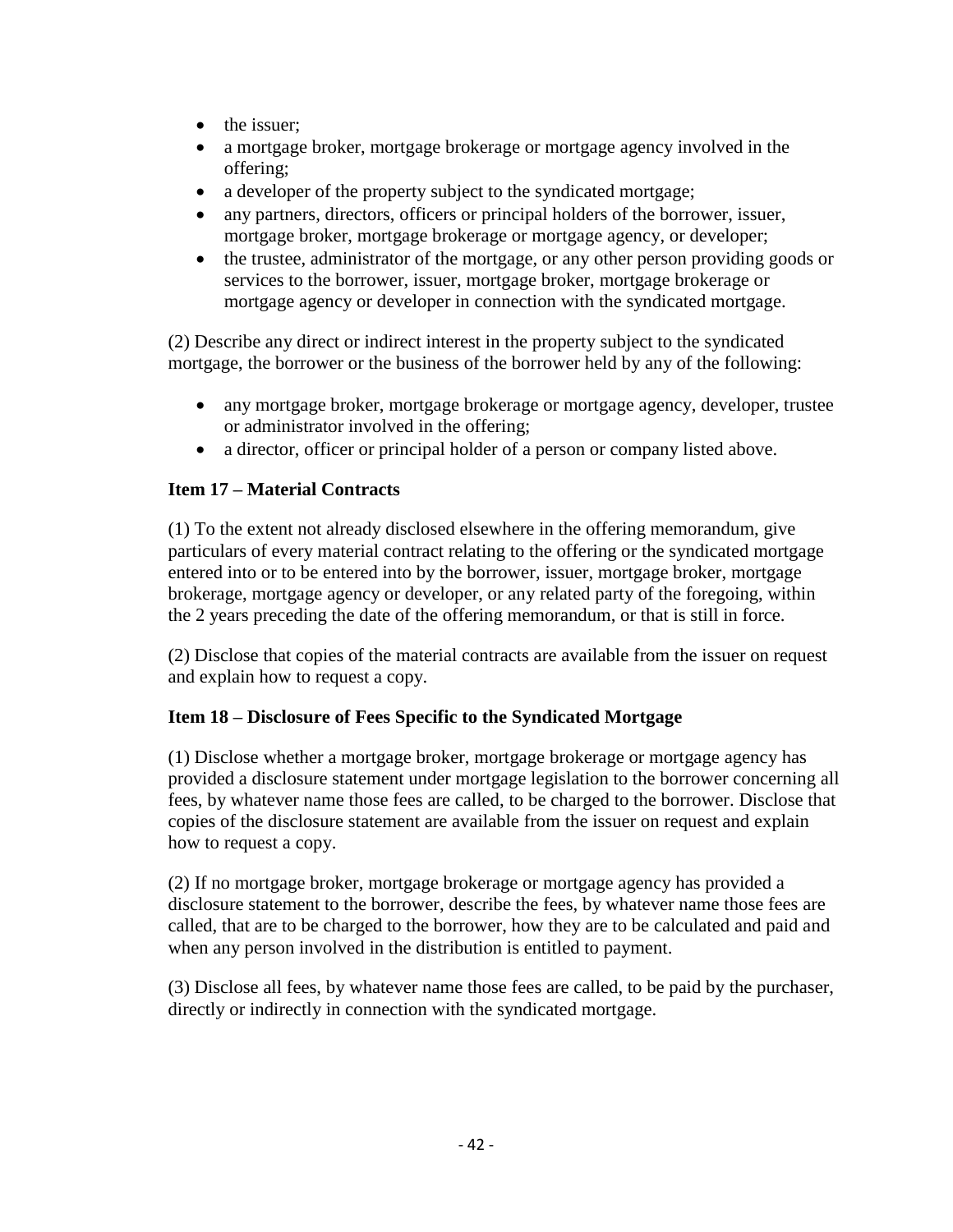- the issuer;
- a mortgage broker, mortgage brokerage or mortgage agency involved in the offering;
- a developer of the property subject to the syndicated mortgage;
- any partners, directors, officers or principal holders of the borrower, issuer, mortgage broker, mortgage brokerage or mortgage agency, or developer;
- the trustee, administrator of the mortgage, or any other person providing goods or services to the borrower, issuer, mortgage broker, mortgage brokerage or mortgage agency or developer in connection with the syndicated mortgage.

(2) Describe any direct or indirect interest in the property subject to the syndicated mortgage, the borrower or the business of the borrower held by any of the following:

- any mortgage broker, mortgage brokerage or mortgage agency, developer, trustee or administrator involved in the offering;
- a director, officer or principal holder of a person or company listed above.

**Item 17 – Material Contracts**

(1) To the extent not already disclosed elsewhere in the offering memorandum, give particulars of every material contract relating to the offering or the syndicated mortgage entered into or to be entered into by the borrower, issuer, mortgage broker, mortgage brokerage, mortgage agency or developer, or any related party of the foregoing, within the 2 years preceding the date of the offering memorandum, or that is still in force.

(2) Disclose that copies of the material contracts are available from the issuer on request and explain how to request a copy.

**Item 18 – Disclosure of Fees Specific to the Syndicated Mortgage**

(1) Disclose whether a mortgage broker, mortgage brokerage or mortgage agency has provided a disclosure statement under mortgage legislation to the borrower concerning all fees, by whatever name those fees are called, to be charged to the borrower. Disclose that copies of the disclosure statement are available from the issuer on request and explain how to request a copy.

(2) If no mortgage broker, mortgage brokerage or mortgage agency has provided a disclosure statement to the borrower, describe the fees, by whatever name those fees are called, that are to be charged to the borrower, how they are to be calculated and paid and when any person involved in the distribution is entitled to payment.

(3) Disclose all fees, by whatever name those fees are called, to be paid by the purchaser, directly or indirectly in connection with the syndicated mortgage.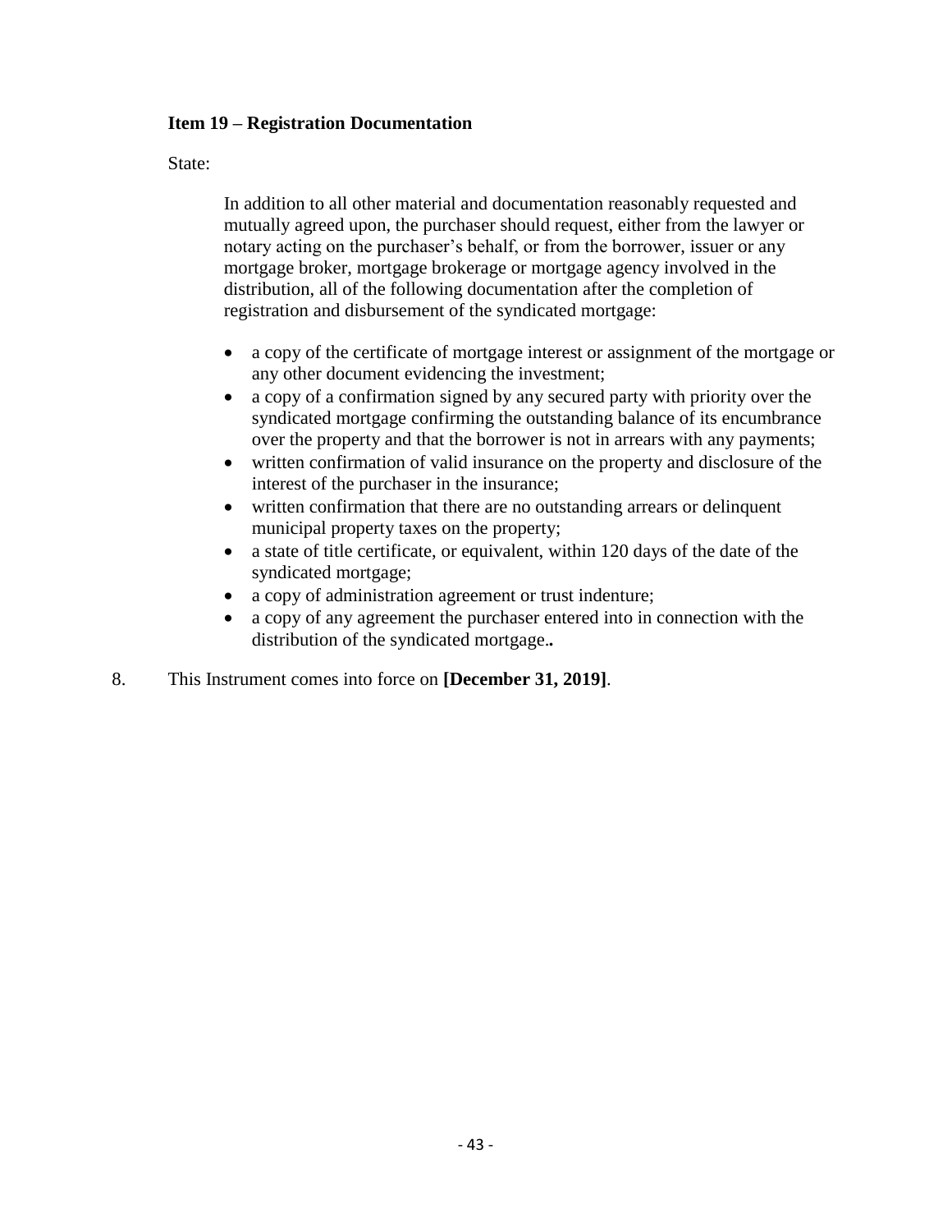**Item 19 – Registration Documentation**

State:

> In addition to all other material and documentation reasonably requested and mutually agreed upon, the purchaser should request, either from the lawyer or notary acting on the purchaser's behalf, or from the borrower, issuer or any mortgage broker, mortgage brokerage or mortgage agency involved in the distribution, all of the following documentation after the completion of registration and disbursement of the syndicated mortgage:
>
> - a copy of the certificate of mortgage interest or assignment of the mortgage or any other document evidencing the investment;
> - a copy of a confirmation signed by any secured party with priority over the syndicated mortgage confirming the outstanding balance of its encumbrance over the property and that the borrower is not in arrears with any payments;
> - written confirmation of valid insurance on the property and disclosure of the interest of the purchaser in the insurance;
> - written confirmation that there are no outstanding arrears or delinquent municipal property taxes on the property;
> - a state of title certificate, or equivalent, within 120 days of the date of the syndicated mortgage;
> - a copy of administration agreement or trust indenture;
> - a copy of any agreement the purchaser entered into in connection with the distribution of the syndicated mortgage**..**

8. This Instrument comes into force on **[December 31, 2019]**.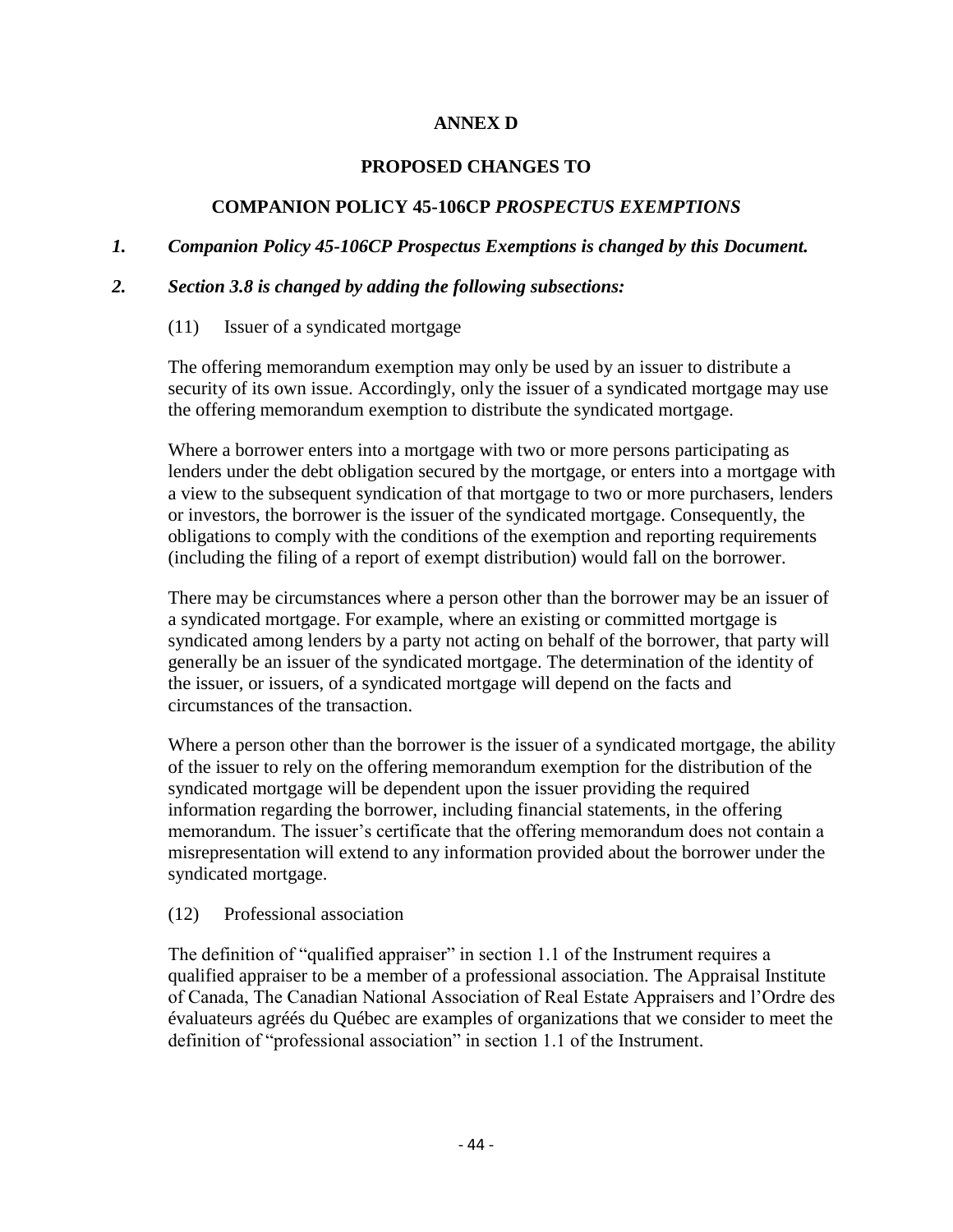**ANNEX D**

**PROPOSED CHANGES TO**

**COMPANION POLICY 45-106CP *PROSPECTUS EXEMPTIONS***

***1. Companion Policy 45-106CP Prospectus Exemptions is changed by this Document.***

***2. Section 3.8 is changed by adding the following subsections:***

(11) Issuer of a syndicated mortgage

The offering memorandum exemption may only be used by an issuer to distribute a security of its own issue. Accordingly, only the issuer of a syndicated mortgage may use the offering memorandum exemption to distribute the syndicated mortgage.

Where a borrower enters into a mortgage with two or more persons participating as lenders under the debt obligation secured by the mortgage, or enters into a mortgage with a view to the subsequent syndication of that mortgage to two or more purchasers, lenders or investors, the borrower is the issuer of the syndicated mortgage. Consequently, the obligations to comply with the conditions of the exemption and reporting requirements (including the filing of a report of exempt distribution) would fall on the borrower.

There may be circumstances where a person other than the borrower may be an issuer of a syndicated mortgage. For example, where an existing or committed mortgage is syndicated among lenders by a party not acting on behalf of the borrower, that party will generally be an issuer of the syndicated mortgage. The determination of the identity of the issuer, or issuers, of a syndicated mortgage will depend on the facts and circumstances of the transaction.

Where a person other than the borrower is the issuer of a syndicated mortgage, the ability of the issuer to rely on the offering memorandum exemption for the distribution of the syndicated mortgage will be dependent upon the issuer providing the required information regarding the borrower, including financial statements, in the offering memorandum. The issuer's certificate that the offering memorandum does not contain a misrepresentation will extend to any information provided about the borrower under the syndicated mortgage.

(12) Professional association

The definition of "qualified appraiser" in section 1.1 of the Instrument requires a qualified appraiser to be a member of a professional association. The Appraisal Institute of Canada, The Canadian National Association of Real Estate Appraisers and l'Ordre des évaluateurs agréés du Québec are examples of organizations that we consider to meet the definition of "professional association" in section 1.1 of the Instrument.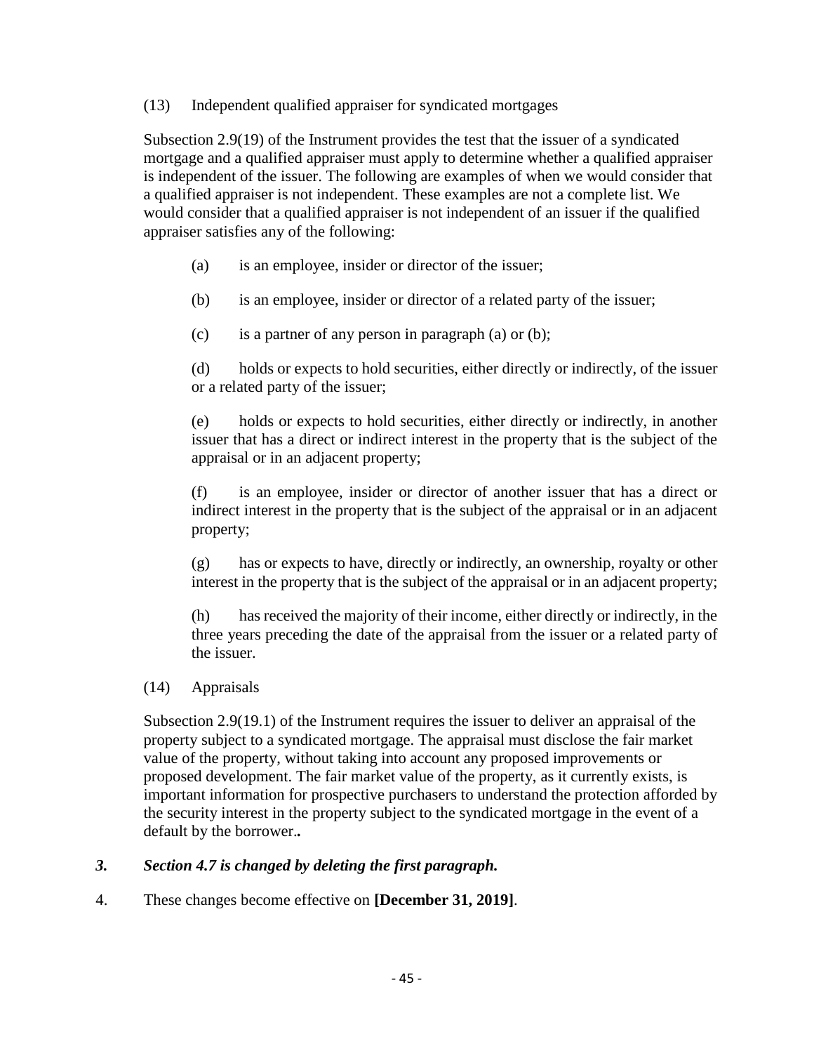(13) Independent qualified appraiser for syndicated mortgages

Subsection 2.9(19) of the Instrument provides the test that the issuer of a syndicated mortgage and a qualified appraiser must apply to determine whether a qualified appraiser is independent of the issuer. The following are examples of when we would consider that a qualified appraiser is not independent. These examples are not a complete list. We would consider that a qualified appraiser is not independent of an issuer if the qualified appraiser satisfies any of the following:

(a) is an employee, insider or director of the issuer;

(b) is an employee, insider or director of a related party of the issuer;

(c) is a partner of any person in paragraph (a) or (b);

(d) holds or expects to hold securities, either directly or indirectly, of the issuer or a related party of the issuer;

(e) holds or expects to hold securities, either directly or indirectly, in another issuer that has a direct or indirect interest in the property that is the subject of the appraisal or in an adjacent property;

(f) is an employee, insider or director of another issuer that has a direct or indirect interest in the property that is the subject of the appraisal or in an adjacent property;

(g) has or expects to have, directly or indirectly, an ownership, royalty or other interest in the property that is the subject of the appraisal or in an adjacent property;

(h) has received the majority of their income, either directly or indirectly, in the three years preceding the date of the appraisal from the issuer or a related party of the issuer.

(14) Appraisals

Subsection 2.9(19.1) of the Instrument requires the issuer to deliver an appraisal of the property subject to a syndicated mortgage. The appraisal must disclose the fair market value of the property, without taking into account any proposed improvements or proposed development. The fair market value of the property, as it currently exists, is important information for prospective purchasers to understand the protection afforded by the security interest in the property subject to the syndicated mortgage in the event of a default by the borrower.**.**

***3. Section 4.7 is changed by deleting the first paragraph.***

4. These changes become effective on **[December 31, 2019]**.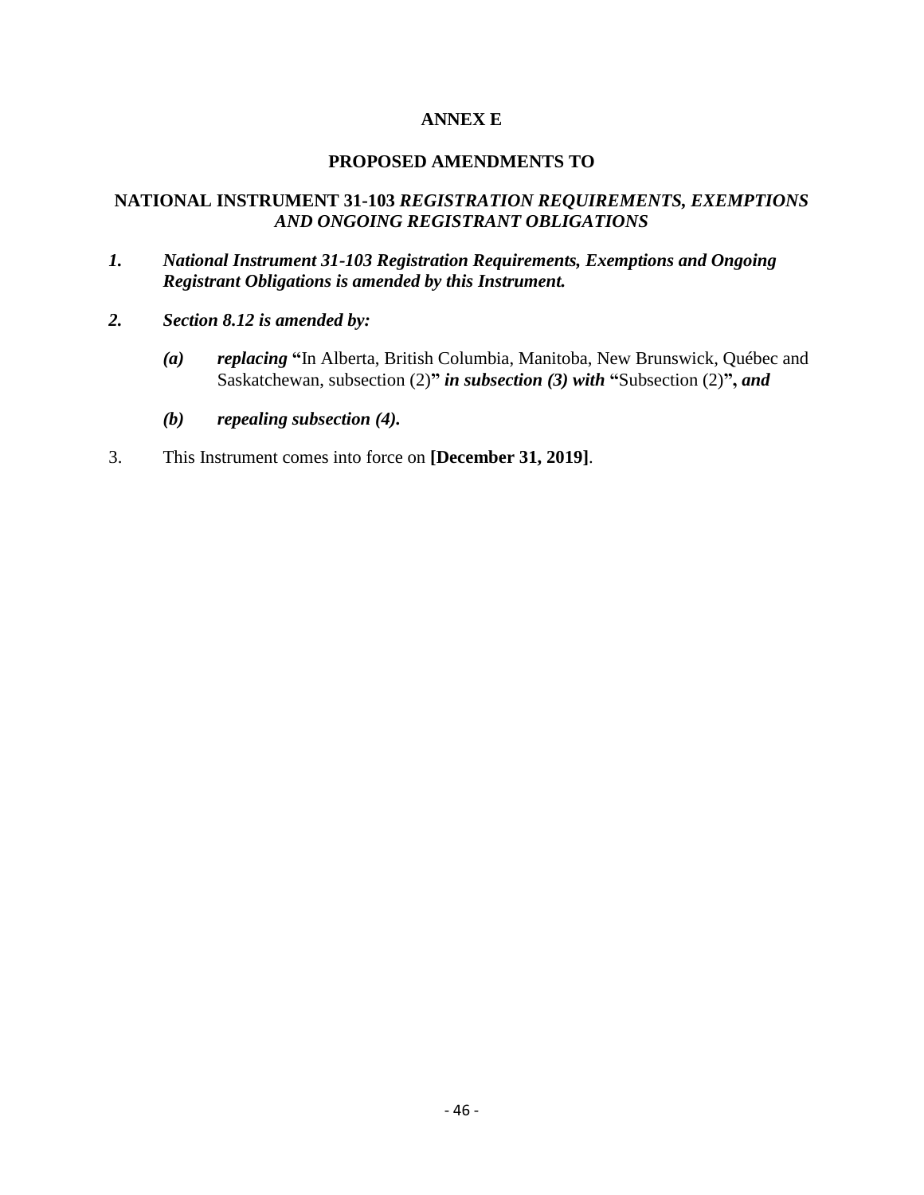**ANNEX E**

**PROPOSED AMENDMENTS TO**

**NATIONAL INSTRUMENT 31-103 *REGISTRATION REQUIREMENTS, EXEMPTIONS AND ONGOING REGISTRANT OBLIGATIONS***

***1. National Instrument 31-103 Registration Requirements, Exemptions and Ongoing Registrant Obligations is amended by this Instrument.***

***2. Section 8.12 is amended by:***

> ***(a)*** ***replacing*** **"**In Alberta, British Columbia, Manitoba, New Brunswick, Québec and Saskatchewan, subsection (2)**"** ***in subsection (3) with*** **"**Subsection (2)**"**, ***and***
>
> ***(b)*** ***repealing subsection (4).***

3. This Instrument comes into force on **[December 31, 2019]**.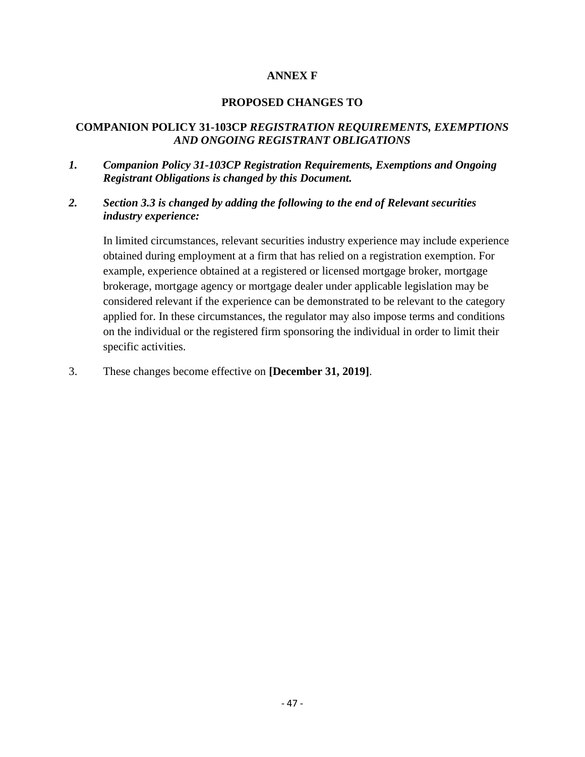**ANNEX F**

**PROPOSED CHANGES TO**

**COMPANION POLICY 31-103CP *REGISTRATION REQUIREMENTS, EXEMPTIONS AND ONGOING REGISTRANT OBLIGATIONS***

***1. Companion Policy 31-103CP Registration Requirements, Exemptions and Ongoing Registrant Obligations is changed by this Document.***

***2. Section 3.3 is changed by adding the following to the end of Relevant securities industry experience:***

In limited circumstances, relevant securities industry experience may include experience obtained during employment at a firm that has relied on a registration exemption. For example, experience obtained at a registered or licensed mortgage broker, mortgage brokerage, mortgage agency or mortgage dealer under applicable legislation may be considered relevant if the experience can be demonstrated to be relevant to the category applied for. In these circumstances, the regulator may also impose terms and conditions on the individual or the registered firm sponsoring the individual in order to limit their specific activities.

3. These changes become effective on **[December 31, 2019]**.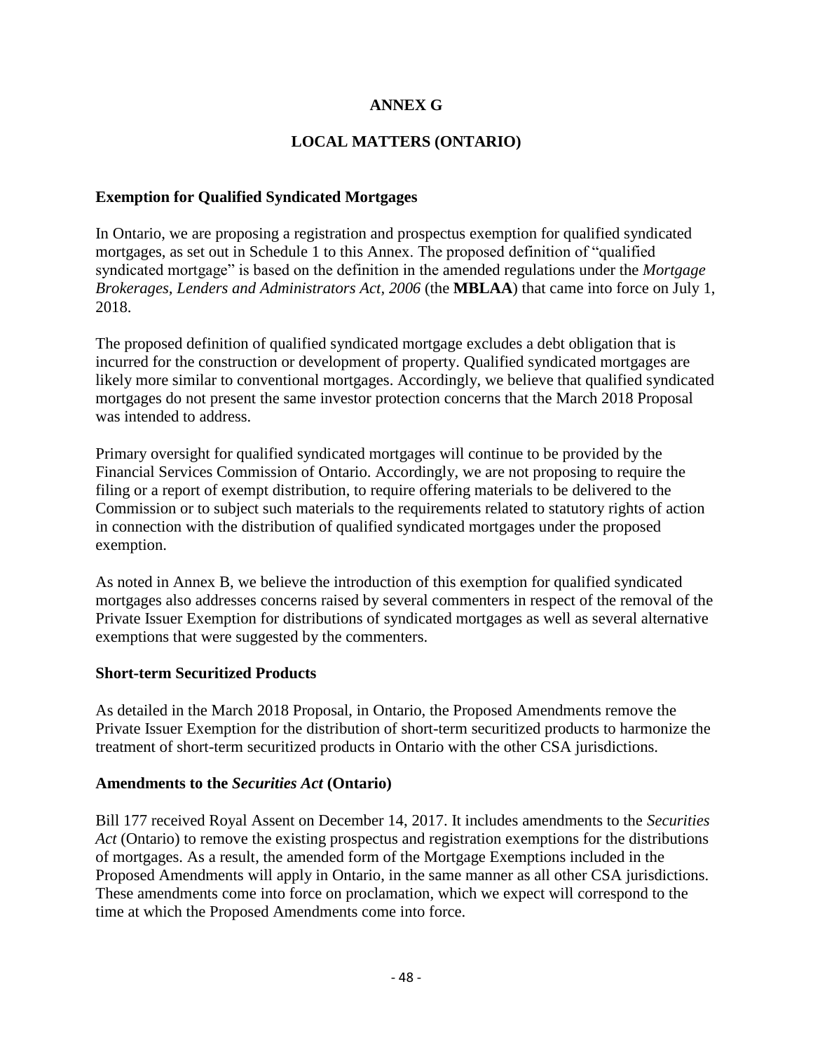# ANNEX G

# LOCAL MATTERS (ONTARIO)

### Exemption for Qualified Syndicated Mortgages

In Ontario, we are proposing a registration and prospectus exemption for qualified syndicated mortgages, as set out in Schedule 1 to this Annex. The proposed definition of "qualified syndicated mortgage" is based on the definition in the amended regulations under the *Mortgage Brokerages, Lenders and Administrators Act, 2006* (the **MBLAA**) that came into force on July 1, 2018.

The proposed definition of qualified syndicated mortgage excludes a debt obligation that is incurred for the construction or development of property. Qualified syndicated mortgages are likely more similar to conventional mortgages. Accordingly, we believe that qualified syndicated mortgages do not present the same investor protection concerns that the March 2018 Proposal was intended to address.

Primary oversight for qualified syndicated mortgages will continue to be provided by the Financial Services Commission of Ontario. Accordingly, we are not proposing to require the filing or a report of exempt distribution, to require offering materials to be delivered to the Commission or to subject such materials to the requirements related to statutory rights of action in connection with the distribution of qualified syndicated mortgages under the proposed exemption.

As noted in Annex B, we believe the introduction of this exemption for qualified syndicated mortgages also addresses concerns raised by several commenters in respect of the removal of the Private Issuer Exemption for distributions of syndicated mortgages as well as several alternative exemptions that were suggested by the commenters.

### Short-term Securitized Products

As detailed in the March 2018 Proposal, in Ontario, the Proposed Amendments remove the Private Issuer Exemption for the distribution of short-term securitized products to harmonize the treatment of short-term securitized products in Ontario with the other CSA jurisdictions.

### Amendments to the *Securities Act* (Ontario)

Bill 177 received Royal Assent on December 14, 2017. It includes amendments to the *Securities Act* (Ontario) to remove the existing prospectus and registration exemptions for the distributions of mortgages. As a result, the amended form of the Mortgage Exemptions included in the Proposed Amendments will apply in Ontario, in the same manner as all other CSA jurisdictions. These amendments come into force on proclamation, which we expect will correspond to the time at which the Proposed Amendments come into force.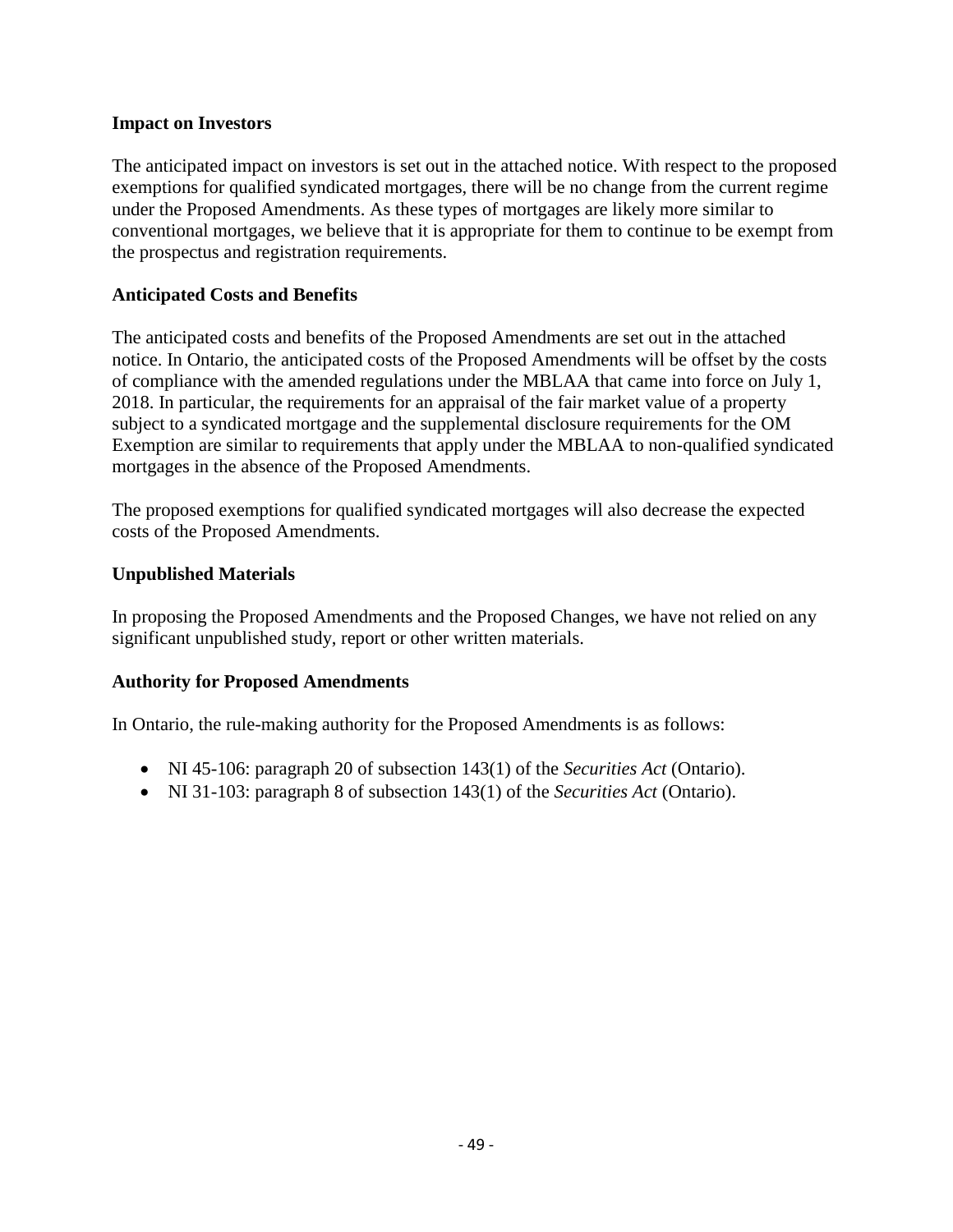### Impact on Investors

The anticipated impact on investors is set out in the attached notice. With respect to the proposed exemptions for qualified syndicated mortgages, there will be no change from the current regime under the Proposed Amendments. As these types of mortgages are likely more similar to conventional mortgages, we believe that it is appropriate for them to continue to be exempt from the prospectus and registration requirements.

### Anticipated Costs and Benefits

The anticipated costs and benefits of the Proposed Amendments are set out in the attached notice. In Ontario, the anticipated costs of the Proposed Amendments will be offset by the costs of compliance with the amended regulations under the MBLAA that came into force on July 1, 2018. In particular, the requirements for an appraisal of the fair market value of a property subject to a syndicated mortgage and the supplemental disclosure requirements for the OM Exemption are similar to requirements that apply under the MBLAA to non-qualified syndicated mortgages in the absence of the Proposed Amendments.

The proposed exemptions for qualified syndicated mortgages will also decrease the expected costs of the Proposed Amendments.

### Unpublished Materials

In proposing the Proposed Amendments and the Proposed Changes, we have not relied on any significant unpublished study, report or other written materials.

### Authority for Proposed Amendments

In Ontario, the rule-making authority for the Proposed Amendments is as follows:

- NI 45-106: paragraph 20 of subsection 143(1) of the *Securities Act* (Ontario).
- NI 31-103: paragraph 8 of subsection 143(1) of the *Securities Act* (Ontario).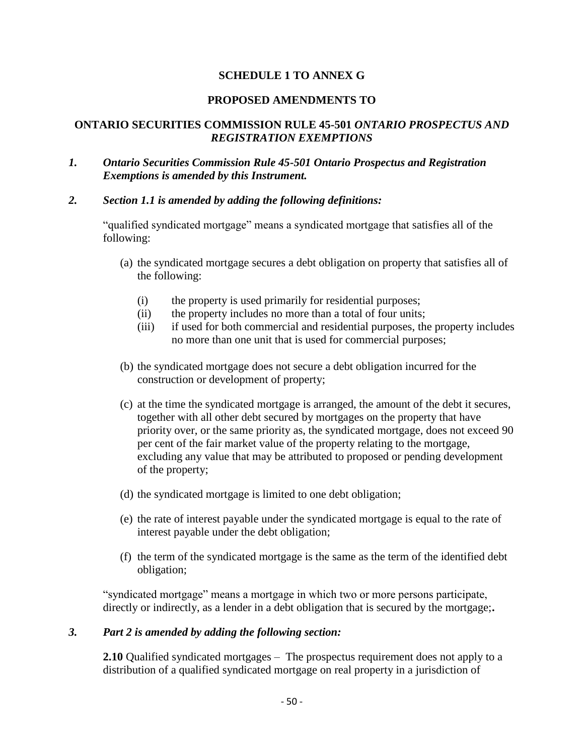**SCHEDULE 1 TO ANNEX G**

**PROPOSED AMENDMENTS TO**

**ONTARIO SECURITIES COMMISSION RULE 45-501 *ONTARIO PROSPECTUS AND REGISTRATION EXEMPTIONS***

***1. Ontario Securities Commission Rule 45-501 Ontario Prospectus and Registration Exemptions is amended by this Instrument.***

***2. Section 1.1 is amended by adding the following definitions:***

"qualified syndicated mortgage" means a syndicated mortgage that satisfies all of the following:

(a) the syndicated mortgage secures a debt obligation on property that satisfies all of the following:

- (i) the property is used primarily for residential purposes;
- (ii) the property includes no more than a total of four units;
- (iii) if used for both commercial and residential purposes, the property includes no more than one unit that is used for commercial purposes;

(b) the syndicated mortgage does not secure a debt obligation incurred for the construction or development of property;

(c) at the time the syndicated mortgage is arranged, the amount of the debt it secures, together with all other debt secured by mortgages on the property that have priority over, or the same priority as, the syndicated mortgage, does not exceed 90 per cent of the fair market value of the property relating to the mortgage, excluding any value that may be attributed to proposed or pending development of the property;

(d) the syndicated mortgage is limited to one debt obligation;

(e) the rate of interest payable under the syndicated mortgage is equal to the rate of interest payable under the debt obligation;

(f) the term of the syndicated mortgage is the same as the term of the identified debt obligation;

"syndicated mortgage" means a mortgage in which two or more persons participate, directly or indirectly, as a lender in a debt obligation that is secured by the mortgage;**.**

***3. Part 2 is amended by adding the following section:***

**2.10** Qualified syndicated mortgages – The prospectus requirement does not apply to a distribution of a qualified syndicated mortgage on real property in a jurisdiction of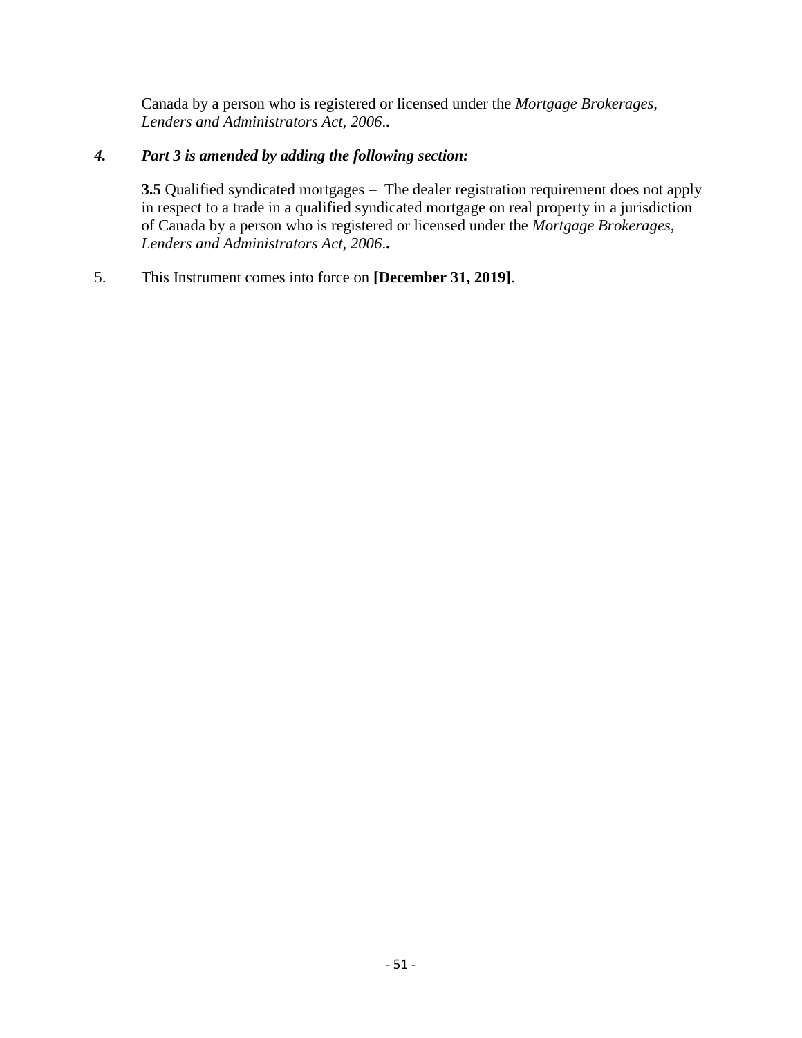Canada by a person who is registered or licensed under the *Mortgage Brokerages, Lenders and Administrators Act, 2006*.**.**

***4. Part 3 is amended by adding the following section:***

**3.5** Qualified syndicated mortgages – The dealer registration requirement does not apply in respect to a trade in a qualified syndicated mortgage on real property in a jurisdiction of Canada by a person who is registered or licensed under the *Mortgage Brokerages, Lenders and Administrators Act, 2006*.**.**

5. This Instrument comes into force on **[December 31, 2019]**.